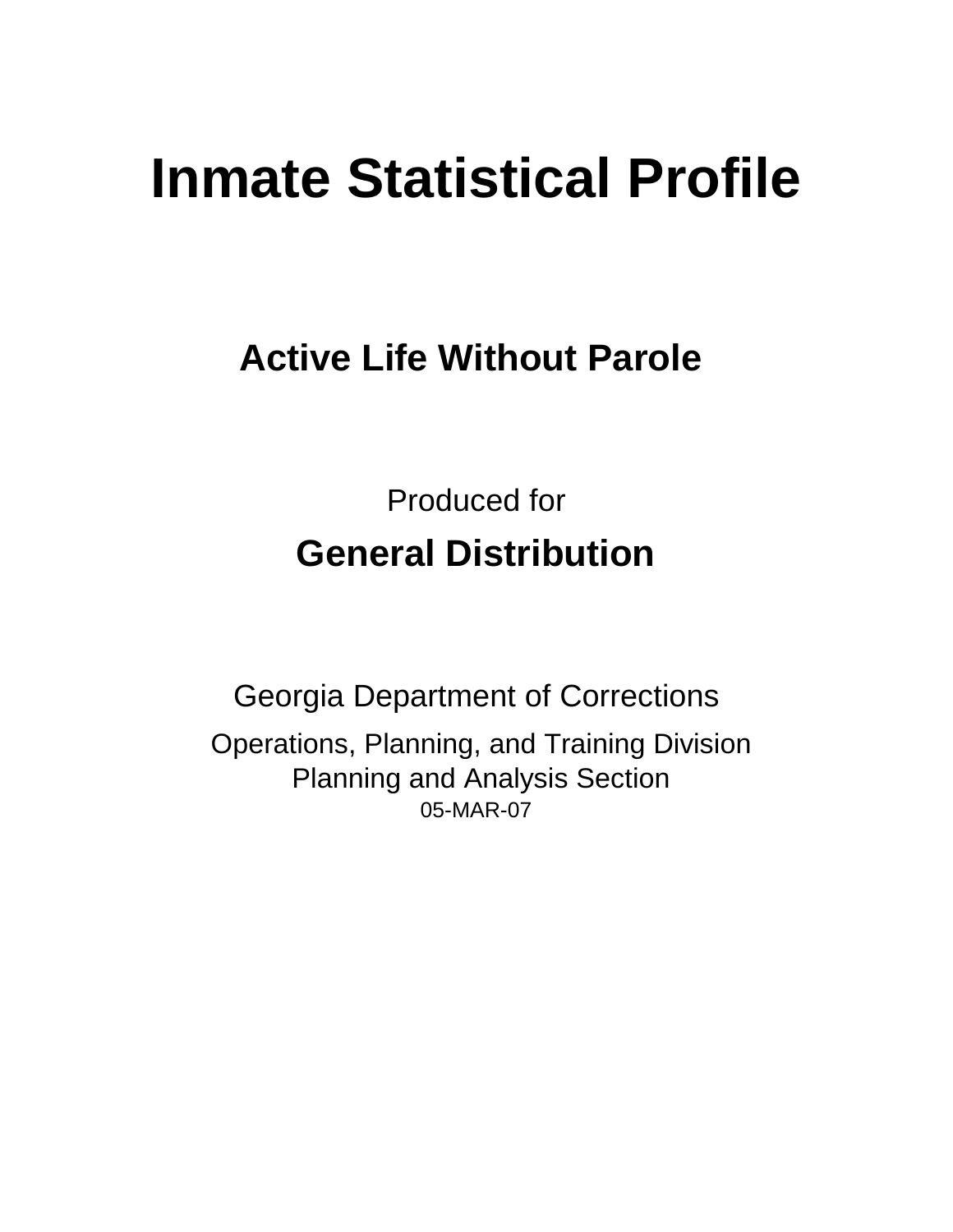# Inmate Statistical Profile

## Active Life Without Parole

Produced for

**General Distribution**

Georgia Department of Corrections

Operations, Planning, and Training Division
Planning and Analysis Section
05-MAR-07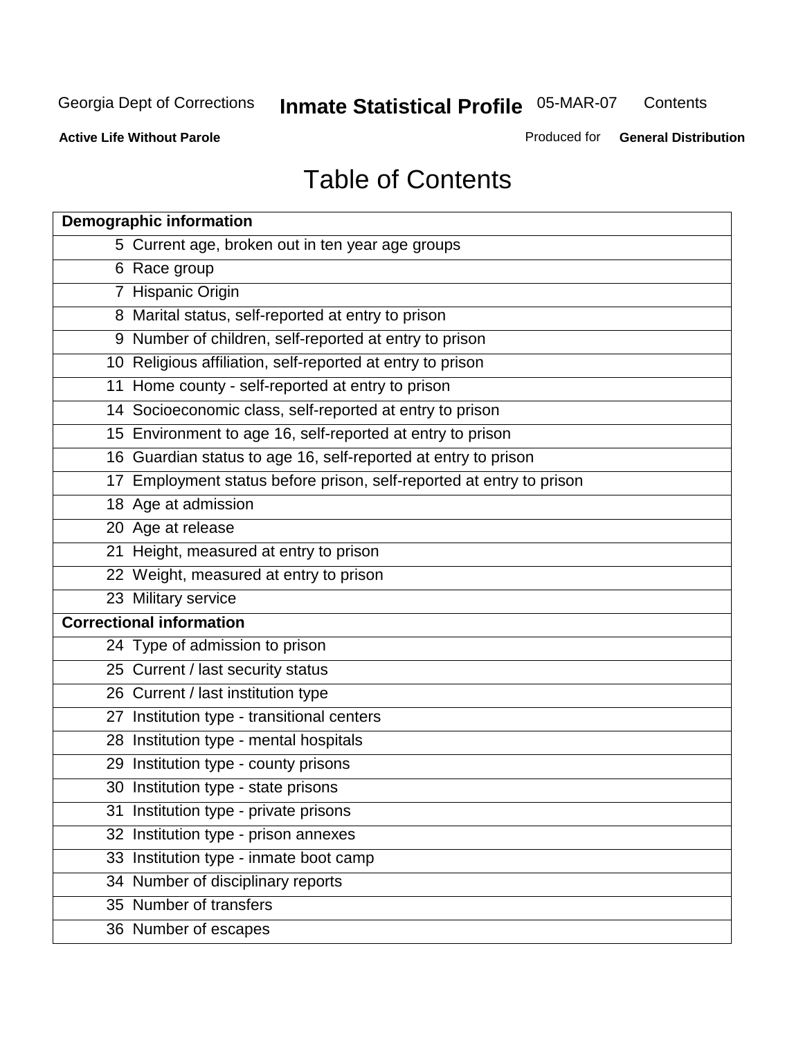Georgia Dept of Corrections **Inmate Statistical Profile** 05-MAR-07 Contents

**Active Life Without Parole** Produced for **General Distribution**

# Table of Contents

| **Demographic information** | |
|---|---|
| 5 | Current age, broken out in ten year age groups |
| 6 | Race group |
| 7 | Hispanic Origin |
| 8 | Marital status, self-reported at entry to prison |
| 9 | Number of children, self-reported at entry to prison |
| 10 | Religious affiliation, self-reported at entry to prison |
| 11 | Home county - self-reported at entry to prison |
| 14 | Socioeconomic class, self-reported at entry to prison |
| 15 | Environment to age 16, self-reported at entry to prison |
| 16 | Guardian status to age 16, self-reported at entry to prison |
| 17 | Employment status before prison, self-reported at entry to prison |
| 18 | Age at admission |
| 20 | Age at release |
| 21 | Height, measured at entry to prison |
| 22 | Weight, measured at entry to prison |
| 23 | Military service |
| **Correctional information** | |
| 24 | Type of admission to prison |
| 25 | Current / last security status |
| 26 | Current / last institution type |
| 27 | Institution type - transitional centers |
| 28 | Institution type - mental hospitals |
| 29 | Institution type - county prisons |
| 30 | Institution type - state prisons |
| 31 | Institution type - private prisons |
| 32 | Institution type - prison annexes |
| 33 | Institution type - inmate boot camp |
| 34 | Number of disciplinary reports |
| 35 | Number of transfers |
| 36 | Number of escapes |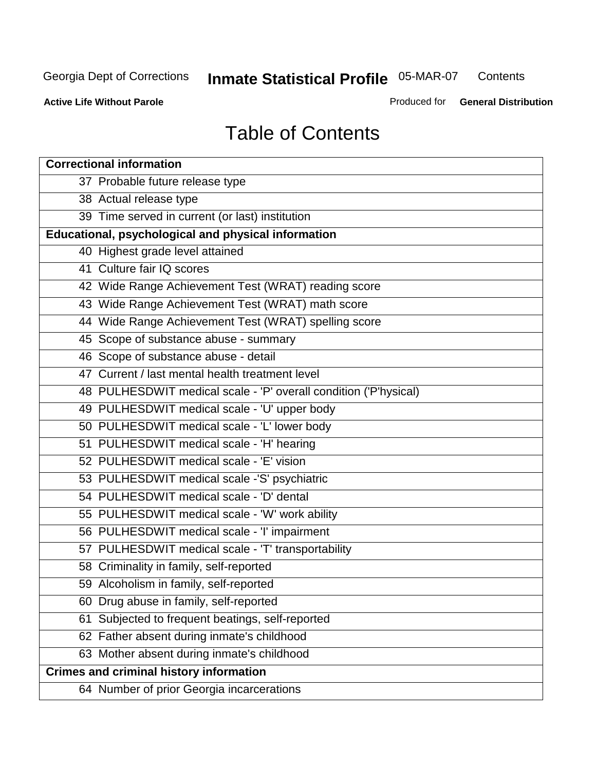# Table of Contents

| **Correctional information** |
|---|
| 37 Probable future release type |
| 38 Actual release type |
| 39 Time served in current (or last) institution |
| **Educational, psychological and physical information** |
| 40 Highest grade level attained |
| 41 Culture fair IQ scores |
| 42 Wide Range Achievement Test (WRAT) reading score |
| 43 Wide Range Achievement Test (WRAT) math score |
| 44 Wide Range Achievement Test (WRAT) spelling score |
| 45 Scope of substance abuse - summary |
| 46 Scope of substance abuse - detail |
| 47 Current / last mental health treatment level |
| 48 PULHESDWIT medical scale - 'P' overall condition ('P'hysical) |
| 49 PULHESDWIT medical scale - 'U' upper body |
| 50 PULHESDWIT medical scale - 'L' lower body |
| 51 PULHESDWIT medical scale - 'H' hearing |
| 52 PULHESDWIT medical scale - 'E' vision |
| 53 PULHESDWIT medical scale -'S' psychiatric |
| 54 PULHESDWIT medical scale - 'D' dental |
| 55 PULHESDWIT medical scale - 'W' work ability |
| 56 PULHESDWIT medical scale - 'I' impairment |
| 57 PULHESDWIT medical scale - 'T' transportability |
| 58 Criminality in family, self-reported |
| 59 Alcoholism in family, self-reported |
| 60 Drug abuse in family, self-reported |
| 61 Subjected to frequent beatings, self-reported |
| 62 Father absent during inmate's childhood |
| 63 Mother absent during inmate's childhood |
| **Crimes and criminal history information** |
| 64 Number of prior Georgia incarcerations |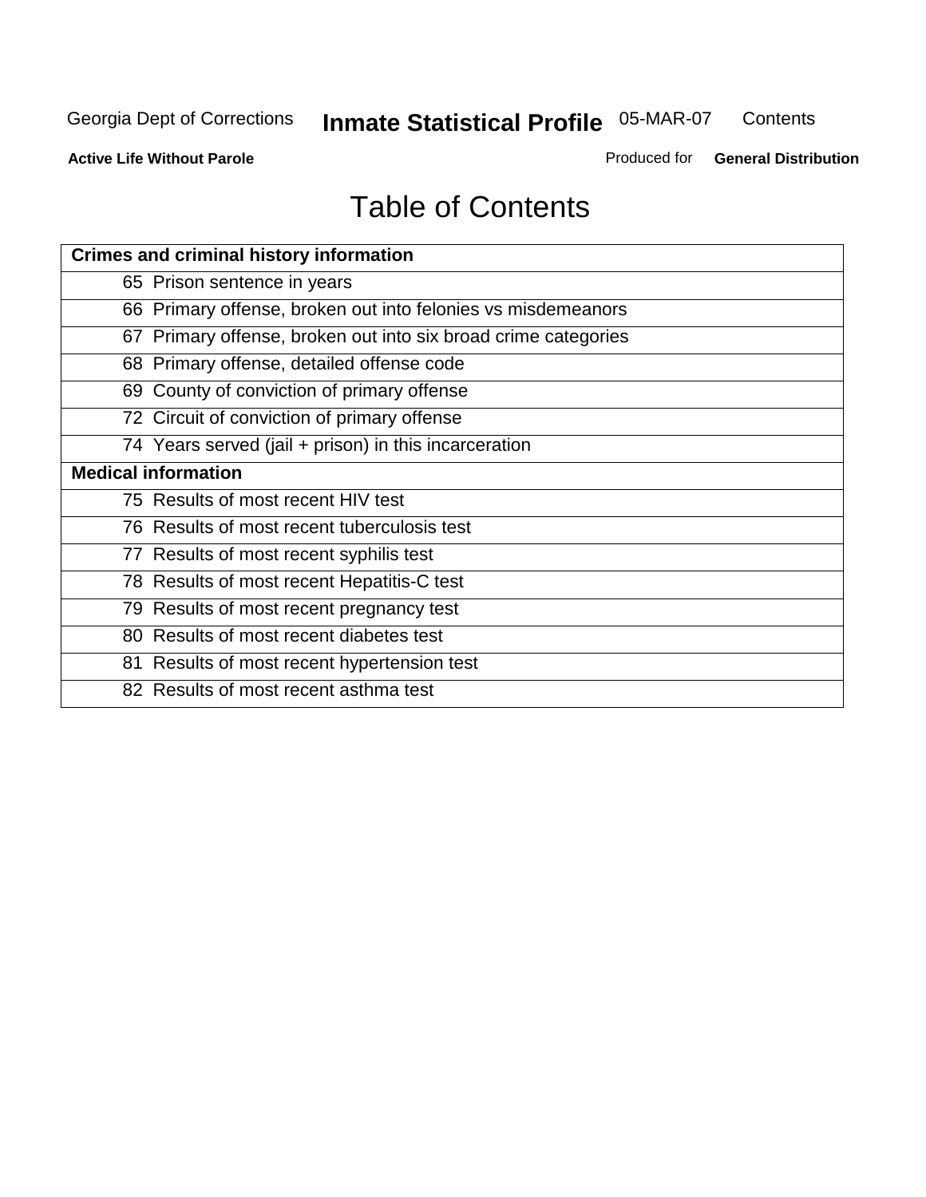# Table of Contents

| Crimes and criminal history information |
|---|
| 65 Prison sentence in years |
| 66 Primary offense, broken out into felonies vs misdemeanors |
| 67 Primary offense, broken out into six broad crime categories |
| 68 Primary offense, detailed offense code |
| 69 County of conviction of primary offense |
| 72 Circuit of conviction of primary offense |
| 74 Years served (jail + prison) in this incarceration |
| **Medical information** |
| 75 Results of most recent HIV test |
| 76 Results of most recent tuberculosis test |
| 77 Results of most recent syphilis test |
| 78 Results of most recent Hepatitis-C test |
| 79 Results of most recent pregnancy test |
| 80 Results of most recent diabetes test |
| 81 Results of most recent hypertension test |
| 82 Results of most recent asthma test |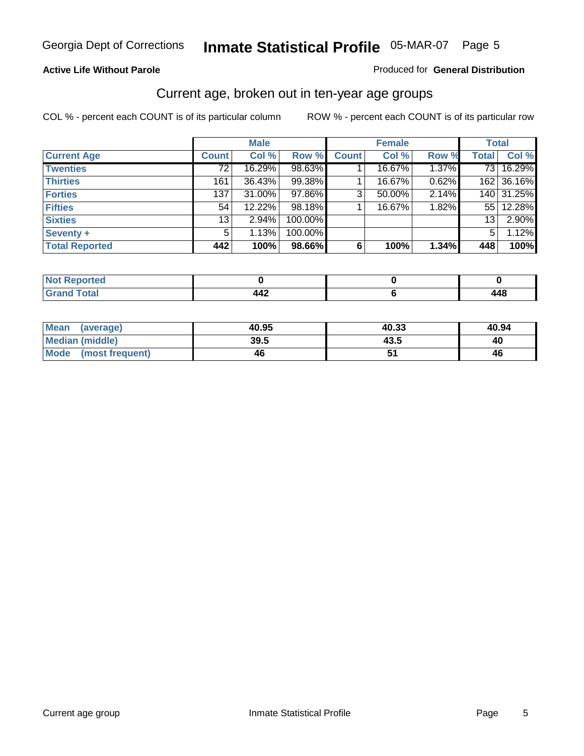**Active Life Without Parole**

Produced for **General Distribution**

## Current age, broken out in ten-year age groups

COL % - percent each COUNT is of its particular column

ROW % - percent each COUNT is of its particular row

| | Male | | | Female | | | Total | |
|---|---|---|---|---|---|---|---|---|
| **Current Age** | **Count** | **Col %** | **Row %** | **Count** | **Col %** | **Row %** | **Total** | **Col %** |
| **Twenties** | 72 | 16.29% | 98.63% | 1 | 16.67% | 1.37% | 73 | 16.29% |
| **Thirties** | 161 | 36.43% | 99.38% | 1 | 16.67% | 0.62% | 162 | 36.16% |
| **Forties** | 137 | 31.00% | 97.86% | 3 | 50.00% | 2.14% | 140 | 31.25% |
| **Fifties** | 54 | 12.22% | 98.18% | 1 | 16.67% | 1.82% | 55 | 12.28% |
| **Sixties** | 13 | 2.94% | 100.00% | | | | 13 | 2.90% |
| **Seventy +** | 5 | 1.13% | 100.00% | | | | 5 | 1.12% |
| **Total Reported** | **442** | **100%** | **98.66%** | **6** | **100%** | **1.34%** | **448** | **100%** |

| | Male | Female | Total |
|---|---|---|---|
| **Not Reported** | **0** | **0** | **0** |
| **Grand Total** | **442** | **6** | **448** |

| | Male | Female | Total |
|---|---|---|---|
| **Mean (average)** | **40.95** | **40.33** | **40.94** |
| **Median (middle)** | **39.5** | **43.5** | **40** |
| **Mode (most frequent)** | **46** | **51** | **46** |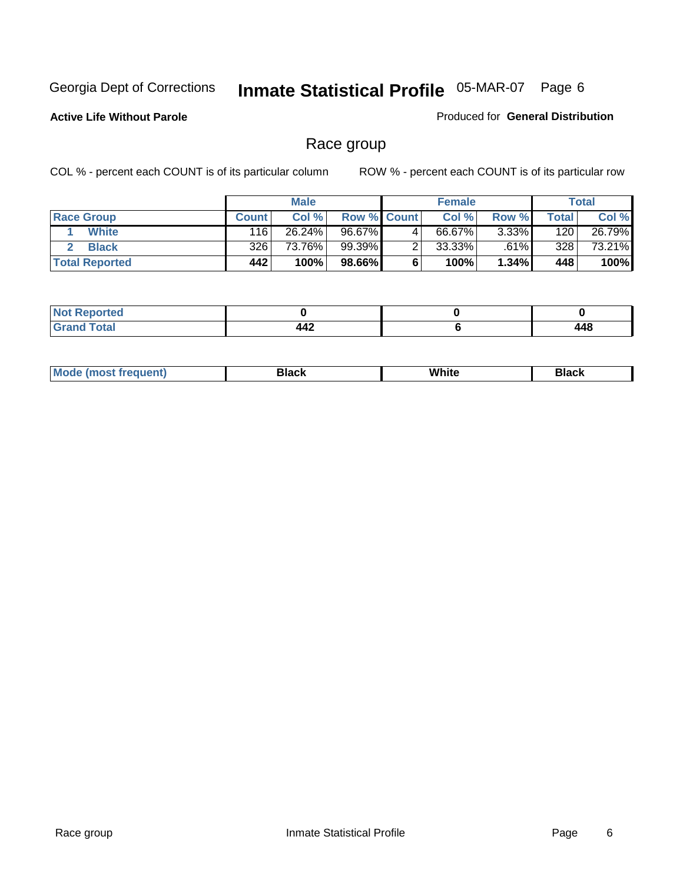Georgia Dept of Corrections **Inmate Statistical Profile** 05-MAR-07 Page 6

**Active Life Without Parole**

Produced for **General Distribution**

## Race group

COL % - percent each COUNT is of its particular column

ROW % - percent each COUNT is of its particular row

| | Male | | | Female | | | Total | |
|---|---|---|---|---|---|---|---|---|
| **Race Group** | **Count** | **Col %** | **Row %** | **Count** | **Col %** | **Row %** | **Total** | **Col %** |
| 1 White | 116 | 26.24% | 96.67% | 4 | 66.67% | 3.33% | 120 | 26.79% |
| 2 Black | 326 | 73.76% | 99.39% | 2 | 33.33% | .61% | 328 | 73.21% |
| **Total Reported** | **442** | **100%** | **98.66%** | **6** | **100%** | **1.34%** | **448** | **100%** |

| | Male | Female | Total |
|---|---|---|---|
| **Not Reported** | **0** | **0** | **0** |
| **Grand Total** | **442** | **6** | **448** |

| | Male | Female | Total |
|---|---|---|---|
| **Mode (most frequent)** | **Black** | **White** | **Black** |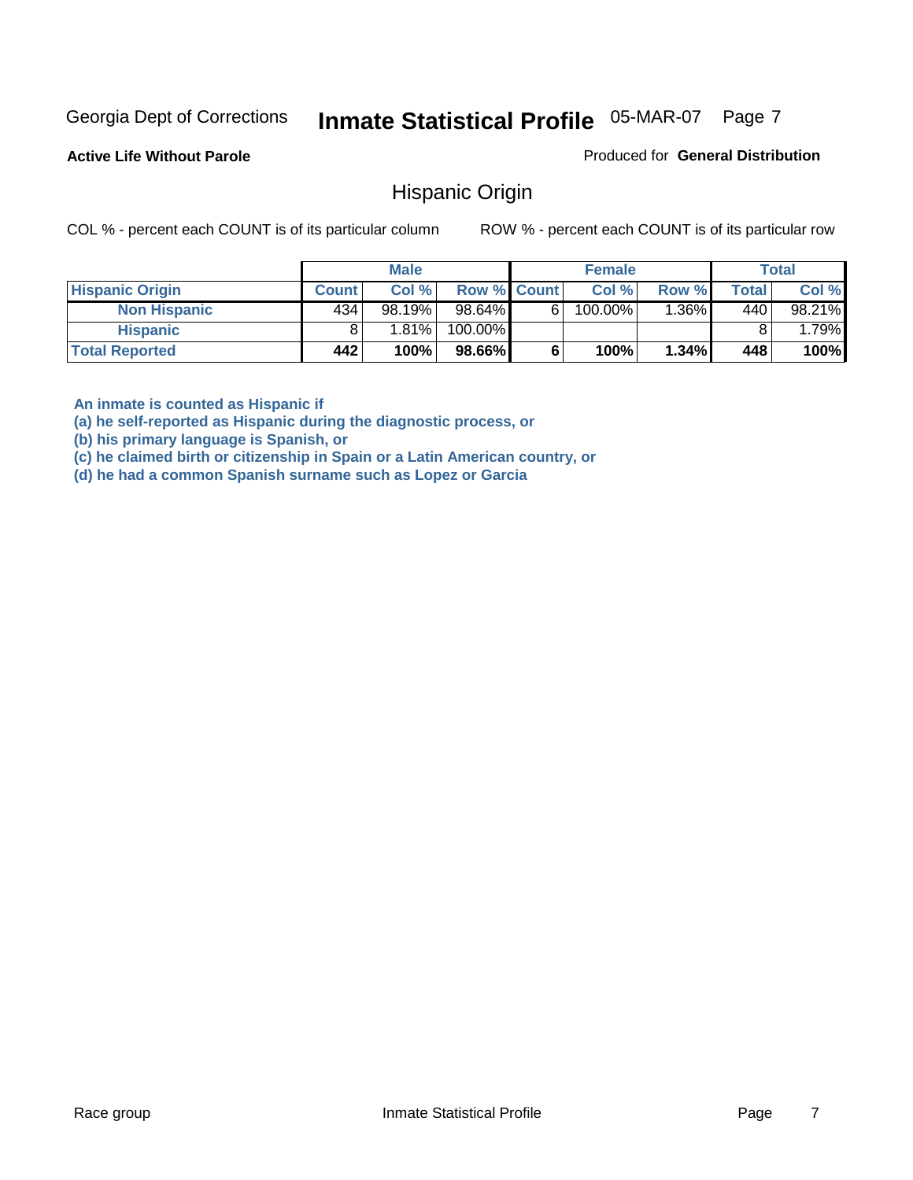Active Life Without Parole

Produced for **General Distribution**

## Hispanic Origin

COL % - percent each COUNT is of its particular column

ROW % - percent each COUNT is of its particular row

| | Male | | | Female | | | Total | |
|---|---|---|---|---|---|---|---|---|
| **Hispanic Origin** | **Count** | **Col %** | **Row %** | **Count** | **Col %** | **Row %** | **Total** | **Col %** |
| **Non Hispanic** | 434 | 98.19% | 98.64% | 6 | 100.00% | 1.36% | 440 | 98.21% |
| **Hispanic** | 8 | 1.81% | 100.00% | | | | 8 | 1.79% |
| **Total Reported** | **442** | **100%** | **98.66%** | **6** | **100%** | **1.34%** | **448** | **100%** |

**An inmate is counted as Hispanic if**
**(a) he self-reported as Hispanic during the diagnostic process, or**
**(b) his primary language is Spanish, or**
**(c) he claimed birth or citizenship in Spain or a Latin American country, or**
**(d) he had a common Spanish surname such as Lopez or Garcia**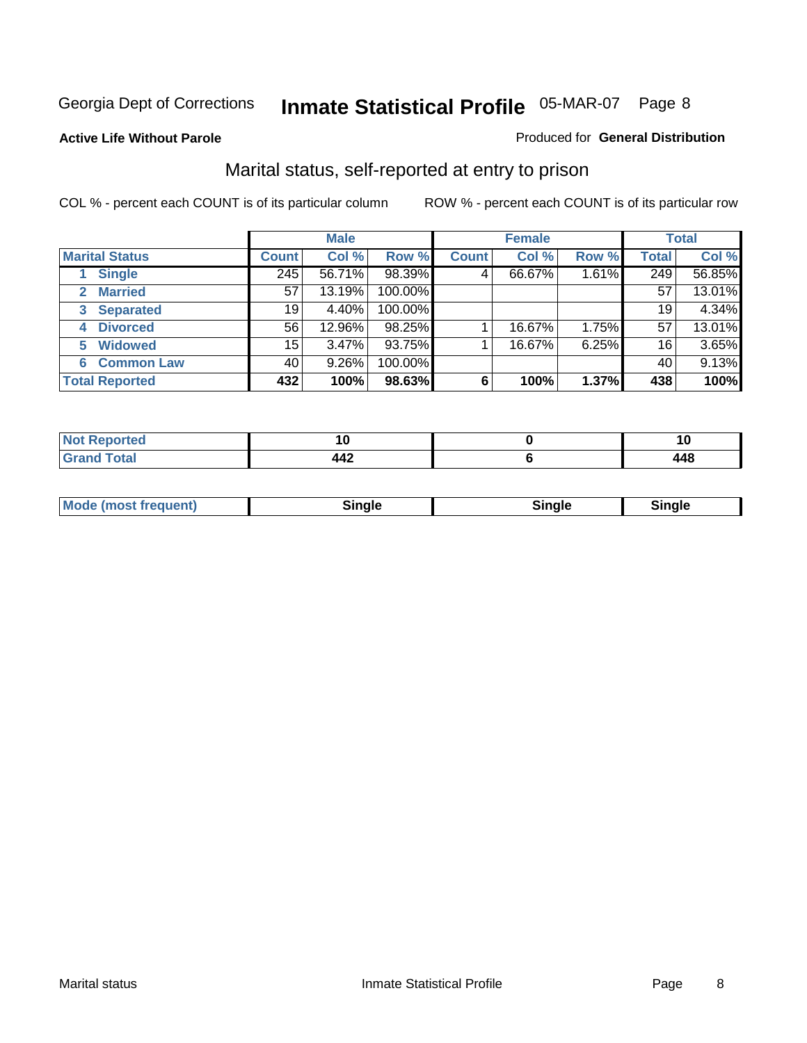Georgia Dept of Corrections **Inmate Statistical Profile** 05-MAR-07

**Active Life Without Parole**

Produced for **General Distribution**

## Marital status, self-reported at entry to prison

COL % - percent each COUNT is of its particular column

ROW % - percent each COUNT is of its particular row

| | Male | | | Female | | | Total | |
|---|---|---|---|---|---|---|---|---|
| **Marital Status** | **Count** | **Col %** | **Row %** | **Count** | **Col %** | **Row %** | **Total** | **Col %** |
| 1 Single | 245 | 56.71% | 98.39% | 4 | 66.67% | 1.61% | 249 | 56.85% |
| 2 Married | 57 | 13.19% | 100.00% | | | | 57 | 13.01% |
| 3 Separated | 19 | 4.40% | 100.00% | | | | 19 | 4.34% |
| 4 Divorced | 56 | 12.96% | 98.25% | 1 | 16.67% | 1.75% | 57 | 13.01% |
| 5 Widowed | 15 | 3.47% | 93.75% | 1 | 16.67% | 6.25% | 16 | 3.65% |
| 6 Common Law | 40 | 9.26% | 100.00% | | | | 40 | 9.13% |
| **Total Reported** | **432** | **100%** | **98.63%** | **6** | **100%** | **1.37%** | **438** | **100%** |

| | Male | Female | Total |
|---|---|---|---|
| **Not Reported** | **10** | **0** | **10** |
| **Grand Total** | **442** | **6** | **448** |

| | Male | Female | Total |
|---|---|---|---|
| **Mode (most frequent)** | **Single** | **Single** | **Single** |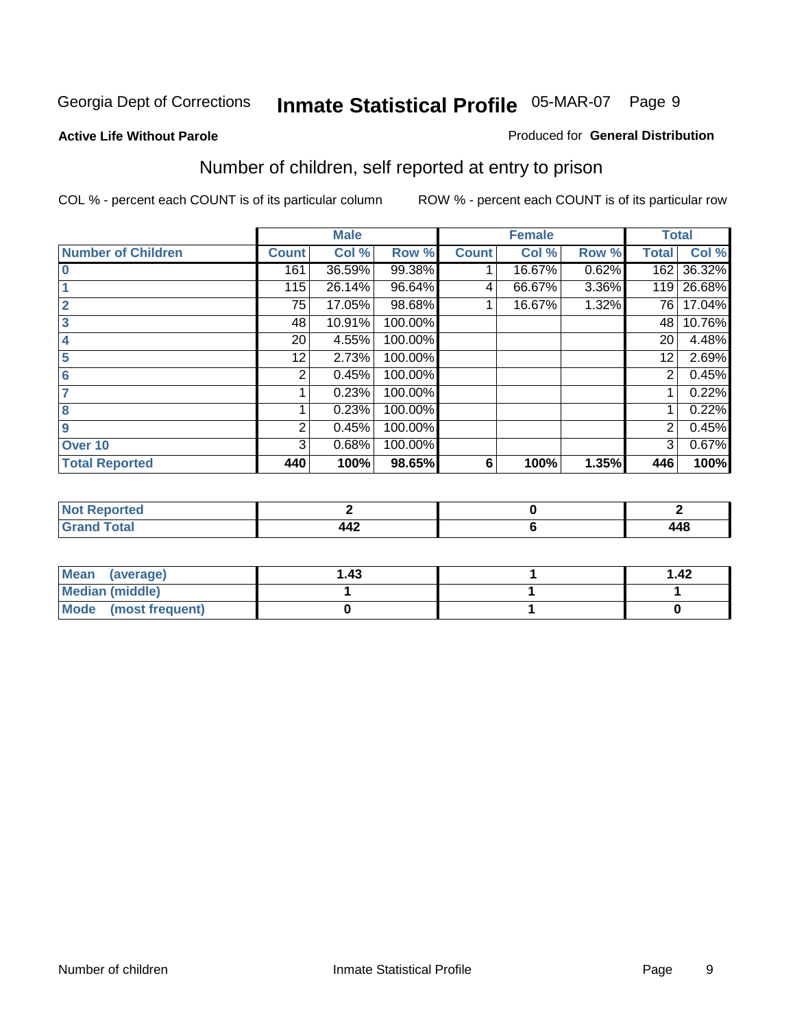Georgia Dept of Corrections **Inmate Statistical Profile** 05-MAR-07

**Active Life Without Parole**

Produced for **General Distribution**

## Number of children, self reported at entry to prison

COL % - percent each COUNT is of its particular column

ROW % - percent each COUNT is of its particular row

| | Male | | | Female | | | Total | |
|---|---|---|---|---|---|---|---|---|
| **Number of Children** | **Count** | **Col %** | **Row %** | **Count** | **Col %** | **Row %** | **Total** | **Col %** |
| 0 | 161 | 36.59% | 99.38% | 1 | 16.67% | 0.62% | 162 | 36.32% |
| 1 | 115 | 26.14% | 96.64% | 4 | 66.67% | 3.36% | 119 | 26.68% |
| 2 | 75 | 17.05% | 98.68% | 1 | 16.67% | 1.32% | 76 | 17.04% |
| 3 | 48 | 10.91% | 100.00% | | | | 48 | 10.76% |
| 4 | 20 | 4.55% | 100.00% | | | | 20 | 4.48% |
| 5 | 12 | 2.73% | 100.00% | | | | 12 | 2.69% |
| 6 | 2 | 0.45% | 100.00% | | | | 2 | 0.45% |
| 7 | 1 | 0.23% | 100.00% | | | | 1 | 0.22% |
| 8 | 1 | 0.23% | 100.00% | | | | 1 | 0.22% |
| 9 | 2 | 0.45% | 100.00% | | | | 2 | 0.45% |
| Over 10 | 3 | 0.68% | 100.00% | | | | 3 | 0.67% |
| **Total Reported** | **440** | **100%** | **98.65%** | **6** | **100%** | **1.35%** | **446** | **100%** |

| | Male | Female | Total |
|---|---|---|---|
| Not Reported | 2 | 0 | 2 |
| Grand Total | 442 | 6 | 448 |

| | Male | Female | Total |
|---|---|---|---|
| Mean (average) | 1.43 | 1 | 1.42 |
| Median (middle) | 1 | 1 | 1 |
| Mode (most frequent) | 0 | 1 | 0 |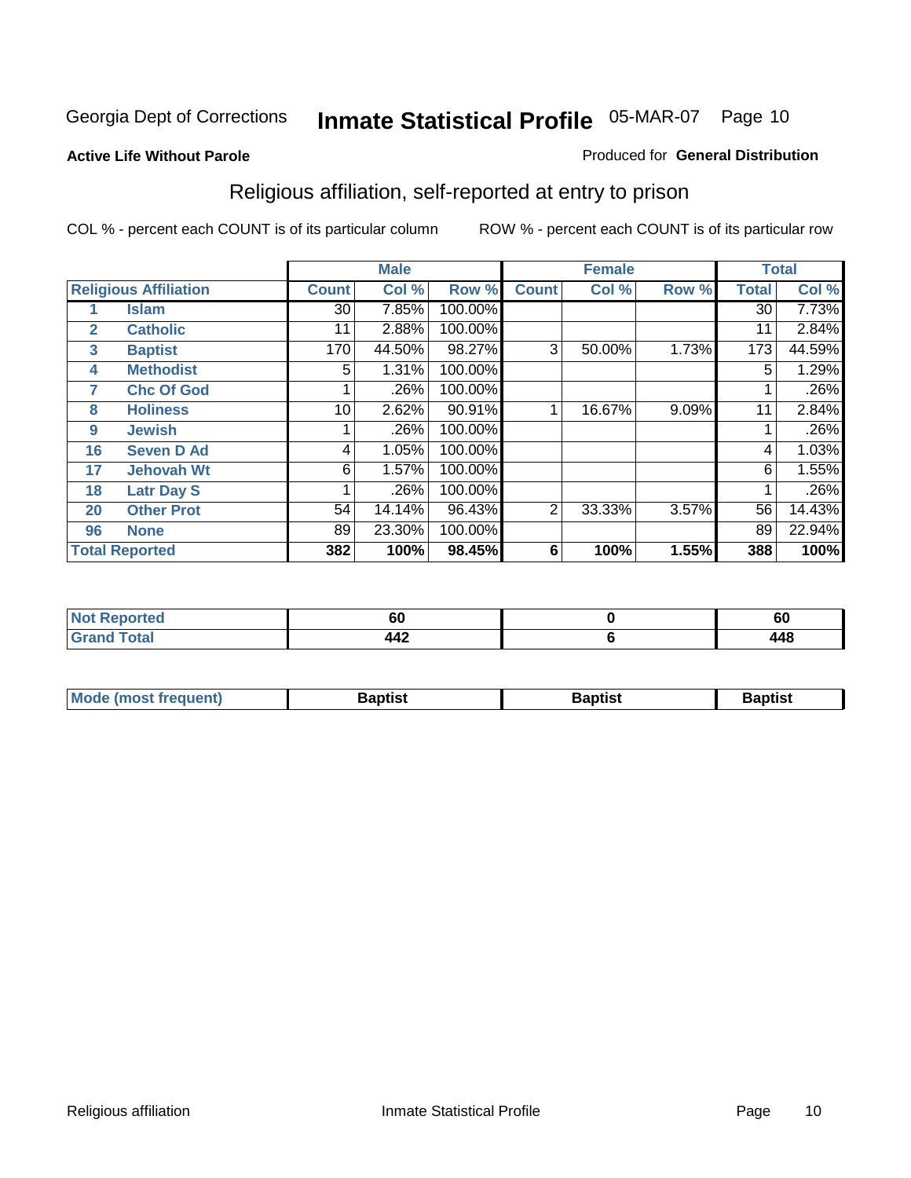Georgia Dept of Corrections **Inmate Statistical Profile** 05-MAR-07

**Active Life Without Parole**

Produced for **General Distribution**

## Religious affiliation, self-reported at entry to prison

COL % - percent each COUNT is of its particular column    ROW % - percent each COUNT is of its particular row

| Religious Affiliation | | Male | | | Female | | | Total | |
|---|---|---|---|---|---|---|---|---|---|
| | | Count | Col % | Row % | Count | Col % | Row % | Total | Col % |
| 1 | Islam | 30 | 7.85% | 100.00% | | | | 30 | 7.73% |
| 2 | Catholic | 11 | 2.88% | 100.00% | | | | 11 | 2.84% |
| 3 | Baptist | 170 | 44.50% | 98.27% | 3 | 50.00% | 1.73% | 173 | 44.59% |
| 4 | Methodist | 5 | 1.31% | 100.00% | | | | 5 | 1.29% |
| 7 | Chc Of God | 1 | .26% | 100.00% | | | | 1 | .26% |
| 8 | Holiness | 10 | 2.62% | 90.91% | 1 | 16.67% | 9.09% | 11 | 2.84% |
| 9 | Jewish | 1 | .26% | 100.00% | | | | 1 | .26% |
| 16 | Seven D Ad | 4 | 1.05% | 100.00% | | | | 4 | 1.03% |
| 17 | Jehovah Wt | 6 | 1.57% | 100.00% | | | | 6 | 1.55% |
| 18 | Latr Day S | 1 | .26% | 100.00% | | | | 1 | .26% |
| 20 | Other Prot | 54 | 14.14% | 96.43% | 2 | 33.33% | 3.57% | 56 | 14.43% |
| 96 | None | 89 | 23.30% | 100.00% | | | | 89 | 22.94% |
| **Total Reported** | | **382** | **100%** | **98.45%** | **6** | **100%** | **1.55%** | **388** | **100%** |

| | Male | Female | Total |
|---|---|---|---|
| Not Reported | 60 | 0 | 60 |
| Grand Total | 442 | 6 | 448 |

| | Male | Female | Total |
|---|---|---|---|
| Mode (most frequent) | Baptist | Baptist | Baptist |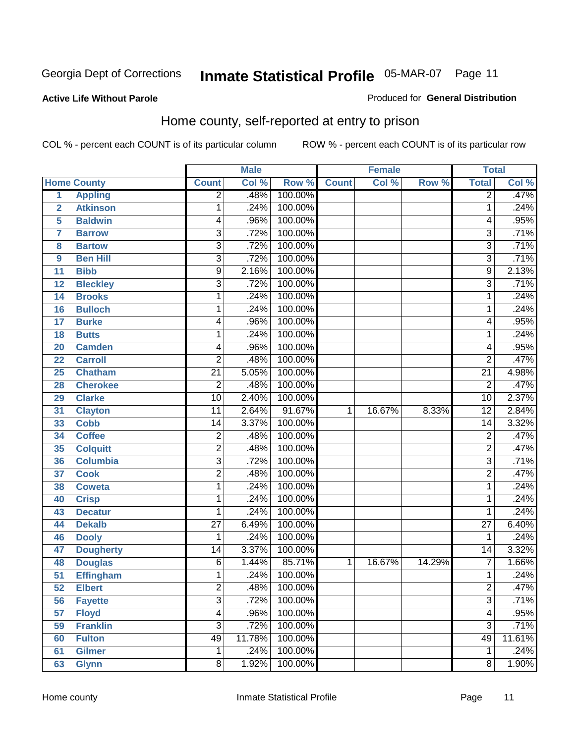Georgia Dept of Corrections **Inmate Statistical Profile** 05-MAR-07 Page 11

**Active Life Without Parole**

Produced for **General Distribution**

## Home county, self-reported at entry to prison

COL % - percent each COUNT is of its particular column ROW % - percent each COUNT is of its particular row

| Home County | | Male | | | Female | | | Total | |
|---|---|---|---|---|---|---|---|---|---|
| | | Count | Col % | Row % | Count | Col % | Row % | Total | Col % |
| 1 | Appling | 2 | .48% | 100.00% | | | | 2 | .47% |
| 2 | Atkinson | 1 | .24% | 100.00% | | | | 1 | .24% |
| 5 | Baldwin | 4 | .96% | 100.00% | | | | 4 | .95% |
| 7 | Barrow | 3 | .72% | 100.00% | | | | 3 | .71% |
| 8 | Bartow | 3 | .72% | 100.00% | | | | 3 | .71% |
| 9 | Ben Hill | 3 | .72% | 100.00% | | | | 3 | .71% |
| 11 | Bibb | 9 | 2.16% | 100.00% | | | | 9 | 2.13% |
| 12 | Bleckley | 3 | .72% | 100.00% | | | | 3 | .71% |
| 14 | Brooks | 1 | .24% | 100.00% | | | | 1 | .24% |
| 16 | Bulloch | 1 | .24% | 100.00% | | | | 1 | .24% |
| 17 | Burke | 4 | .96% | 100.00% | | | | 4 | .95% |
| 18 | Butts | 1 | .24% | 100.00% | | | | 1 | .24% |
| 20 | Camden | 4 | .96% | 100.00% | | | | 4 | .95% |
| 22 | Carroll | 2 | .48% | 100.00% | | | | 2 | .47% |
| 25 | Chatham | 21 | 5.05% | 100.00% | | | | 21 | 4.98% |
| 28 | Cherokee | 2 | .48% | 100.00% | | | | 2 | .47% |
| 29 | Clarke | 10 | 2.40% | 100.00% | | | | 10 | 2.37% |
| 31 | Clayton | 11 | 2.64% | 91.67% | 1 | 16.67% | 8.33% | 12 | 2.84% |
| 33 | Cobb | 14 | 3.37% | 100.00% | | | | 14 | 3.32% |
| 34 | Coffee | 2 | .48% | 100.00% | | | | 2 | .47% |
| 35 | Colquitt | 2 | .48% | 100.00% | | | | 2 | .47% |
| 36 | Columbia | 3 | .72% | 100.00% | | | | 3 | .71% |
| 37 | Cook | 2 | .48% | 100.00% | | | | 2 | .47% |
| 38 | Coweta | 1 | .24% | 100.00% | | | | 1 | .24% |
| 40 | Crisp | 1 | .24% | 100.00% | | | | 1 | .24% |
| 43 | Decatur | 1 | .24% | 100.00% | | | | 1 | .24% |
| 44 | Dekalb | 27 | 6.49% | 100.00% | | | | 27 | 6.40% |
| 46 | Dooly | 1 | .24% | 100.00% | | | | 1 | .24% |
| 47 | Dougherty | 14 | 3.37% | 100.00% | | | | 14 | 3.32% |
| 48 | Douglas | 6 | 1.44% | 85.71% | 1 | 16.67% | 14.29% | 7 | 1.66% |
| 51 | Effingham | 1 | .24% | 100.00% | | | | 1 | .24% |
| 52 | Elbert | 2 | .48% | 100.00% | | | | 2 | .47% |
| 56 | Fayette | 3 | .72% | 100.00% | | | | 3 | .71% |
| 57 | Floyd | 4 | .96% | 100.00% | | | | 4 | .95% |
| 59 | Franklin | 3 | .72% | 100.00% | | | | 3 | .71% |
| 60 | Fulton | 49 | 11.78% | 100.00% | | | | 49 | 11.61% |
| 61 | Gilmer | 1 | .24% | 100.00% | | | | 1 | .24% |
| 63 | Glynn | 8 | 1.92% | 100.00% | | | | 8 | 1.90% |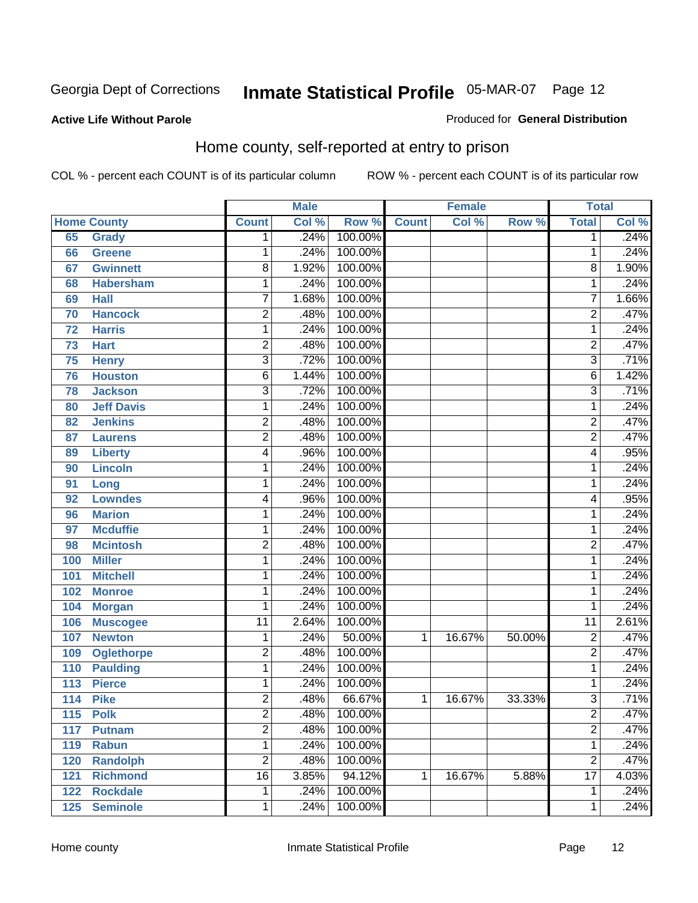Georgia Dept of Corrections **Inmate Statistical Profile** 05-MAR-07

**Active Life Without Parole**

Produced for **General Distribution**

## Home county, self-reported at entry to prison

COL % - percent each COUNT is of its particular column ROW % - percent each COUNT is of its particular row

| Home County | | Male | | | Female | | | Total | |
|---|---|---|---|---|---|---|---|---|---|
| | | Count | Col % | Row % | Count | Col % | Row % | Total | Col % |
| 65 | Grady | 1 | .24% | 100.00% | | | | 1 | .24% |
| 66 | Greene | 1 | .24% | 100.00% | | | | 1 | .24% |
| 67 | Gwinnett | 8 | 1.92% | 100.00% | | | | 8 | 1.90% |
| 68 | Habersham | 1 | .24% | 100.00% | | | | 1 | .24% |
| 69 | Hall | 7 | 1.68% | 100.00% | | | | 7 | 1.66% |
| 70 | Hancock | 2 | .48% | 100.00% | | | | 2 | .47% |
| 72 | Harris | 1 | .24% | 100.00% | | | | 1 | .24% |
| 73 | Hart | 2 | .48% | 100.00% | | | | 2 | .47% |
| 75 | Henry | 3 | .72% | 100.00% | | | | 3 | .71% |
| 76 | Houston | 6 | 1.44% | 100.00% | | | | 6 | 1.42% |
| 78 | Jackson | 3 | .72% | 100.00% | | | | 3 | .71% |
| 80 | Jeff Davis | 1 | .24% | 100.00% | | | | 1 | .24% |
| 82 | Jenkins | 2 | .48% | 100.00% | | | | 2 | .47% |
| 87 | Laurens | 2 | .48% | 100.00% | | | | 2 | .47% |
| 89 | Liberty | 4 | .96% | 100.00% | | | | 4 | .95% |
| 90 | Lincoln | 1 | .24% | 100.00% | | | | 1 | .24% |
| 91 | Long | 1 | .24% | 100.00% | | | | 1 | .24% |
| 92 | Lowndes | 4 | .96% | 100.00% | | | | 4 | .95% |
| 96 | Marion | 1 | .24% | 100.00% | | | | 1 | .24% |
| 97 | Mcduffie | 1 | .24% | 100.00% | | | | 1 | .24% |
| 98 | Mcintosh | 2 | .48% | 100.00% | | | | 2 | .47% |
| 100 | Miller | 1 | .24% | 100.00% | | | | 1 | .24% |
| 101 | Mitchell | 1 | .24% | 100.00% | | | | 1 | .24% |
| 102 | Monroe | 1 | .24% | 100.00% | | | | 1 | .24% |
| 104 | Morgan | 1 | .24% | 100.00% | | | | 1 | .24% |
| 106 | Muscogee | 11 | 2.64% | 100.00% | | | | 11 | 2.61% |
| 107 | Newton | 1 | .24% | 50.00% | 1 | 16.67% | 50.00% | 2 | .47% |
| 109 | Oglethorpe | 2 | .48% | 100.00% | | | | 2 | .47% |
| 110 | Paulding | 1 | .24% | 100.00% | | | | 1 | .24% |
| 113 | Pierce | 1 | .24% | 100.00% | | | | 1 | .24% |
| 114 | Pike | 2 | .48% | 66.67% | 1 | 16.67% | 33.33% | 3 | .71% |
| 115 | Polk | 2 | .48% | 100.00% | | | | 2 | .47% |
| 117 | Putnam | 2 | .48% | 100.00% | | | | 2 | .47% |
| 119 | Rabun | 1 | .24% | 100.00% | | | | 1 | .24% |
| 120 | Randolph | 2 | .48% | 100.00% | | | | 2 | .47% |
| 121 | Richmond | 16 | 3.85% | 94.12% | 1 | 16.67% | 5.88% | 17 | 4.03% |
| 122 | Rockdale | 1 | .24% | 100.00% | | | | 1 | .24% |
| 125 | Seminole | 1 | .24% | 100.00% | | | | 1 | .24% |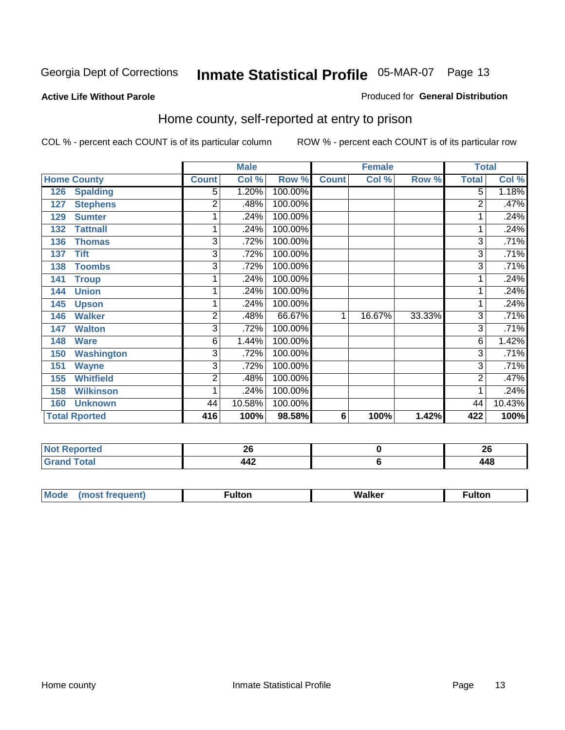Georgia Dept of Corrections **Inmate Statistical Profile** 05-MAR-07

**Active Life Without Parole**

Produced for **General Distribution**

## Home county, self-reported at entry to prison

COL % - percent each COUNT is of its particular column

ROW % - percent each COUNT is of its particular row

| Home County | Male | | | Female | | | Total | |
|---|---|---|---|---|---|---|---|---|
| | Count | Col % | Row % | Count | Col % | Row % | Total | Col % |
| 126 Spalding | 5 | 1.20% | 100.00% | | | | 5 | 1.18% |
| 127 Stephens | 2 | .48% | 100.00% | | | | 2 | .47% |
| 129 Sumter | 1 | .24% | 100.00% | | | | 1 | .24% |
| 132 Tattnall | 1 | .24% | 100.00% | | | | 1 | .24% |
| 136 Thomas | 3 | .72% | 100.00% | | | | 3 | .71% |
| 137 Tift | 3 | .72% | 100.00% | | | | 3 | .71% |
| 138 Toombs | 3 | .72% | 100.00% | | | | 3 | .71% |
| 141 Troup | 1 | .24% | 100.00% | | | | 1 | .24% |
| 144 Union | 1 | .24% | 100.00% | | | | 1 | .24% |
| 145 Upson | 1 | .24% | 100.00% | | | | 1 | .24% |
| 146 Walker | 2 | .48% | 66.67% | 1 | 16.67% | 33.33% | 3 | .71% |
| 147 Walton | 3 | .72% | 100.00% | | | | 3 | .71% |
| 148 Ware | 6 | 1.44% | 100.00% | | | | 6 | 1.42% |
| 150 Washington | 3 | .72% | 100.00% | | | | 3 | .71% |
| 151 Wayne | 3 | .72% | 100.00% | | | | 3 | .71% |
| 155 Whitfield | 2 | .48% | 100.00% | | | | 2 | .47% |
| 158 Wilkinson | 1 | .24% | 100.00% | | | | 1 | .24% |
| 160 Unknown | 44 | 10.58% | 100.00% | | | | 44 | 10.43% |
| **Total Rported** | **416** | **100%** | **98.58%** | **6** | **100%** | **1.42%** | **422** | **100%** |

| | Male | Female | Total |
|---|---|---|---|
| Not Reported | 26 | 0 | 26 |
| Grand Total | 442 | 6 | 448 |

| | Male | Female | Total |
|---|---|---|---|
| Mode (most frequent) | Fulton | Walker | Fulton |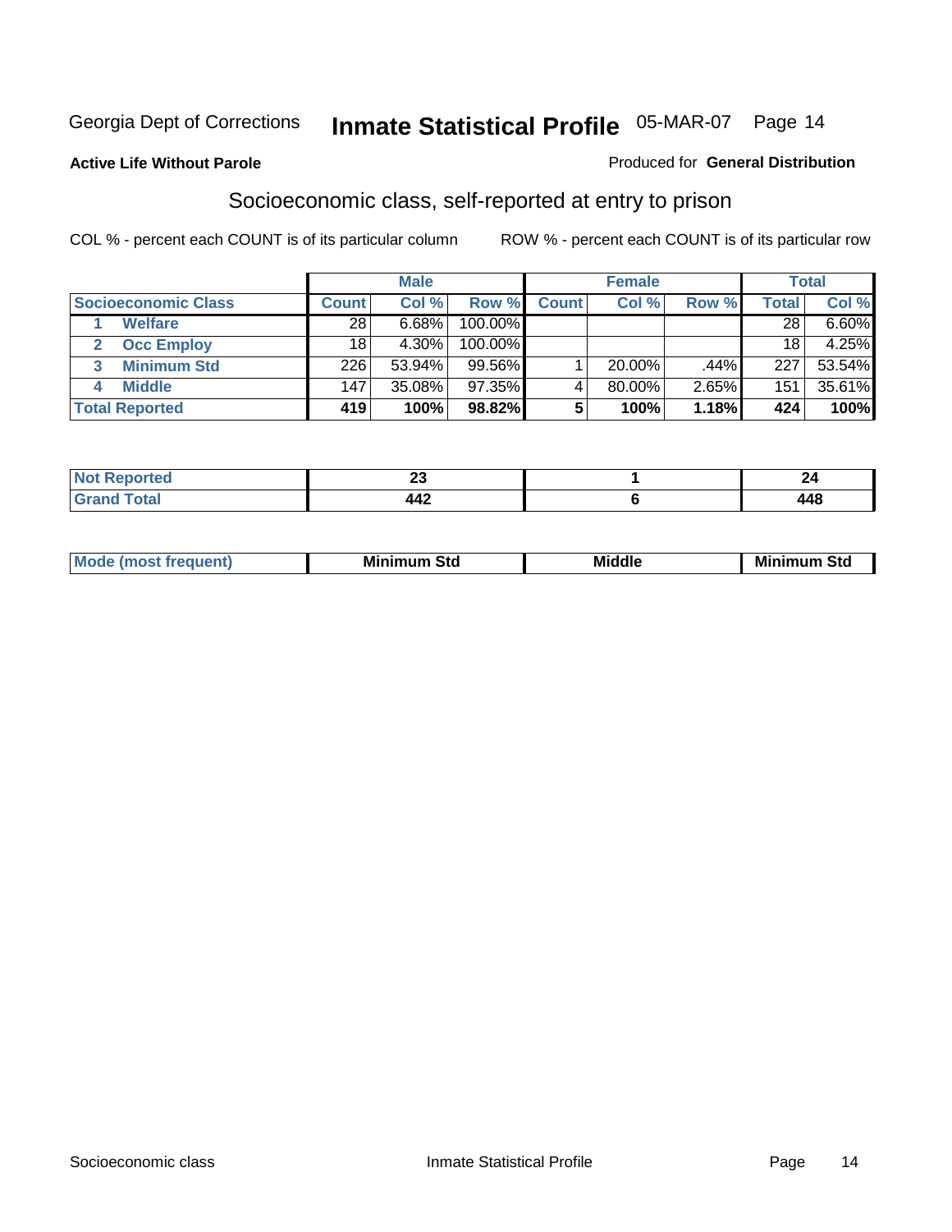Georgia Dept of Corrections **Inmate Statistical Profile** 05-MAR-07

**Active Life Without Parole**

Produced for **General Distribution**

## Socioeconomic class, self-reported at entry to prison

COL % - percent each COUNT is of its particular column

ROW % - percent each COUNT is of its particular row

| Socioeconomic Class | Male | | | Female | | | Total | |
|---|---|---|---|---|---|---|---|---|
| | Count | Col % | Row % | Count | Col % | Row % | Total | Col % |
| 1 Welfare | 28 | 6.68% | 100.00% | | | | 28 | 6.60% |
| 2 Occ Employ | 18 | 4.30% | 100.00% | | | | 18 | 4.25% |
| 3 Minimum Std | 226 | 53.94% | 99.56% | 1 | 20.00% | .44% | 227 | 53.54% |
| 4 Middle | 147 | 35.08% | 97.35% | 4 | 80.00% | 2.65% | 151 | 35.61% |
| **Total Reported** | **419** | **100%** | **98.82%** | **5** | **100%** | **1.18%** | **424** | **100%** |

| | Male | Female | Total |
|---|---|---|---|
| Not Reported | 23 | 1 | 24 |
| Grand Total | 442 | 6 | 448 |

| | Male | Female | Total |
|---|---|---|---|
| Mode (most frequent) | Minimum Std | Middle | Minimum Std |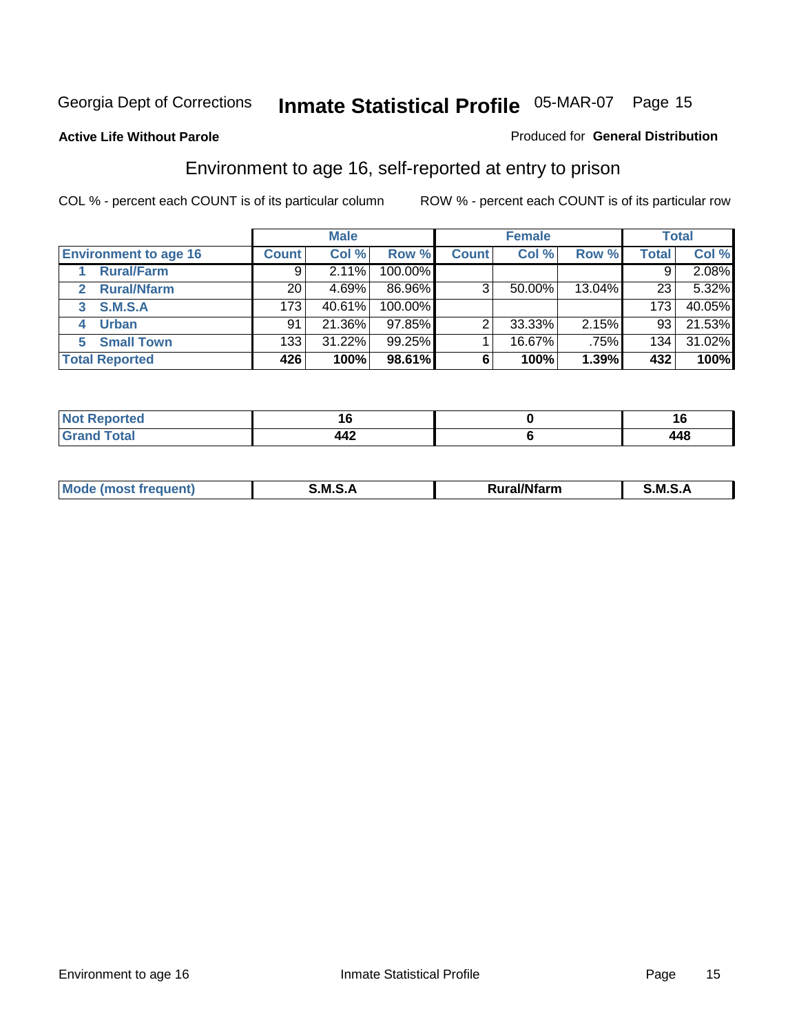Georgia Dept of Corrections **Inmate Statistical Profile** 05-MAR-07 Page 15

**Active Life Without Parole**

Produced for **General Distribution**

## Environment to age 16, self-reported at entry to prison

COL % - percent each COUNT is of its particular column

ROW % - percent each COUNT is of its particular row

| | Male | | | Female | | | Total | |
|---|---|---|---|---|---|---|---|---|
| Environment to age 16 | Count | Col % | Row % | Count | Col % | Row % | Total | Col % |
| 1 Rural/Farm | 9 | 2.11% | 100.00% | | | | 9 | 2.08% |
| 2 Rural/Nfarm | 20 | 4.69% | 86.96% | 3 | 50.00% | 13.04% | 23 | 5.32% |
| 3 S.M.S.A | 173 | 40.61% | 100.00% | | | | 173 | 40.05% |
| 4 Urban | 91 | 21.36% | 97.85% | 2 | 33.33% | 2.15% | 93 | 21.53% |
| 5 Small Town | 133 | 31.22% | 99.25% | 1 | 16.67% | .75% | 134 | 31.02% |
| **Total Reported** | **426** | **100%** | **98.61%** | **6** | **100%** | **1.39%** | **432** | **100%** |

| | Male | Female | Total |
|---|---|---|---|
| Not Reported | 16 | 0 | 16 |
| Grand Total | 442 | 6 | 448 |

| | Male | Female | Total |
|---|---|---|---|
| Mode (most frequent) | S.M.S.A | Rural/Nfarm | S.M.S.A |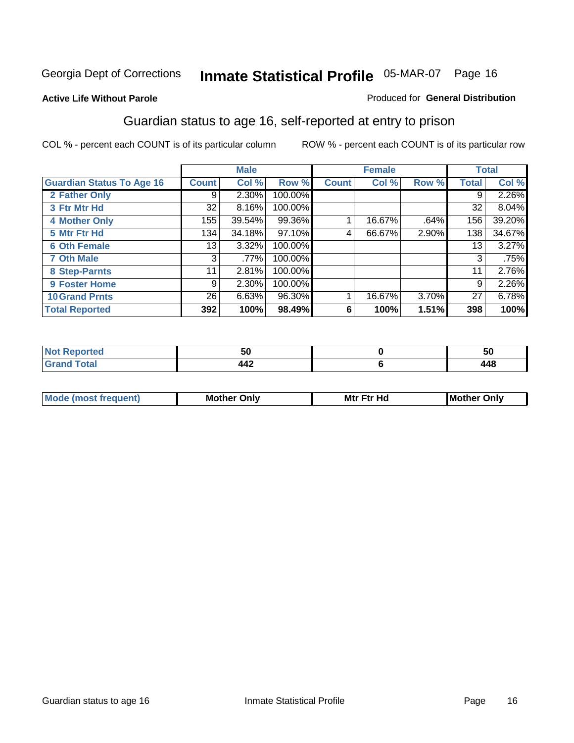Georgia Dept of Corrections **Inmate Statistical Profile** 05-MAR-07

**Active Life Without Parole**

Produced for **General Distribution**

## Guardian status to age 16, self-reported at entry to prison

COL % - percent each COUNT is of its particular column

ROW % - percent each COUNT is of its particular row

| | Male | | | Female | | | Total | |
|---|---|---|---|---|---|---|---|---|
| **Guardian Status To Age 16** | **Count** | **Col %** | **Row %** | **Count** | **Col %** | **Row %** | **Total** | **Col %** |
| 2 Father Only | 9 | 2.30% | 100.00% | | | | 9 | 2.26% |
| 3 Ftr Mtr Hd | 32 | 8.16% | 100.00% | | | | 32 | 8.04% |
| 4 Mother Only | 155 | 39.54% | 99.36% | 1 | 16.67% | .64% | 156 | 39.20% |
| 5 Mtr Ftr Hd | 134 | 34.18% | 97.10% | 4 | 66.67% | 2.90% | 138 | 34.67% |
| 6 Oth Female | 13 | 3.32% | 100.00% | | | | 13 | 3.27% |
| 7 Oth Male | 3 | .77% | 100.00% | | | | 3 | .75% |
| 8 Step-Parnts | 11 | 2.81% | 100.00% | | | | 11 | 2.76% |
| 9 Foster Home | 9 | 2.30% | 100.00% | | | | 9 | 2.26% |
| 10 Grand Prnts | 26 | 6.63% | 96.30% | 1 | 16.67% | 3.70% | 27 | 6.78% |
| **Total Reported** | **392** | **100%** | **98.49%** | **6** | **100%** | **1.51%** | **398** | **100%** |

| | Male | Female | Total |
|---|---|---|---|
| Not Reported | 50 | 0 | 50 |
| Grand Total | 442 | 6 | 448 |

| | Male | Female | Total |
|---|---|---|---|
| Mode (most frequent) | Mother Only | Mtr Ftr Hd | Mother Only |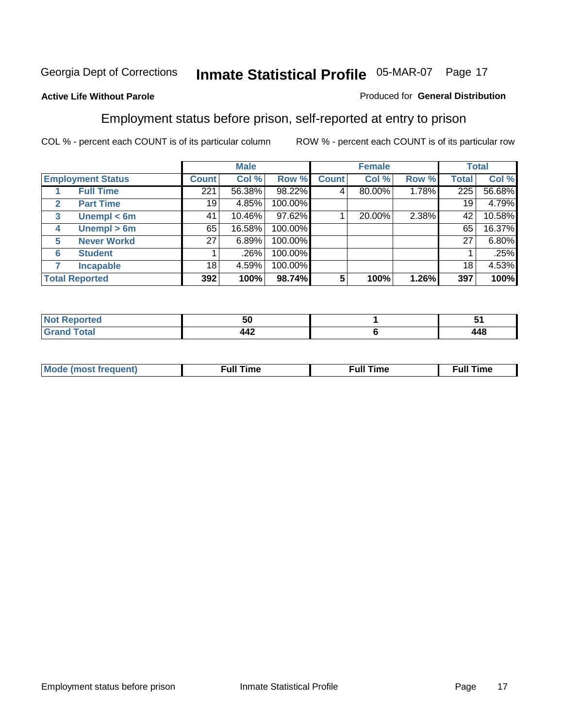Georgia Dept of Corrections **Inmate Statistical Profile** 05-MAR-07

**Active Life Without Parole**

Produced for **General Distribution**

## Employment status before prison, self-reported at entry to prison

COL % - percent each COUNT is of its particular column

ROW % - percent each COUNT is of its particular row

| Employment Status | | Male | | | Female | | | Total | |
|---|---|---|---|---|---|---|---|---|---|
| | | Count | Col % | Row % | Count | Col % | Row % | Total | Col % |
| 1 | Full Time | 221 | 56.38% | 98.22% | 4 | 80.00% | 1.78% | 225 | 56.68% |
| 2 | Part Time | 19 | 4.85% | 100.00% | | | | 19 | 4.79% |
| 3 | Unempl < 6m | 41 | 10.46% | 97.62% | 1 | 20.00% | 2.38% | 42 | 10.58% |
| 4 | Unempl > 6m | 65 | 16.58% | 100.00% | | | | 65 | 16.37% |
| 5 | Never Workd | 27 | 6.89% | 100.00% | | | | 27 | 6.80% |
| 6 | Student | 1 | .26% | 100.00% | | | | 1 | .25% |
| 7 | Incapable | 18 | 4.59% | 100.00% | | | | 18 | 4.53% |
| **Total Reported** | | **392** | **100%** | **98.74%** | **5** | **100%** | **1.26%** | **397** | **100%** |

| | Male | Female | Total |
|---|---|---|---|
| Not Reported | 50 | 1 | 51 |
| Grand Total | 442 | 6 | 448 |

| | Male | Female | Total |
|---|---|---|---|
| Mode (most frequent) | Full Time | Full Time | Full Time |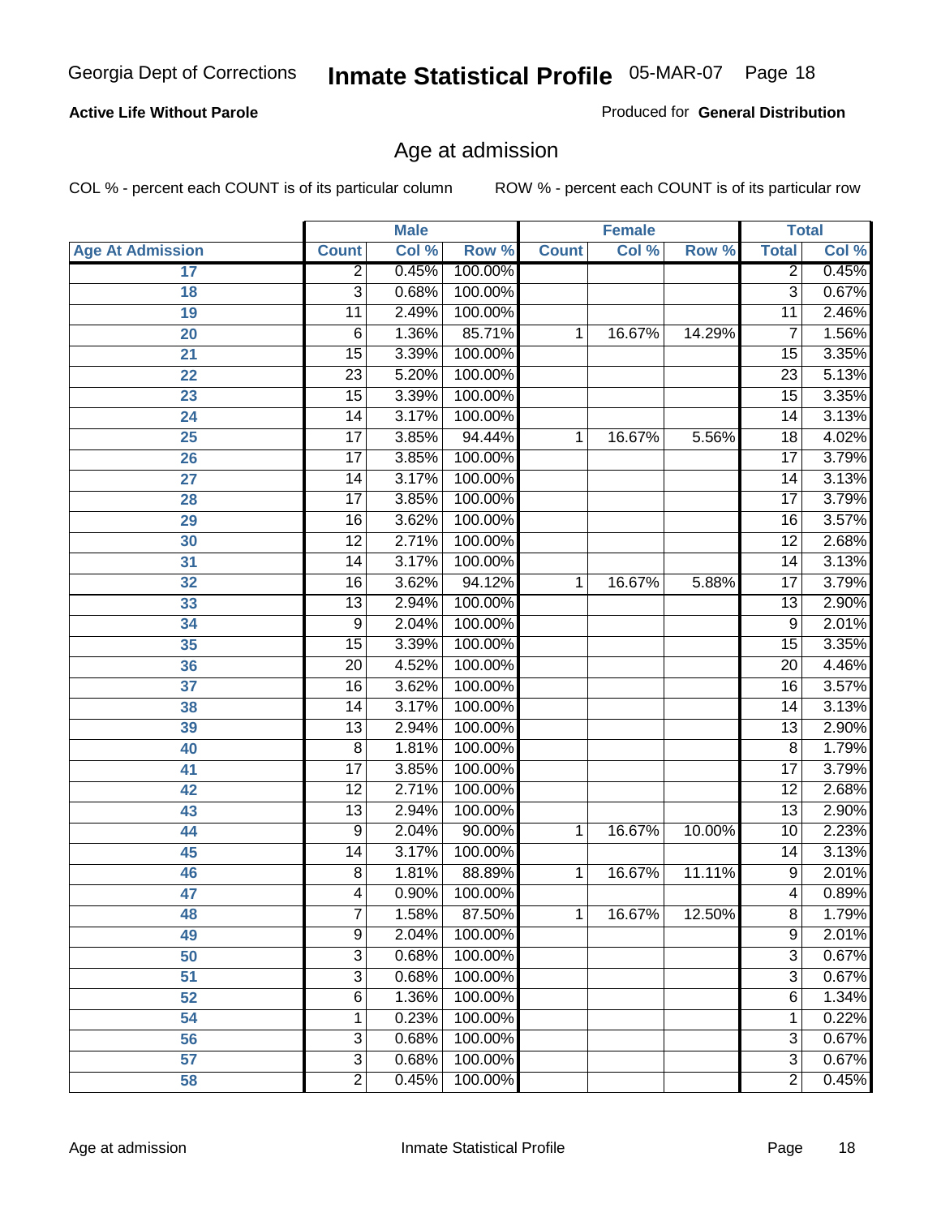Georgia Dept of Corrections **Inmate Statistical Profile** 05-MAR-07

**Active Life Without Parole**

Produced for **General Distribution**

## Age at admission

COL % - percent each COUNT is of its particular column

ROW % - percent each COUNT is of its particular row

| | Male | | | Female | | | Total | |
|---|---|---|---|---|---|---|---|---|
| Age At Admission | Count | Col % | Row % | Count | Col % | Row % | Total | Col % |
| 17 | 2 | 0.45% | 100.00% | | | | 2 | 0.45% |
| 18 | 3 | 0.68% | 100.00% | | | | 3 | 0.67% |
| 19 | 11 | 2.49% | 100.00% | | | | 11 | 2.46% |
| 20 | 6 | 1.36% | 85.71% | 1 | 16.67% | 14.29% | 7 | 1.56% |
| 21 | 15 | 3.39% | 100.00% | | | | 15 | 3.35% |
| 22 | 23 | 5.20% | 100.00% | | | | 23 | 5.13% |
| 23 | 15 | 3.39% | 100.00% | | | | 15 | 3.35% |
| 24 | 14 | 3.17% | 100.00% | | | | 14 | 3.13% |
| 25 | 17 | 3.85% | 94.44% | 1 | 16.67% | 5.56% | 18 | 4.02% |
| 26 | 17 | 3.85% | 100.00% | | | | 17 | 3.79% |
| 27 | 14 | 3.17% | 100.00% | | | | 14 | 3.13% |
| 28 | 17 | 3.85% | 100.00% | | | | 17 | 3.79% |
| 29 | 16 | 3.62% | 100.00% | | | | 16 | 3.57% |
| 30 | 12 | 2.71% | 100.00% | | | | 12 | 2.68% |
| 31 | 14 | 3.17% | 100.00% | | | | 14 | 3.13% |
| 32 | 16 | 3.62% | 94.12% | 1 | 16.67% | 5.88% | 17 | 3.79% |
| 33 | 13 | 2.94% | 100.00% | | | | 13 | 2.90% |
| 34 | 9 | 2.04% | 100.00% | | | | 9 | 2.01% |
| 35 | 15 | 3.39% | 100.00% | | | | 15 | 3.35% |
| 36 | 20 | 4.52% | 100.00% | | | | 20 | 4.46% |
| 37 | 16 | 3.62% | 100.00% | | | | 16 | 3.57% |
| 38 | 14 | 3.17% | 100.00% | | | | 14 | 3.13% |
| 39 | 13 | 2.94% | 100.00% | | | | 13 | 2.90% |
| 40 | 8 | 1.81% | 100.00% | | | | 8 | 1.79% |
| 41 | 17 | 3.85% | 100.00% | | | | 17 | 3.79% |
| 42 | 12 | 2.71% | 100.00% | | | | 12 | 2.68% |
| 43 | 13 | 2.94% | 100.00% | | | | 13 | 2.90% |
| 44 | 9 | 2.04% | 90.00% | 1 | 16.67% | 10.00% | 10 | 2.23% |
| 45 | 14 | 3.17% | 100.00% | | | | 14 | 3.13% |
| 46 | 8 | 1.81% | 88.89% | 1 | 16.67% | 11.11% | 9 | 2.01% |
| 47 | 4 | 0.90% | 100.00% | | | | 4 | 0.89% |
| 48 | 7 | 1.58% | 87.50% | 1 | 16.67% | 12.50% | 8 | 1.79% |
| 49 | 9 | 2.04% | 100.00% | | | | 9 | 2.01% |
| 50 | 3 | 0.68% | 100.00% | | | | 3 | 0.67% |
| 51 | 3 | 0.68% | 100.00% | | | | 3 | 0.67% |
| 52 | 6 | 1.36% | 100.00% | | | | 6 | 1.34% |
| 54 | 1 | 0.23% | 100.00% | | | | 1 | 0.22% |
| 56 | 3 | 0.68% | 100.00% | | | | 3 | 0.67% |
| 57 | 3 | 0.68% | 100.00% | | | | 3 | 0.67% |
| 58 | 2 | 0.45% | 100.00% | | | | 2 | 0.45% |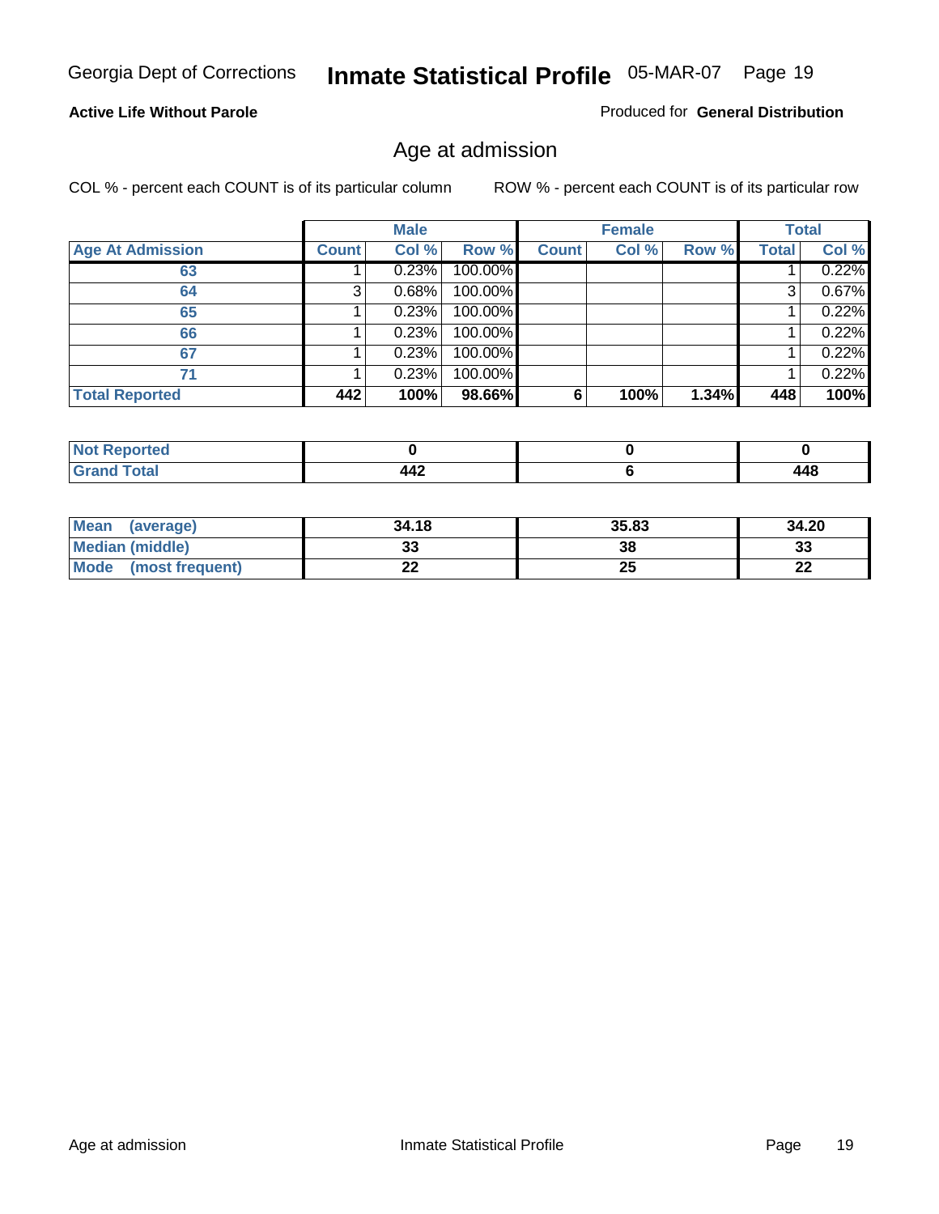Georgia Dept of Corrections **Inmate Statistical Profile** 05-MAR-07

**Active Life Without Parole**

Produced for **General Distribution**

## Age at admission

COL % - percent each COUNT is of its particular column

ROW % - percent each COUNT is of its particular row

| | Male | | | Female | | | Total | |
|---|---|---|---|---|---|---|---|---|
| **Age At Admission** | **Count** | **Col %** | **Row %** | **Count** | **Col %** | **Row %** | **Total** | **Col %** |
| 63 | 1 | 0.23% | 100.00% | | | | 1 | 0.22% |
| 64 | 3 | 0.68% | 100.00% | | | | 3 | 0.67% |
| 65 | 1 | 0.23% | 100.00% | | | | 1 | 0.22% |
| 66 | 1 | 0.23% | 100.00% | | | | 1 | 0.22% |
| 67 | 1 | 0.23% | 100.00% | | | | 1 | 0.22% |
| 71 | 1 | 0.23% | 100.00% | | | | 1 | 0.22% |
| **Total Reported** | **442** | **100%** | **98.66%** | **6** | **100%** | **1.34%** | **448** | **100%** |

| | Male | Female | Total |
|---|---|---|---|
| **Not Reported** | **0** | **0** | **0** |
| **Grand Total** | **442** | **6** | **448** |

| | Male | Female | Total |
|---|---|---|---|
| **Mean (average)** | **34.18** | **35.83** | **34.20** |
| **Median (middle)** | **33** | **38** | **33** |
| **Mode (most frequent)** | **22** | **25** | **22** |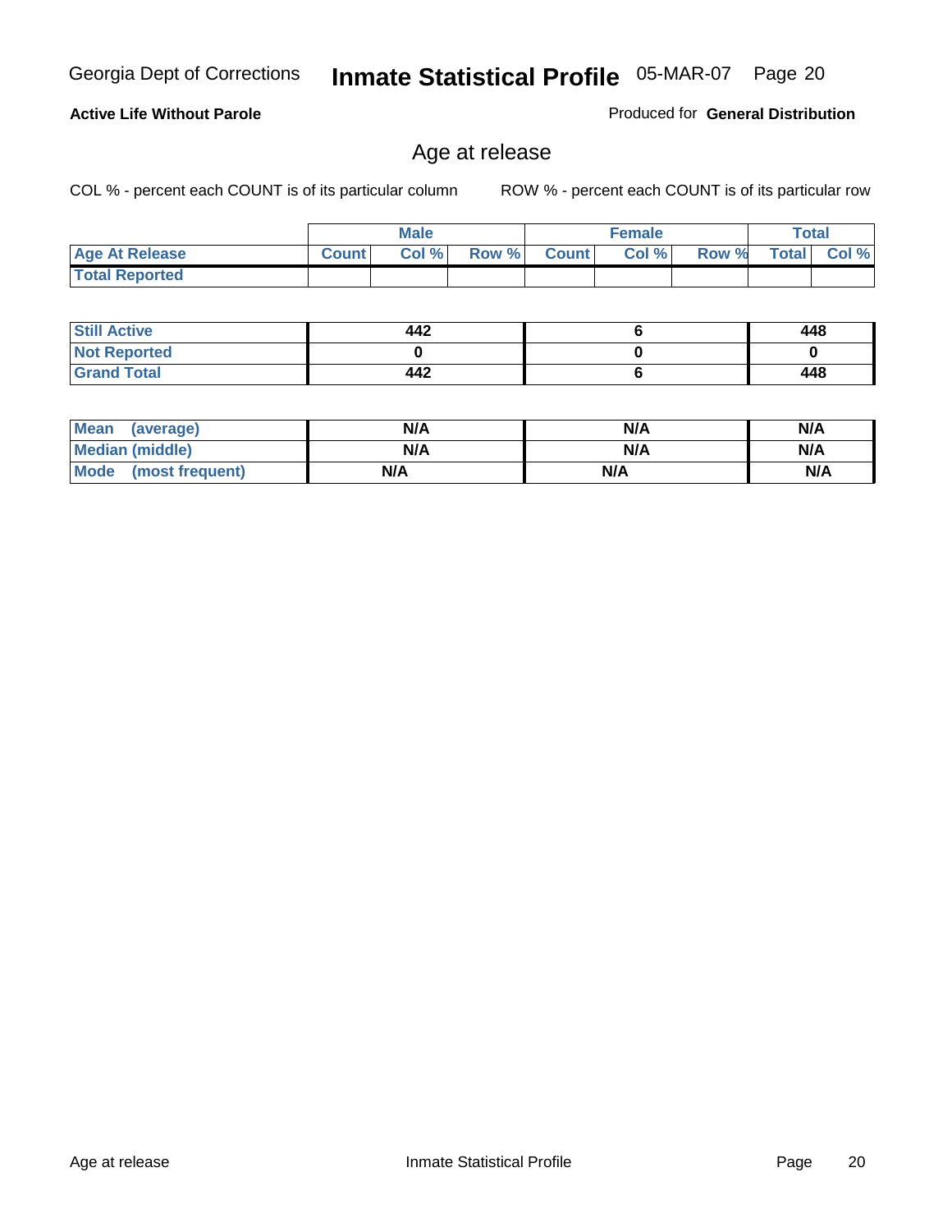Georgia Dept of Corrections **Inmate Statistical Profile** 05-MAR-07

**Active Life Without Parole**

Produced for **General Distribution**

## Age at release

COL % - percent each COUNT is of its particular column

ROW % - percent each COUNT is of its particular row

| | Male | | | Female | | | Total | |
|---|---|---|---|---|---|---|---|---|
| Age At Release | Count | Col % | Row % | Count | Col % | Row % | Total | Col % |
| Total Reported | | | | | | | | |

| | Male | Female | Total |
|---|---|---|---|
| Still Active | 442 | 6 | 448 |
| Not Reported | 0 | 0 | 0 |
| Grand Total | 442 | 6 | 448 |

| | Male | Female | Total |
|---|---|---|---|
| Mean (average) | N/A | N/A | N/A |
| Median (middle) | N/A | N/A | N/A |
| Mode (most frequent) | N/A | N/A | N/A |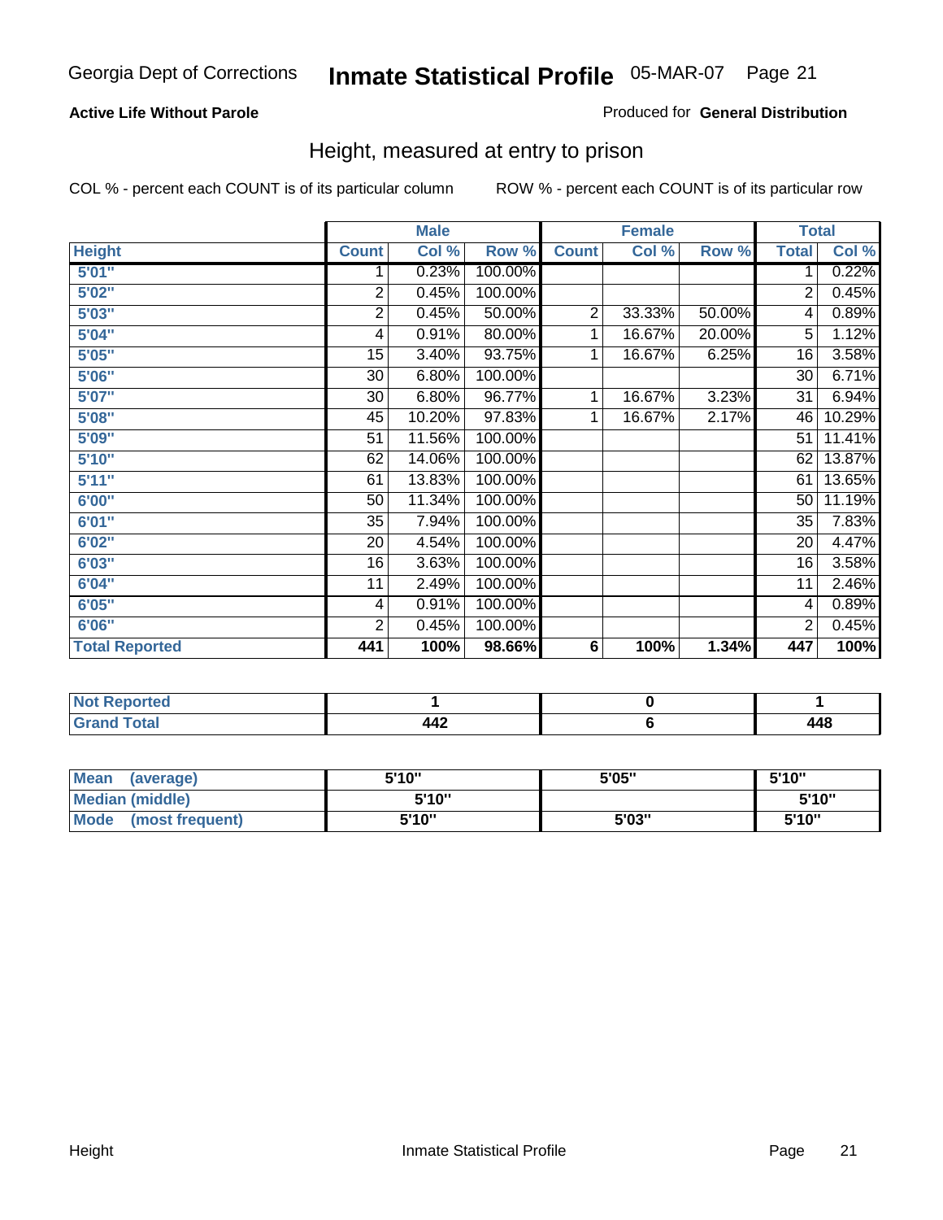Georgia Dept of Corrections **Inmate Statistical Profile** 05-MAR-07

**Active Life Without Parole**

Produced for **General Distribution**

## Height, measured at entry to prison

COL % - percent each COUNT is of its particular column ROW % - percent each COUNT is of its particular row

| Height | Male | | | Female | | | Total | |
|---|---|---|---|---|---|---|---|---|
| | Count | Col % | Row % | Count | Col % | Row % | Total | Col % |
| 5'01" | 1 | 0.23% | 100.00% | | | | 1 | 0.22% |
| 5'02" | 2 | 0.45% | 100.00% | | | | 2 | 0.45% |
| 5'03" | 2 | 0.45% | 50.00% | 2 | 33.33% | 50.00% | 4 | 0.89% |
| 5'04" | 4 | 0.91% | 80.00% | 1 | 16.67% | 20.00% | 5 | 1.12% |
| 5'05" | 15 | 3.40% | 93.75% | 1 | 16.67% | 6.25% | 16 | 3.58% |
| 5'06" | 30 | 6.80% | 100.00% | | | | 30 | 6.71% |
| 5'07" | 30 | 6.80% | 96.77% | 1 | 16.67% | 3.23% | 31 | 6.94% |
| 5'08" | 45 | 10.20% | 97.83% | 1 | 16.67% | 2.17% | 46 | 10.29% |
| 5'09" | 51 | 11.56% | 100.00% | | | | 51 | 11.41% |
| 5'10" | 62 | 14.06% | 100.00% | | | | 62 | 13.87% |
| 5'11" | 61 | 13.83% | 100.00% | | | | 61 | 13.65% |
| 6'00" | 50 | 11.34% | 100.00% | | | | 50 | 11.19% |
| 6'01" | 35 | 7.94% | 100.00% | | | | 35 | 7.83% |
| 6'02" | 20 | 4.54% | 100.00% | | | | 20 | 4.47% |
| 6'03" | 16 | 3.63% | 100.00% | | | | 16 | 3.58% |
| 6'04" | 11 | 2.49% | 100.00% | | | | 11 | 2.46% |
| 6'05" | 4 | 0.91% | 100.00% | | | | 4 | 0.89% |
| 6'06" | 2 | 0.45% | 100.00% | | | | 2 | 0.45% |
| **Total Reported** | **441** | **100%** | **98.66%** | **6** | **100%** | **1.34%** | **447** | **100%** |

| | Male | Female | Total |
|---|---|---|---|
| **Not Reported** | **1** | **0** | **1** |
| **Grand Total** | **442** | **6** | **448** |

| | Male | Female | Total |
|---|---|---|---|
| **Mean (average)** | **5'10"** | **5'05"** | **5'10"** |
| **Median (middle)** | **5'10"** | | **5'10"** |
| **Mode (most frequent)** | **5'10"** | **5'03"** | **5'10"** |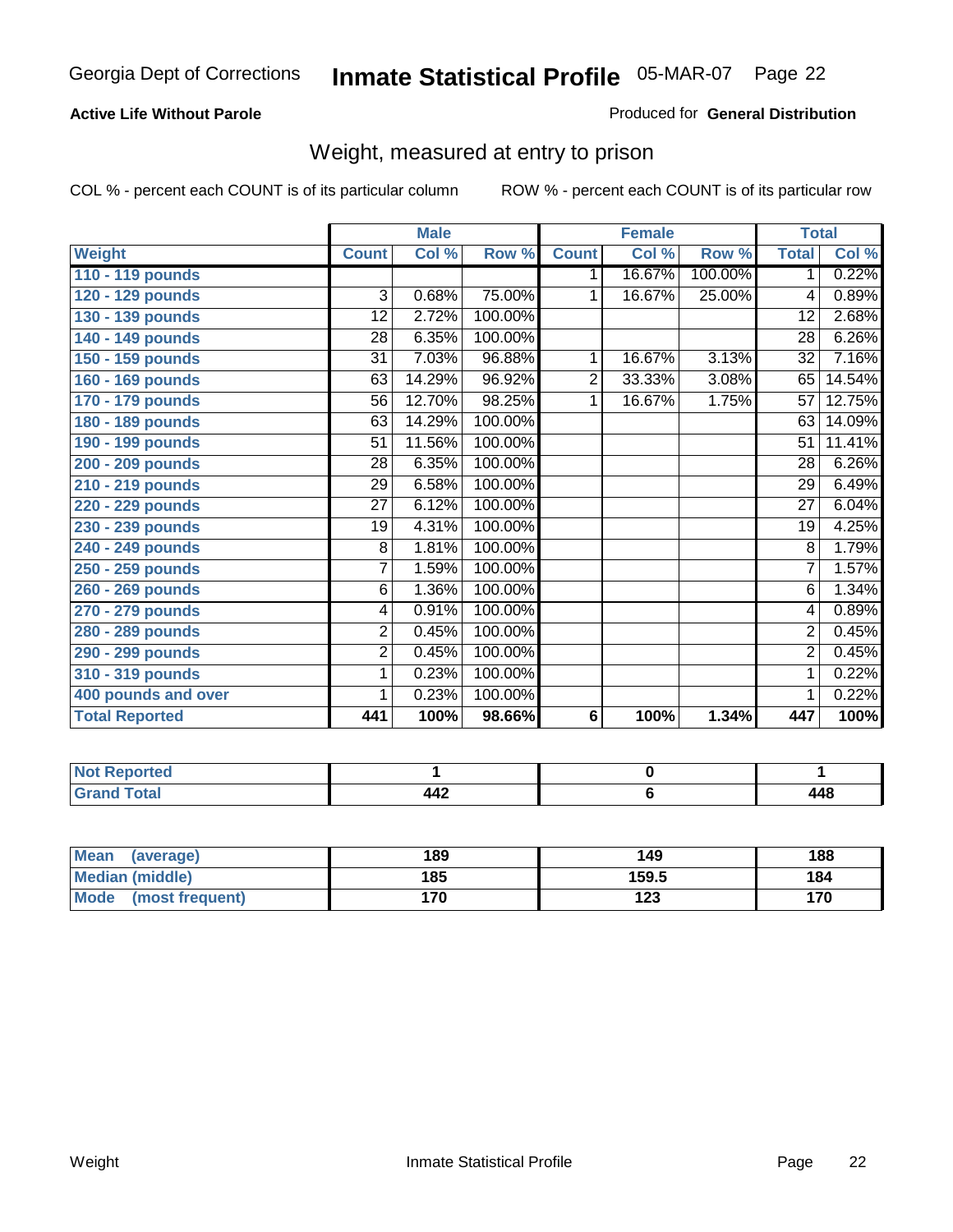Georgia Dept of Corrections **Inmate Statistical Profile** 05-MAR-07

**Active Life Without Parole**

Produced for **General Distribution**

## Weight, measured at entry to prison

COL % - percent each COUNT is of its particular column    ROW % - percent each COUNT is of its particular row

| | Male | | | Female | | | Total | |
|---|---|---|---|---|---|---|---|---|
| **Weight** | **Count** | **Col %** | **Row %** | **Count** | **Col %** | **Row %** | **Total** | **Col %** |
| **110 - 119 pounds** | | | | 1 | 16.67% | 100.00% | 1 | 0.22% |
| **120 - 129 pounds** | 3 | 0.68% | 75.00% | 1 | 16.67% | 25.00% | 4 | 0.89% |
| **130 - 139 pounds** | 12 | 2.72% | 100.00% | | | | 12 | 2.68% |
| **140 - 149 pounds** | 28 | 6.35% | 100.00% | | | | 28 | 6.26% |
| **150 - 159 pounds** | 31 | 7.03% | 96.88% | 1 | 16.67% | 3.13% | 32 | 7.16% |
| **160 - 169 pounds** | 63 | 14.29% | 96.92% | 2 | 33.33% | 3.08% | 65 | 14.54% |
| **170 - 179 pounds** | 56 | 12.70% | 98.25% | 1 | 16.67% | 1.75% | 57 | 12.75% |
| **180 - 189 pounds** | 63 | 14.29% | 100.00% | | | | 63 | 14.09% |
| **190 - 199 pounds** | 51 | 11.56% | 100.00% | | | | 51 | 11.41% |
| **200 - 209 pounds** | 28 | 6.35% | 100.00% | | | | 28 | 6.26% |
| **210 - 219 pounds** | 29 | 6.58% | 100.00% | | | | 29 | 6.49% |
| **220 - 229 pounds** | 27 | 6.12% | 100.00% | | | | 27 | 6.04% |
| **230 - 239 pounds** | 19 | 4.31% | 100.00% | | | | 19 | 4.25% |
| **240 - 249 pounds** | 8 | 1.81% | 100.00% | | | | 8 | 1.79% |
| **250 - 259 pounds** | 7 | 1.59% | 100.00% | | | | 7 | 1.57% |
| **260 - 269 pounds** | 6 | 1.36% | 100.00% | | | | 6 | 1.34% |
| **270 - 279 pounds** | 4 | 0.91% | 100.00% | | | | 4 | 0.89% |
| **280 - 289 pounds** | 2 | 0.45% | 100.00% | | | | 2 | 0.45% |
| **290 - 299 pounds** | 2 | 0.45% | 100.00% | | | | 2 | 0.45% |
| **310 - 319 pounds** | 1 | 0.23% | 100.00% | | | | 1 | 0.22% |
| **400 pounds and over** | 1 | 0.23% | 100.00% | | | | 1 | 0.22% |
| **Total Reported** | **441** | **100%** | **98.66%** | **6** | **100%** | **1.34%** | **447** | **100%** |

| | Male | Female | Total |
|---|---|---|---|
| **Not Reported** | **1** | **0** | **1** |
| **Grand Total** | **442** | **6** | **448** |

| | Male | Female | Total |
|---|---|---|---|
| **Mean (average)** | **189** | **149** | **188** |
| **Median (middle)** | **185** | **159.5** | **184** |
| **Mode (most frequent)** | **170** | **123** | **170** |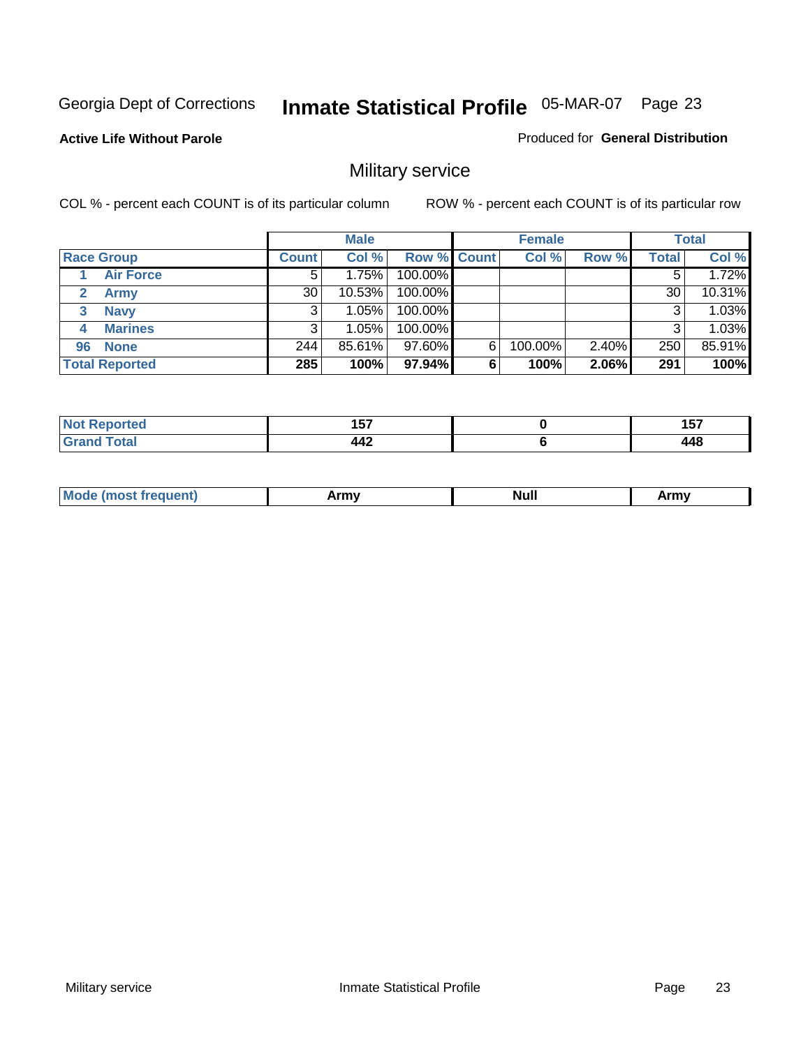Georgia Dept of Corrections **Inmate Statistical Profile** 05-MAR-07

**Active Life Without Parole**

Produced for **General Distribution**

## Military service

COL % - percent each COUNT is of its particular column

ROW % - percent each COUNT is of its particular row

| | Male | | | Female | | | Total | |
|---|---|---|---|---|---|---|---|---|
| **Race Group** | **Count** | **Col %** | **Row %** | **Count** | **Col %** | **Row %** | **Total** | **Col %** |
| 1 **Air Force** | 5 | 1.75% | 100.00% | | | | 5 | 1.72% |
| 2 **Army** | 30 | 10.53% | 100.00% | | | | 30 | 10.31% |
| 3 **Navy** | 3 | 1.05% | 100.00% | | | | 3 | 1.03% |
| 4 **Marines** | 3 | 1.05% | 100.00% | | | | 3 | 1.03% |
| 96 **None** | 244 | 85.61% | 97.60% | 6 | 100.00% | 2.40% | 250 | 85.91% |
| **Total Reported** | **285** | **100%** | **97.94%** | **6** | **100%** | **2.06%** | **291** | **100%** |

| | Male | Female | Total |
|---|---|---|---|
| **Not Reported** | **157** | **0** | **157** |
| **Grand Total** | **442** | **6** | **448** |

| | Male | Female | Total |
|---|---|---|---|
| **Mode (most frequent)** | **Army** | **Null** | **Army** |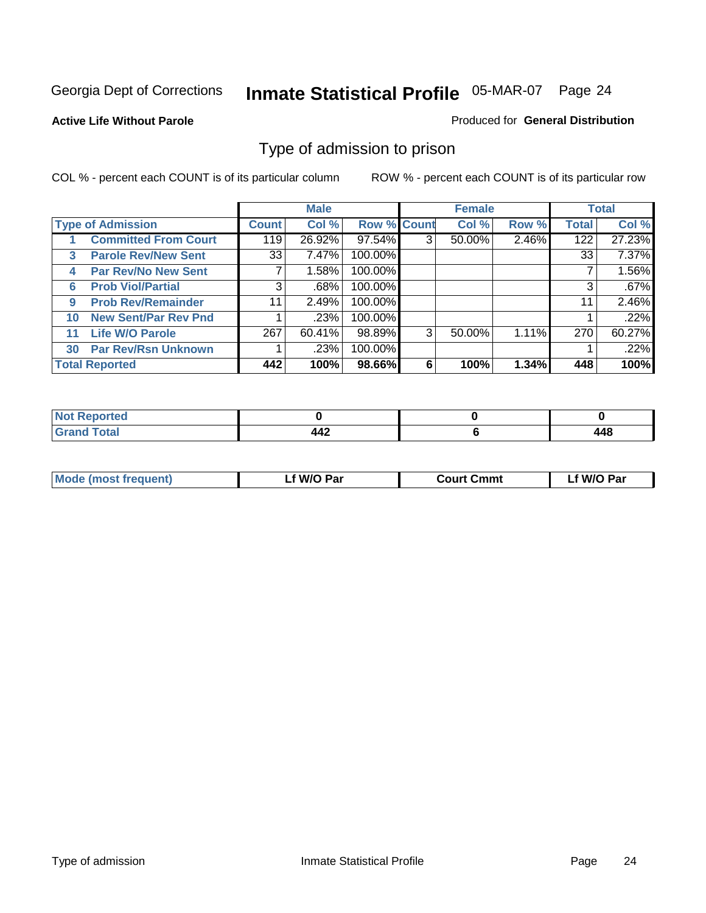Georgia Dept of Corrections **Inmate Statistical Profile** 05-MAR-07

**Active Life Without Parole**

Produced for **General Distribution**

## Type of admission to prison

COL % - percent each COUNT is of its particular column ROW % - percent each COUNT is of its particular row

| Type of Admission | Male | | | Female | | | Total | |
|---|---|---|---|---|---|---|---|---|
| | Count | Col % | Row % | Count | Col % | Row % | Total | Col % |
| 1 Committed From Court | 119 | 26.92% | 97.54% | 3 | 50.00% | 2.46% | 122 | 27.23% |
| 3 Parole Rev/New Sent | 33 | 7.47% | 100.00% | | | | 33 | 7.37% |
| 4 Par Rev/No New Sent | 7 | 1.58% | 100.00% | | | | 7 | 1.56% |
| 6 Prob Viol/Partial | 3 | .68% | 100.00% | | | | 3 | .67% |
| 9 Prob Rev/Remainder | 11 | 2.49% | 100.00% | | | | 11 | 2.46% |
| 10 New Sent/Par Rev Pnd | 1 | .23% | 100.00% | | | | 1 | .22% |
| 11 Life W/O Parole | 267 | 60.41% | 98.89% | 3 | 50.00% | 1.11% | 270 | 60.27% |
| 30 Par Rev/Rsn Unknown | 1 | .23% | 100.00% | | | | 1 | .22% |
| **Total Reported** | **442** | **100%** | **98.66%** | **6** | **100%** | **1.34%** | **448** | **100%** |

| | Male | Female | Total |
|---|---|---|---|
| Not Reported | 0 | 0 | 0 |
| Grand Total | 442 | 6 | 448 |

| | Male | Female | Total |
|---|---|---|---|
| Mode (most frequent) | Lf W/O Par | Court Cmmt | Lf W/O Par |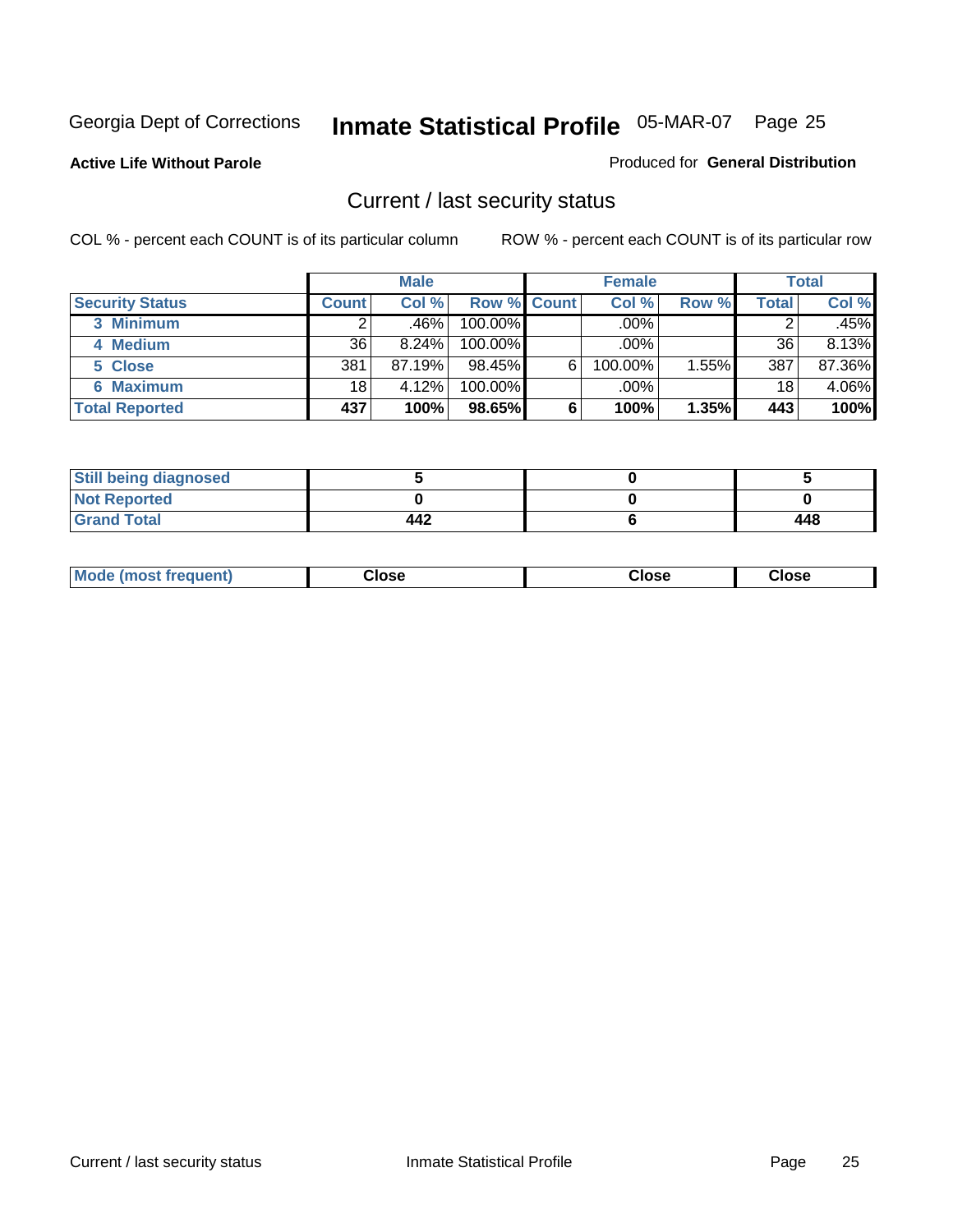Georgia Dept of Corrections **Inmate Statistical Profile** 05-MAR-07 Page 25

**Active Life Without Parole**

Produced for **General Distribution**

## Current / last security status

COL % - percent each COUNT is of its particular column

ROW % - percent each COUNT is of its particular row

| | Male | | | Female | | | Total | |
|---|---|---|---|---|---|---|---|---|
| **Security Status** | **Count** | **Col %** | **Row %** | **Count** | **Col %** | **Row %** | **Total** | **Col %** |
| 3 Minimum | 2 | .46% | 100.00% | | .00% | | 2 | .45% |
| 4 Medium | 36 | 8.24% | 100.00% | | .00% | | 36 | 8.13% |
| 5 Close | 381 | 87.19% | 98.45% | 6 | 100.00% | 1.55% | 387 | 87.36% |
| 6 Maximum | 18 | 4.12% | 100.00% | | .00% | | 18 | 4.06% |
| **Total Reported** | **437** | **100%** | **98.65%** | **6** | **100%** | **1.35%** | **443** | **100%** |

| | Male | Female | Total |
|---|---|---|---|
| Still being diagnosed | 5 | 0 | 5 |
| Not Reported | 0 | 0 | 0 |
| Grand Total | 442 | 6 | 448 |

| | Male | Female | Total |
|---|---|---|---|
| Mode (most frequent) | Close | Close | Close |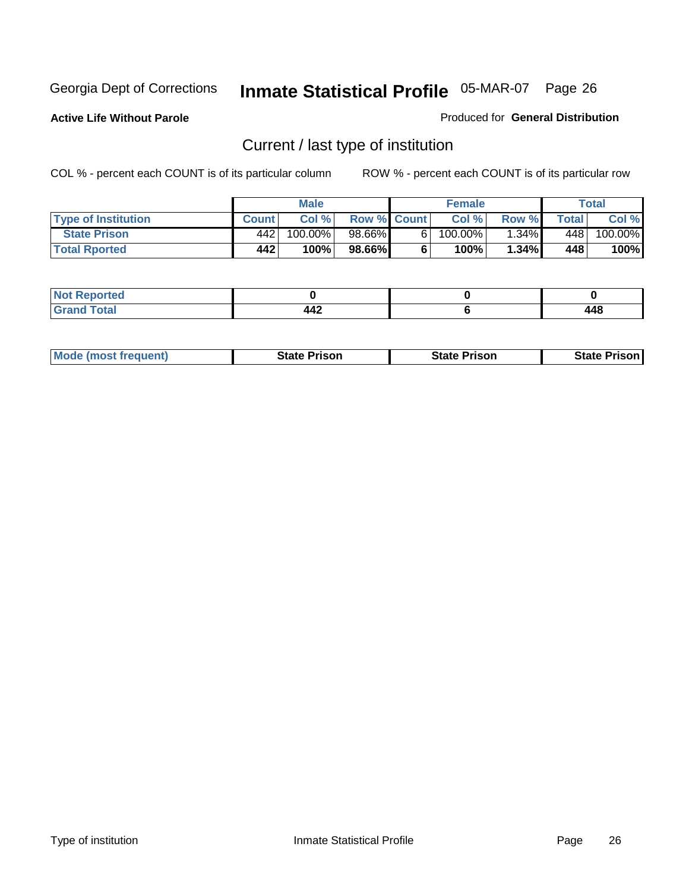Georgia Dept of Corrections **Inmate Statistical Profile** 05-MAR-07

**Active Life Without Parole**

Produced for **General Distribution**

## Current / last type of institution

COL % - percent each COUNT is of its particular column

ROW % - percent each COUNT is of its particular row

| | Male | | | Female | | | Total | |
|---|---|---|---|---|---|---|---|---|
| **Type of Institution** | **Count** | **Col %** | **Row %** | **Count** | **Col %** | **Row %** | **Total** | **Col %** |
| **State Prison** | 442 | 100.00% | 98.66% | 6 | 100.00% | 1.34% | 448 | 100.00% |
| **Total Rported** | **442** | **100%** | **98.66%** | **6** | **100%** | **1.34%** | **448** | **100%** |

| | Male | Female | Total |
|---|---|---|---|
| **Not Reported** | **0** | **0** | **0** |
| **Grand Total** | **442** | **6** | **448** |

| | Male | Female | Total |
|---|---|---|---|
| **Mode (most frequent)** | **State Prison** | **State Prison** | **State Prison** |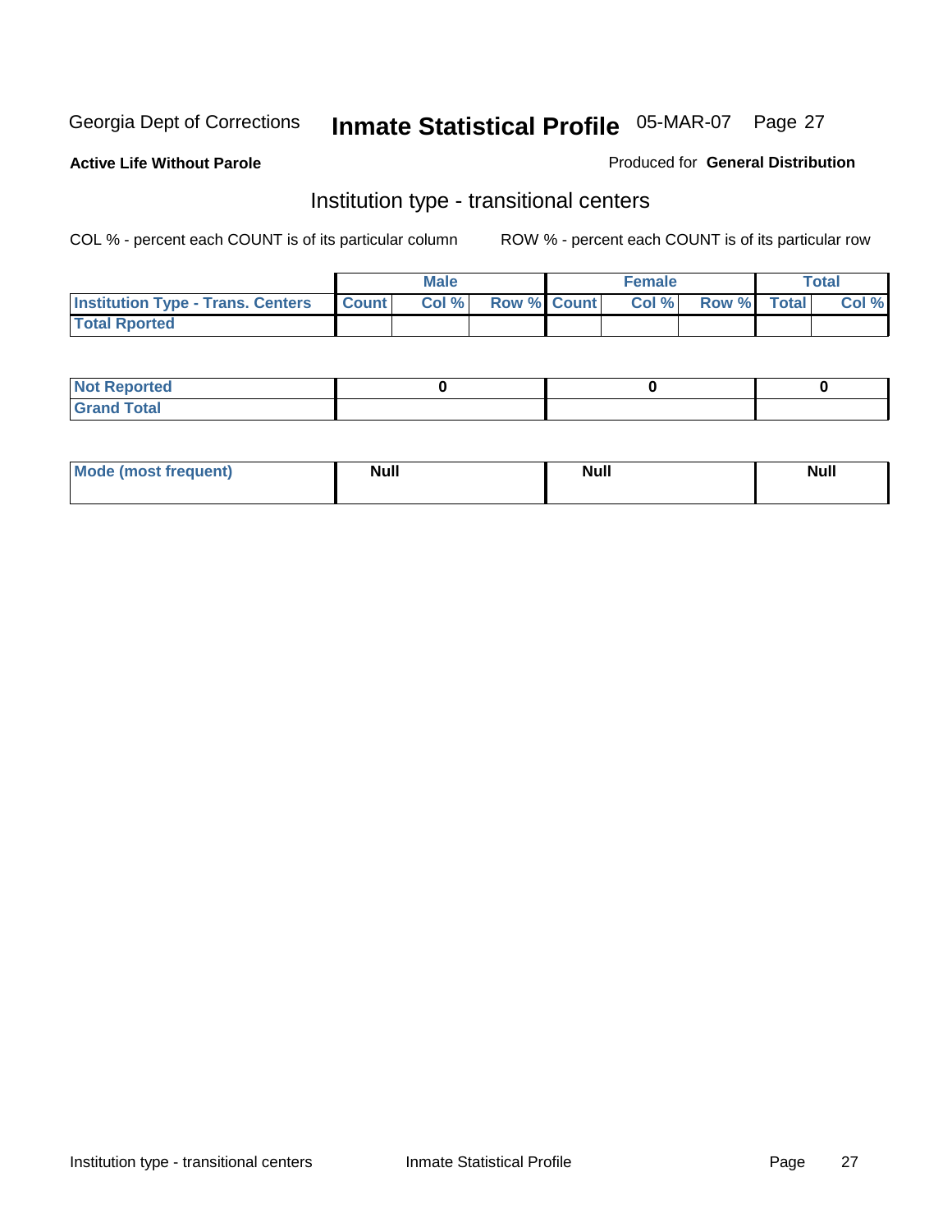Georgia Dept of Corrections **Inmate Statistical Profile** 05-MAR-07

**Active Life Without Parole**

Produced for **General Distribution**

## Institution type - transitional centers

COL % - percent each COUNT is of its particular column ROW % - percent each COUNT is of its particular row

| | Male | | | Female | | | Total | |
|---|---|---|---|---|---|---|---|---|
| **Institution Type - Trans. Centers** | **Count** | **Col %** | **Row %** | **Count** | **Col %** | **Row %** | **Total** | **Col %** |
| **Total Rported** | | | | | | | | |
| **Not Reported** | 0 | | | 0 | | | 0 | |
| **Grand Total** | | | | | | | | |
| **Mode (most frequent)** | Null | | | Null | | | Null | |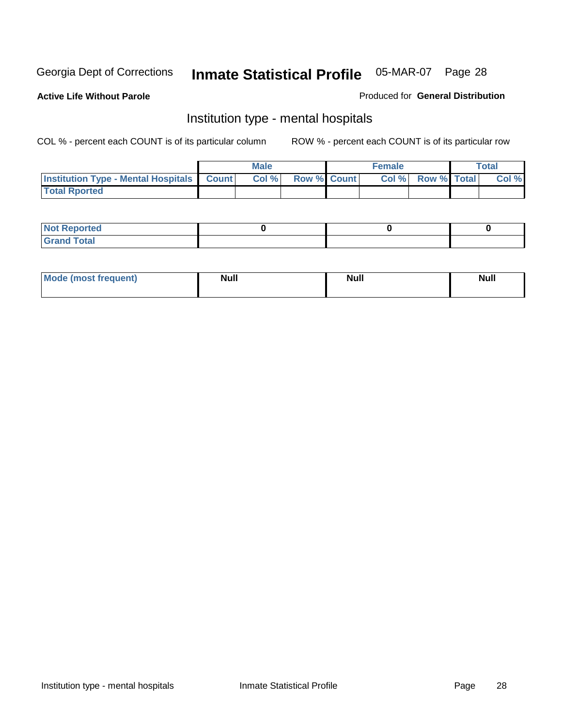**Active Life Without Parole**

Produced for **General Distribution**

## Institution type - mental hospitals

COL % - percent each COUNT is of its particular column

ROW % - percent each COUNT is of its particular row

| | Male | | | Female | | | Total | |
|---|---|---|---|---|---|---|---|---|
| **Institution Type - Mental Hospitals** | **Count** | **Col %** | **Row %** | **Count** | **Col %** | **Row %** | **Total** | **Col %** |
| **Total Rported** | | | | | | | | |

| | Male | Female | Total |
|---|---|---|---|
| **Not Reported** | **0** | **0** | **0** |
| **Grand Total** | | | |

| | Male | Female | Total |
|---|---|---|---|
| **Mode (most frequent)** | **Null** | **Null** | **Null** |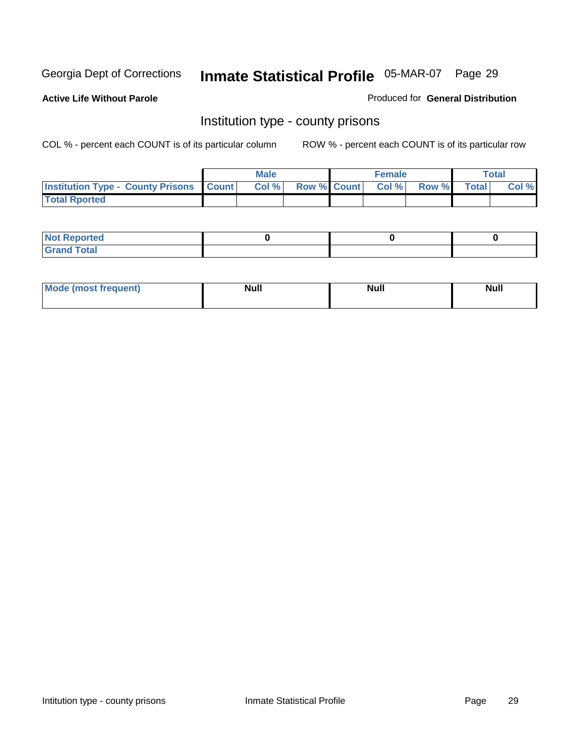Georgia Dept of Corrections **Inmate Statistical Profile** 05-MAR-07

**Active Life Without Parole**

Produced for **General Distribution**

## Institution type - county prisons

COL % - percent each COUNT is of its particular column

ROW % - percent each COUNT is of its particular row

| | Male | | | Female | | | Total | |
|---|---|---|---|---|---|---|---|---|
| **Institution Type - County Prisons** | **Count** | **Col %** | **Row %** | **Count** | **Col %** | **Row %** | **Total** | **Col %** |
| **Total Rported** | | | | | | | | |

| | Male | Female | Total |
|---|---|---|---|
| **Not Reported** | **0** | **0** | **0** |
| **Grand Total** | | | |

| | Male | Female | Total |
|---|---|---|---|
| **Mode (most frequent)** | **Null** | **Null** | **Null** |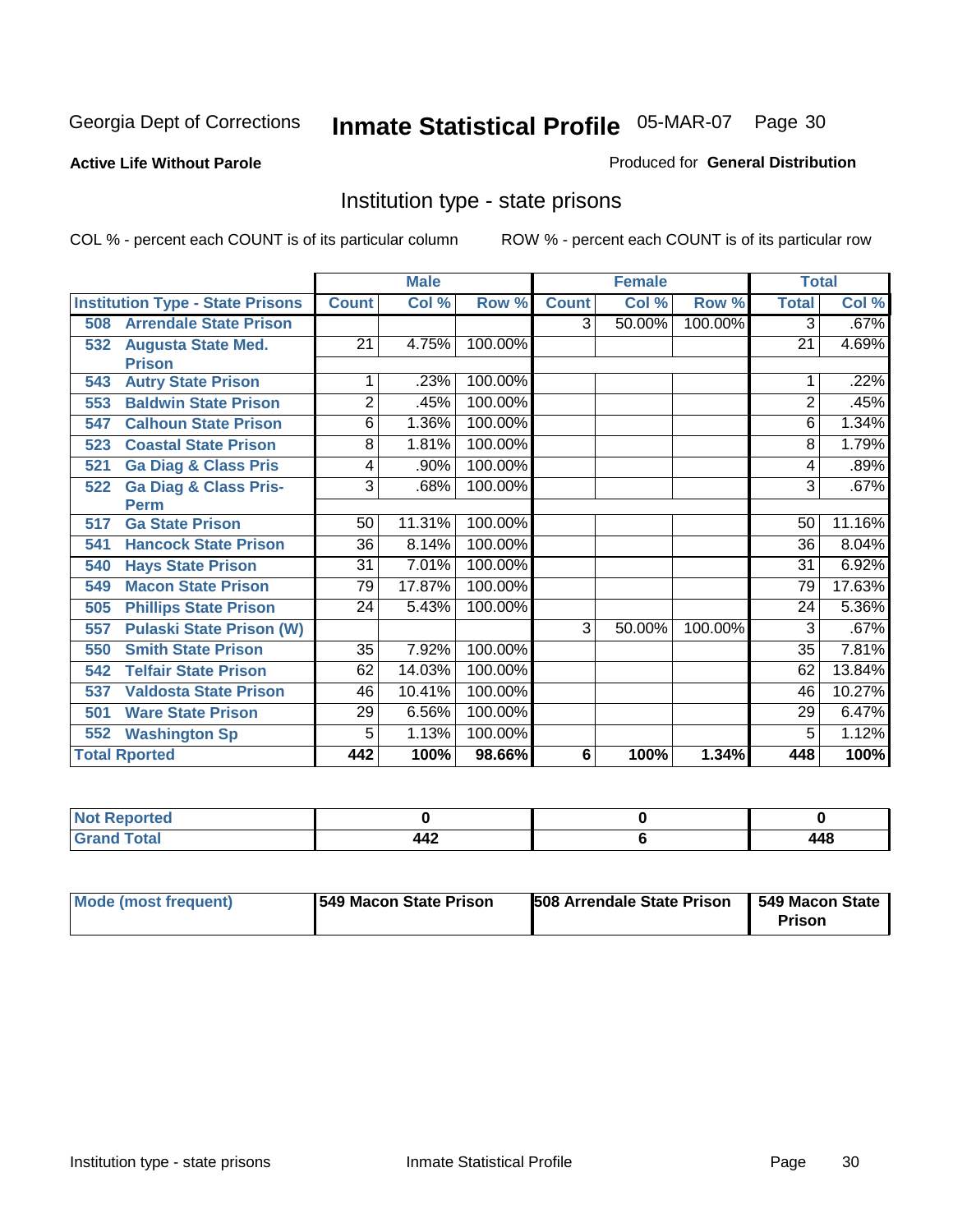Georgia Dept of Corrections

# Inmate Statistical Profile 05-MAR-07 Page 30

**Active Life Without Parole**

Produced for **General Distribution**

## Institution type - state prisons

COL % - percent each COUNT is of its particular column

ROW % - percent each COUNT is of its particular row

| | Male | | | Female | | | Total | |
|---|---|---|---|---|---|---|---|---|
| **Institution Type - State Prisons** | **Count** | **Col %** | **Row %** | **Count** | **Col %** | **Row %** | **Total** | **Col %** |
| **508 Arrendale State Prison** | | | | 3 | 50.00% | 100.00% | 3 | .67% |
| **532 Augusta State Med. Prison** | 21 | 4.75% | 100.00% | | | | 21 | 4.69% |
| **543 Autry State Prison** | 1 | .23% | 100.00% | | | | 1 | .22% |
| **553 Baldwin State Prison** | 2 | .45% | 100.00% | | | | 2 | .45% |
| **547 Calhoun State Prison** | 6 | 1.36% | 100.00% | | | | 6 | 1.34% |
| **523 Coastal State Prison** | 8 | 1.81% | 100.00% | | | | 8 | 1.79% |
| **521 Ga Diag & Class Pris** | 4 | .90% | 100.00% | | | | 4 | .89% |
| **522 Ga Diag & Class Pris-Perm** | 3 | .68% | 100.00% | | | | 3 | .67% |
| **517 Ga State Prison** | 50 | 11.31% | 100.00% | | | | 50 | 11.16% |
| **541 Hancock State Prison** | 36 | 8.14% | 100.00% | | | | 36 | 8.04% |
| **540 Hays State Prison** | 31 | 7.01% | 100.00% | | | | 31 | 6.92% |
| **549 Macon State Prison** | 79 | 17.87% | 100.00% | | | | 79 | 17.63% |
| **505 Phillips State Prison** | 24 | 5.43% | 100.00% | | | | 24 | 5.36% |
| **557 Pulaski State Prison (W)** | | | | 3 | 50.00% | 100.00% | 3 | .67% |
| **550 Smith State Prison** | 35 | 7.92% | 100.00% | | | | 35 | 7.81% |
| **542 Telfair State Prison** | 62 | 14.03% | 100.00% | | | | 62 | 13.84% |
| **537 Valdosta State Prison** | 46 | 10.41% | 100.00% | | | | 46 | 10.27% |
| **501 Ware State Prison** | 29 | 6.56% | 100.00% | | | | 29 | 6.47% |
| **552 Washington Sp** | 5 | 1.13% | 100.00% | | | | 5 | 1.12% |
| **Total Rported** | **442** | **100%** | **98.66%** | **6** | **100%** | **1.34%** | **448** | **100%** |

| | Male | Female | Total |
|---|---|---|---|
| **Not Reported** | **0** | **0** | **0** |
| **Grand Total** | **442** | **6** | **448** |

| | Male | Female | Total |
|---|---|---|---|
| **Mode (most frequent)** | **549 Macon State Prison** | **508 Arrendale State Prison** | **549 Macon State Prison** |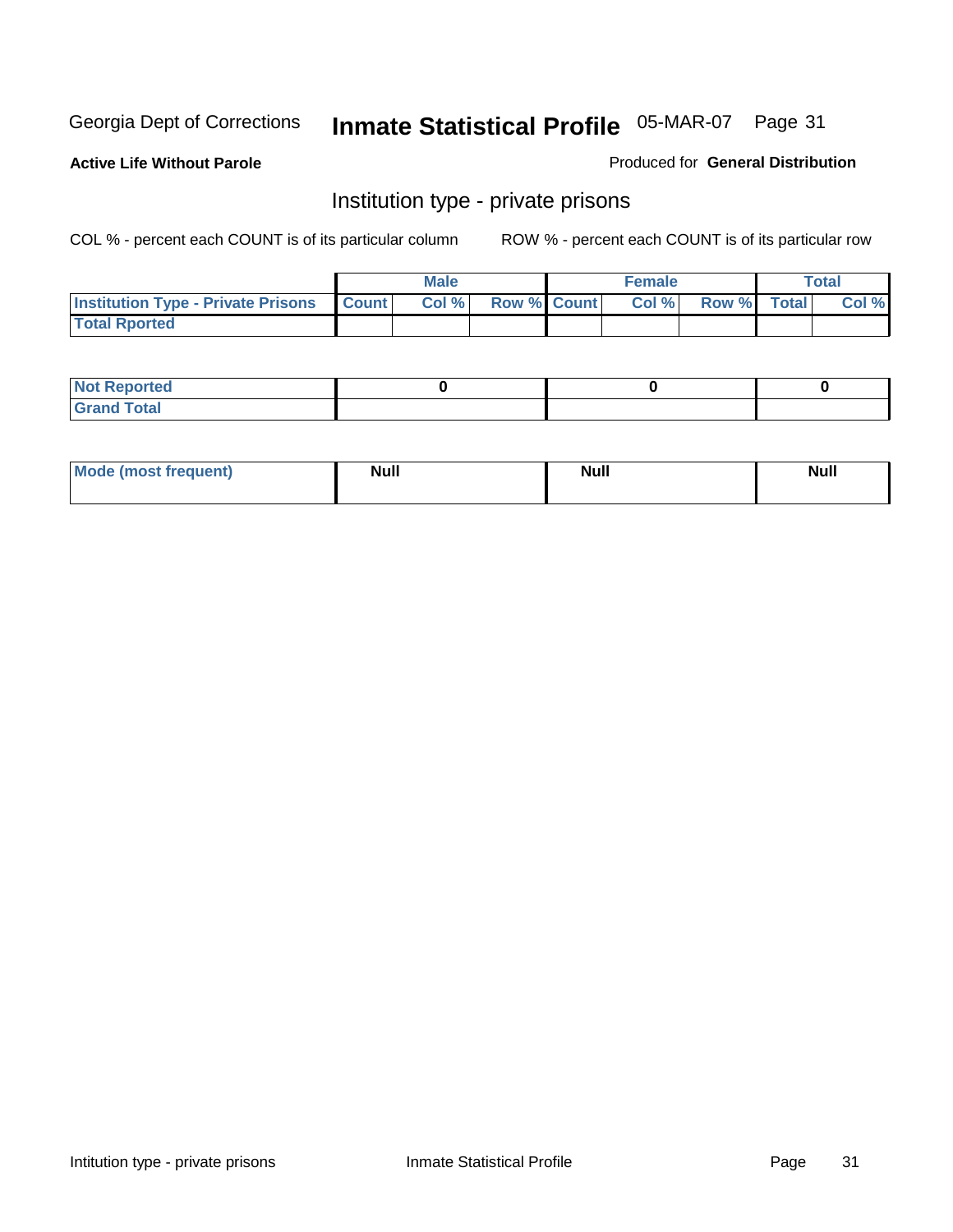Georgia Dept of Corrections **Inmate Statistical Profile** 05-MAR-07

**Active Life Without Parole**

Produced for **General Distribution**

## Institution type - private prisons

COL % - percent each COUNT is of its particular column

ROW % - percent each COUNT is of its particular row

| | Male | | | Female | | | Total | |
|---|---|---|---|---|---|---|---|---|
| **Institution Type - Private Prisons** | **Count** | **Col %** | **Row %** | **Count** | **Col %** | **Row %** | **Total** | **Col %** |
| **Total Rported** | | | | | | | | |

| | Male | Female | Total |
|---|---|---|---|
| **Not Reported** | 0 | 0 | 0 |
| **Grand Total** | | | |

| | Male | Female | Total |
|---|---|---|---|
| **Mode (most frequent)** | Null | Null | Null |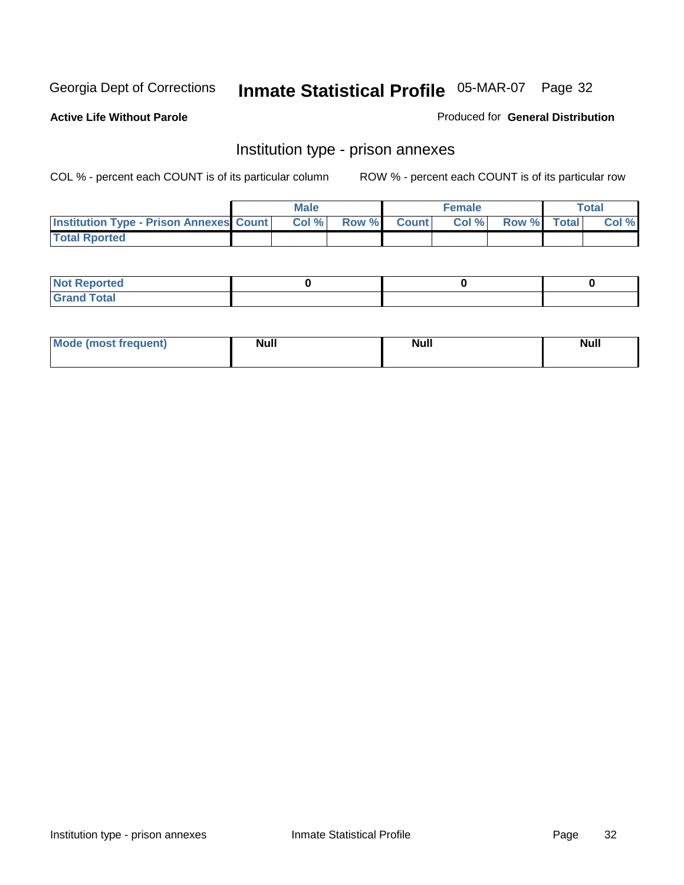Georgia Dept of Corrections **Inmate Statistical Profile** 05-MAR-07

**Active Life Without Parole**

Produced for **General Distribution**

## Institution type - prison annexes

COL % - percent each COUNT is of its particular column

ROW % - percent each COUNT is of its particular row

| | Male | | | Female | | | Total | |
|---|---|---|---|---|---|---|---|---|
| **Institution Type - Prison Annexes** | **Count** | **Col %** | **Row %** | **Count** | **Col %** | **Row %** | **Total** | **Col %** |
| **Total Rported** | | | | | | | | |

| | Male | Female | Total |
|---|---|---|---|
| **Not Reported** | **0** | **0** | **0** |
| **Grand Total** | | | |

| | Male | Female | Total |
|---|---|---|---|
| **Mode (most frequent)** | **Null** | **Null** | **Null** |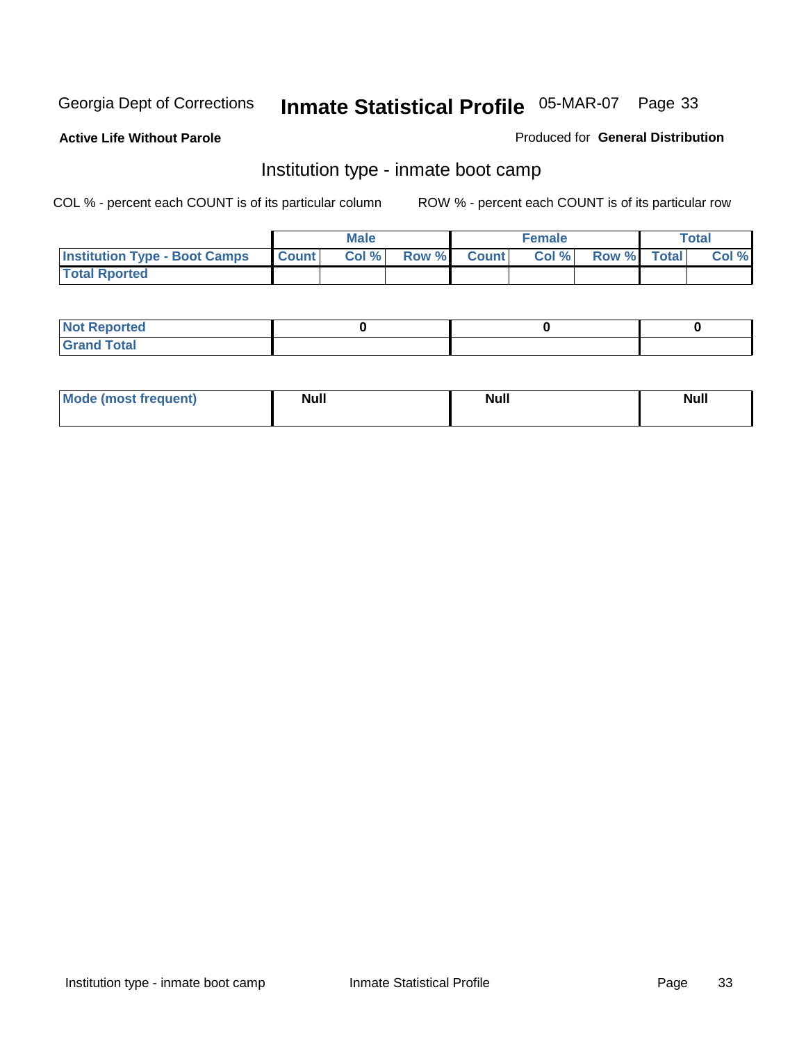Georgia Dept of Corrections **Inmate Statistical Profile** 05-MAR-07

**Active Life Without Parole**

Produced for **General Distribution**

## Institution type - inmate boot camp

COL % - percent each COUNT is of its particular column

ROW % - percent each COUNT is of its particular row

| | Male | | | Female | | | Total | |
|---|---|---|---|---|---|---|---|---|
| **Institution Type - Boot Camps** | **Count** | **Col %** | **Row %** | **Count** | **Col %** | **Row %** | **Total** | **Col %** |
| **Total Rported** | | | | | | | | |

| | Male | Female | Total |
|---|---|---|---|
| **Not Reported** | 0 | 0 | 0 |
| **Grand Total** | | | |

| | Male | Female | Total |
|---|---|---|---|
| **Mode (most frequent)** | **Null** | **Null** | **Null** |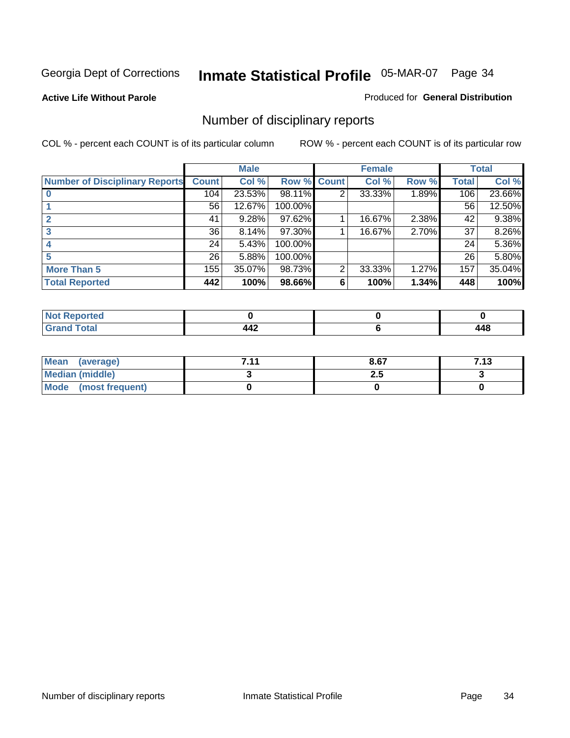Georgia Dept of Corrections

# Inmate Statistical Profile 05-MAR-07

**Active Life Without Parole**

Produced for **General Distribution**

## Number of disciplinary reports

COL % - percent each COUNT is of its particular column

ROW % - percent each COUNT is of its particular row

| | Male | | | Female | | | Total | |
|---|---|---|---|---|---|---|---|---|
| **Number of Disciplinary Reports** | **Count** | **Col %** | **Row %** | **Count** | **Col %** | **Row %** | **Total** | **Col %** |
| **0** | 104 | 23.53% | 98.11% | 2 | 33.33% | 1.89% | 106 | 23.66% |
| **1** | 56 | 12.67% | 100.00% | | | | 56 | 12.50% |
| **2** | 41 | 9.28% | 97.62% | 1 | 16.67% | 2.38% | 42 | 9.38% |
| **3** | 36 | 8.14% | 97.30% | 1 | 16.67% | 2.70% | 37 | 8.26% |
| **4** | 24 | 5.43% | 100.00% | | | | 24 | 5.36% |
| **5** | 26 | 5.88% | 100.00% | | | | 26 | 5.80% |
| **More Than 5** | 155 | 35.07% | 98.73% | 2 | 33.33% | 1.27% | 157 | 35.04% |
| **Total Reported** | **442** | **100%** | **98.66%** | **6** | **100%** | **1.34%** | **448** | **100%** |

| | Male | Female | Total |
|---|---|---|---|
| **Not Reported** | **0** | **0** | **0** |
| **Grand Total** | **442** | **6** | **448** |

| | Male | Female | Total |
|---|---|---|---|
| **Mean (average)** | **7.11** | **8.67** | **7.13** |
| **Median (middle)** | **3** | **2.5** | **3** |
| **Mode (most frequent)** | **0** | **0** | **0** |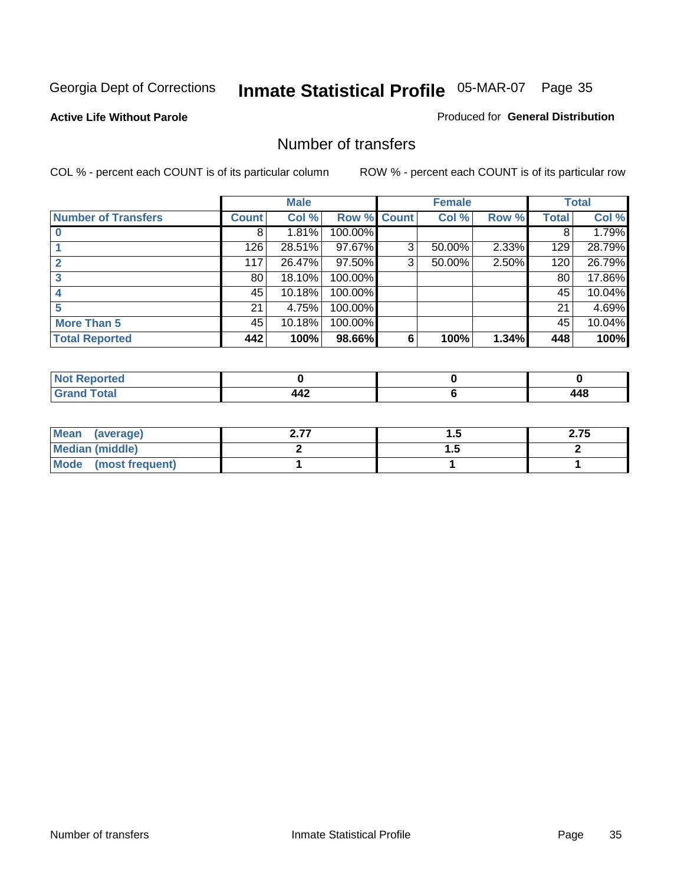Georgia Dept of Corrections **Inmate Statistical Profile** 05-MAR-07

**Active Life Without Parole**

Produced for **General Distribution**

## Number of transfers

COL % - percent each COUNT is of its particular column

ROW % - percent each COUNT is of its particular row

| | Male | | | Female | | | Total | |
|---|---|---|---|---|---|---|---|---|
| **Number of Transfers** | **Count** | **Col %** | **Row %** | **Count** | **Col %** | **Row %** | **Total** | **Col %** |
| **0** | 8 | 1.81% | 100.00% | | | | 8 | 1.79% |
| **1** | 126 | 28.51% | 97.67% | 3 | 50.00% | 2.33% | 129 | 28.79% |
| **2** | 117 | 26.47% | 97.50% | 3 | 50.00% | 2.50% | 120 | 26.79% |
| **3** | 80 | 18.10% | 100.00% | | | | 80 | 17.86% |
| **4** | 45 | 10.18% | 100.00% | | | | 45 | 10.04% |
| **5** | 21 | 4.75% | 100.00% | | | | 21 | 4.69% |
| **More Than 5** | 45 | 10.18% | 100.00% | | | | 45 | 10.04% |
| **Total Reported** | **442** | **100%** | **98.66%** | **6** | **100%** | **1.34%** | **448** | **100%** |

| | Male | Female | Total |
|---|---|---|---|
| **Not Reported** | **0** | **0** | **0** |
| **Grand Total** | **442** | **6** | **448** |

| | Male | Female | Total |
|---|---|---|---|
| **Mean (average)** | **2.77** | **1.5** | **2.75** |
| **Median (middle)** | **2** | **1.5** | **2** |
| **Mode (most frequent)** | **1** | **1** | **1** |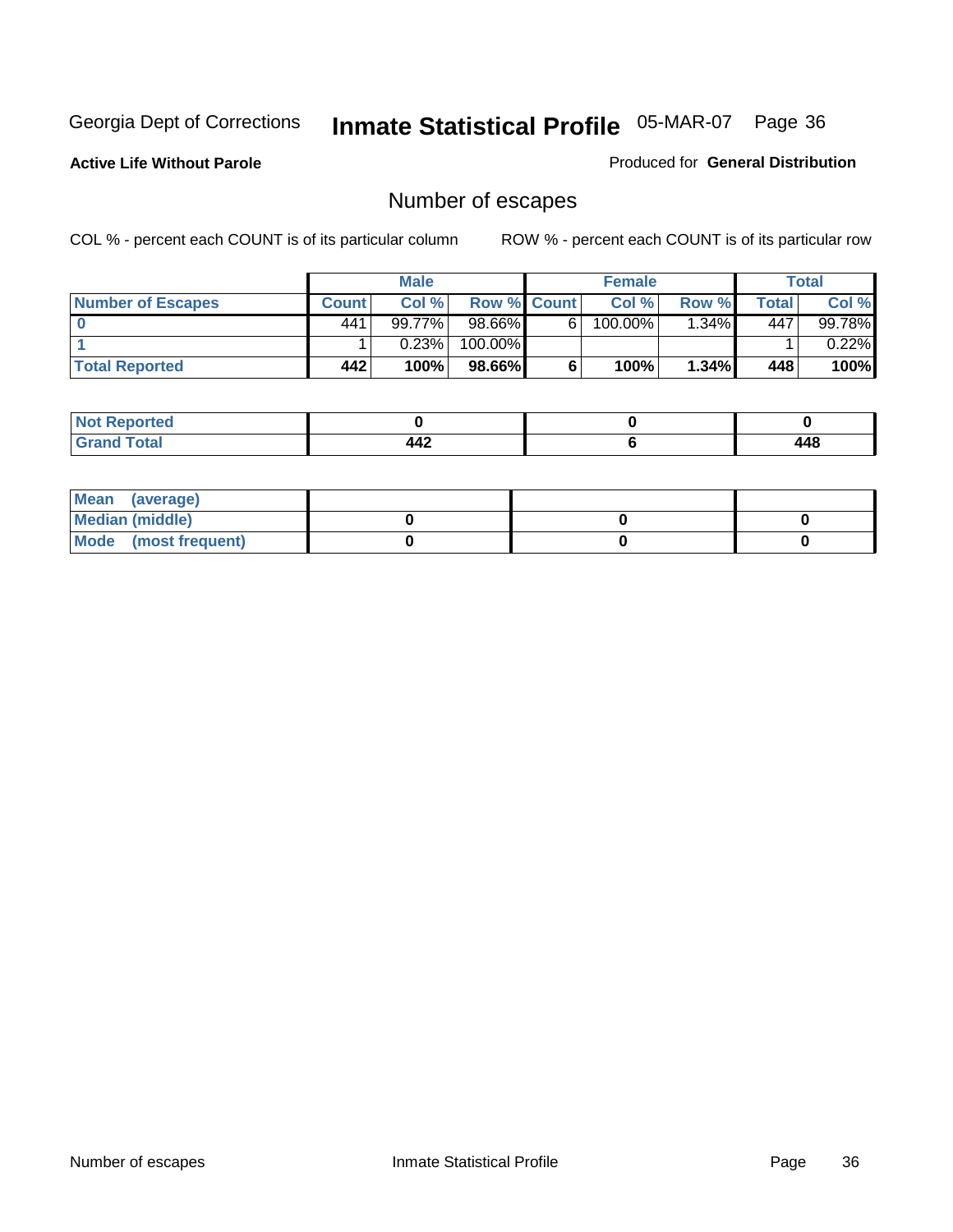Georgia Dept of Corrections **Inmate Statistical Profile** 05-MAR-07

**Active Life Without Parole**

Produced for **General Distribution**

## Number of escapes

COL % - percent each COUNT is of its particular column ROW % - percent each COUNT is of its particular row

| | Male | | | Female | | | Total | |
|---|---|---|---|---|---|---|---|---|
| **Number of Escapes** | **Count** | **Col %** | **Row %** | **Count** | **Col %** | **Row %** | **Total** | **Col %** |
| **0** | 441 | 99.77% | 98.66% | 6 | 100.00% | 1.34% | 447 | 99.78% |
| **1** | 1 | 0.23% | 100.00% | | | | 1 | 0.22% |
| **Total Reported** | **442** | **100%** | **98.66%** | **6** | **100%** | **1.34%** | **448** | **100%** |

| | Male | Female | Total |
|---|---|---|---|
| **Not Reported** | **0** | **0** | **0** |
| **Grand Total** | **442** | **6** | **448** |

| | Male | Female | Total |
|---|---|---|---|
| **Mean (average)** | | | |
| **Median (middle)** | **0** | **0** | **0** |
| **Mode (most frequent)** | **0** | **0** | **0** |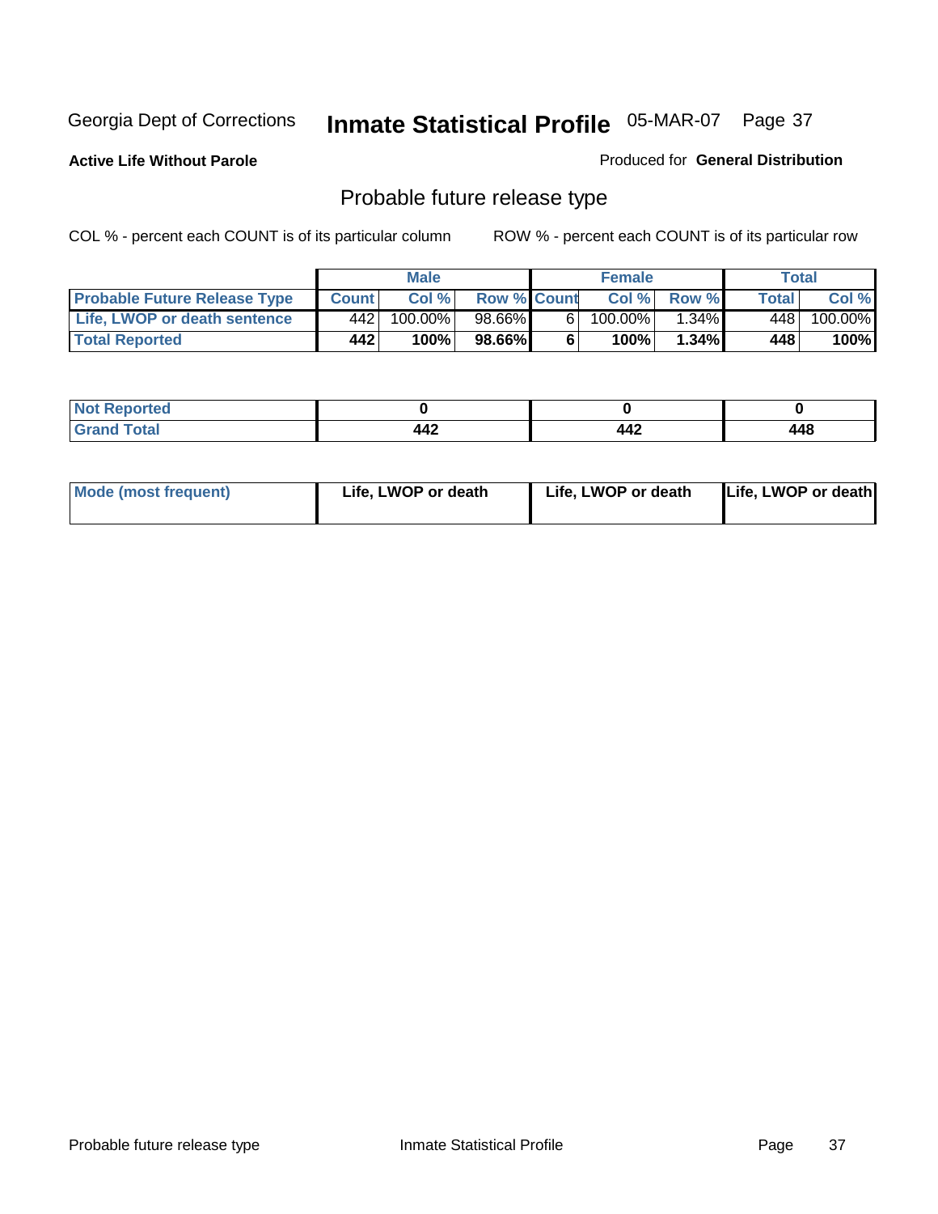Georgia Dept of Corrections **Inmate Statistical Profile** 05-MAR-07

**Active Life Without Parole**

Produced for **General Distribution**

## Probable future release type

COL % - percent each COUNT is of its particular column

ROW % - percent each COUNT is of its particular row

| | Male | | | Female | | | Total | |
|---|---|---|---|---|---|---|---|---|
| **Probable Future Release Type** | **Count** | **Col %** | **Row %** | **Count** | **Col %** | **Row %** | **Total** | **Col %** |
| Life, LWOP or death sentence | 442 | 100.00% | 98.66% | 6 | 100.00% | 1.34% | 448 | 100.00% |
| **Total Reported** | **442** | **100%** | **98.66%** | **6** | **100%** | **1.34%** | **448** | **100%** |

| | Male | Female | Total |
|---|---|---|---|
| **Not Reported** | **0** | **0** | **0** |
| **Grand Total** | **442** | **442** | **448** |

| | Male | Female | Total |
|---|---|---|---|
| **Mode (most frequent)** | **Life, LWOP or death** | **Life, LWOP or death** | **Life, LWOP or death** |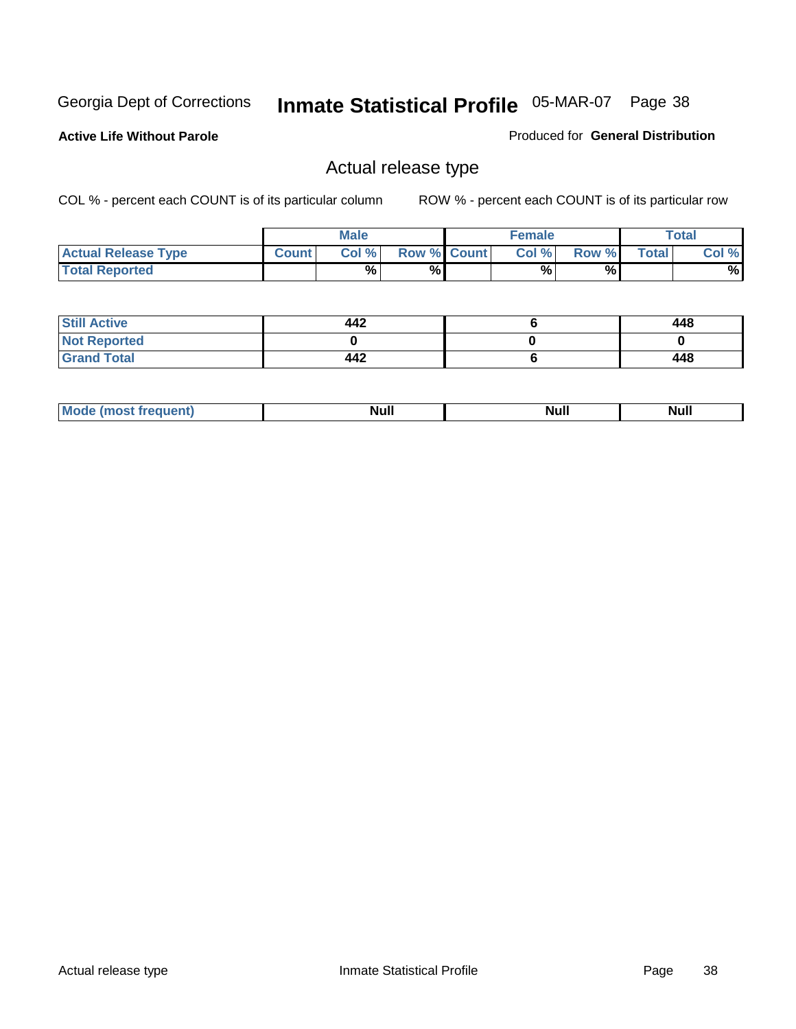Georgia Dept of Corrections **Inmate Statistical Profile** 05-MAR-07

**Active Life Without Parole**

Produced for **General Distribution**

## Actual release type

COL % - percent each COUNT is of its particular column ROW % - percent each COUNT is of its particular row

| | Male | | | Female | | | Total | |
|---|---|---|---|---|---|---|---|---|
| **Actual Release Type** | **Count** | **Col %** | **Row %** | **Count** | **Col %** | **Row %** | **Total** | **Col %** |
| **Total Reported** | | % | % | | % | % | | % |
| **Still Active** | 442 | | | 6 | | | 448 | |
| **Not Reported** | 0 | | | 0 | | | 0 | |
| **Grand Total** | 442 | | | 6 | | | 448 | |
| **Mode (most frequent)** | Null | | | Null | | | Null | |

Actual release type Inmate Statistical Profile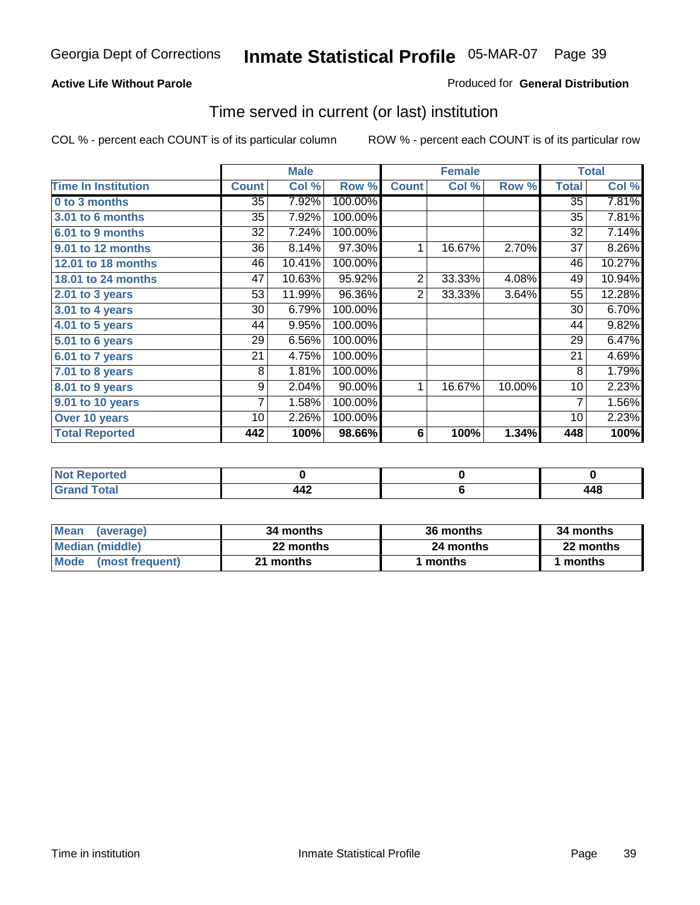Georgia Dept of Corrections **Inmate Statistical Profile** 05-MAR-07

**Active Life Without Parole**

Produced for **General Distribution**

## Time served in current (or last) institution

COL % - percent each COUNT is of its particular column

ROW % - percent each COUNT is of its particular row

| | Male | | | Female | | | Total | |
|---|---|---|---|---|---|---|---|---|
| **Time In Institution** | **Count** | **Col %** | **Row %** | **Count** | **Col %** | **Row %** | **Total** | **Col %** |
| 0 to 3 months | 35 | 7.92% | 100.00% | | | | 35 | 7.81% |
| 3.01 to 6 months | 35 | 7.92% | 100.00% | | | | 35 | 7.81% |
| 6.01 to 9 months | 32 | 7.24% | 100.00% | | | | 32 | 7.14% |
| 9.01 to 12 months | 36 | 8.14% | 97.30% | 1 | 16.67% | 2.70% | 37 | 8.26% |
| 12.01 to 18 months | 46 | 10.41% | 100.00% | | | | 46 | 10.27% |
| 18.01 to 24 months | 47 | 10.63% | 95.92% | 2 | 33.33% | 4.08% | 49 | 10.94% |
| 2.01 to 3 years | 53 | 11.99% | 96.36% | 2 | 33.33% | 3.64% | 55 | 12.28% |
| 3.01 to 4 years | 30 | 6.79% | 100.00% | | | | 30 | 6.70% |
| 4.01 to 5 years | 44 | 9.95% | 100.00% | | | | 44 | 9.82% |
| 5.01 to 6 years | 29 | 6.56% | 100.00% | | | | 29 | 6.47% |
| 6.01 to 7 years | 21 | 4.75% | 100.00% | | | | 21 | 4.69% |
| 7.01 to 8 years | 8 | 1.81% | 100.00% | | | | 8 | 1.79% |
| 8.01 to 9 years | 9 | 2.04% | 90.00% | 1 | 16.67% | 10.00% | 10 | 2.23% |
| 9.01 to 10 years | 7 | 1.58% | 100.00% | | | | 7 | 1.56% |
| Over 10 years | 10 | 2.26% | 100.00% | | | | 10 | 2.23% |
| **Total Reported** | **442** | **100%** | **98.66%** | **6** | **100%** | **1.34%** | **448** | **100%** |

| | Male | Female | Total |
|---|---|---|---|
| Not Reported | 0 | 0 | 0 |
| Grand Total | 442 | 6 | 448 |

| | Male | Female | Total |
|---|---|---|---|
| Mean (average) | 34 months | 36 months | 34 months |
| Median (middle) | 22 months | 24 months | 22 months |
| Mode (most frequent) | 21 months | 1 months | 1 months |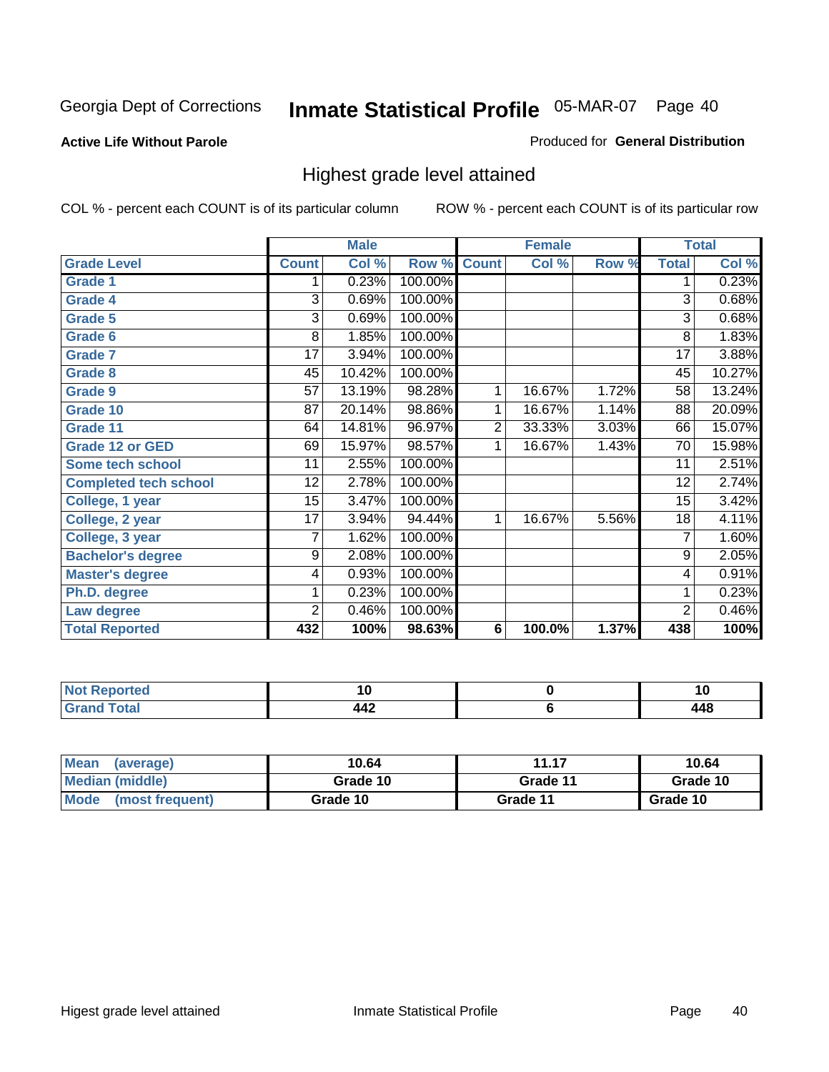Georgia Dept of Corrections **Inmate Statistical Profile** 05-MAR-07

**Active Life Without Parole**

Produced for **General Distribution**

## Highest grade level attained

COL % - percent each COUNT is of its particular column

ROW % - percent each COUNT is of its particular row

| | Male | | | Female | | | Total | |
|---|---|---|---|---|---|---|---|---|
| **Grade Level** | **Count** | **Col %** | **Row %** | **Count** | **Col %** | **Row %** | **Total** | **Col %** |
| Grade 1 | 1 | 0.23% | 100.00% | | | | 1 | 0.23% |
| Grade 4 | 3 | 0.69% | 100.00% | | | | 3 | 0.68% |
| Grade 5 | 3 | 0.69% | 100.00% | | | | 3 | 0.68% |
| Grade 6 | 8 | 1.85% | 100.00% | | | | 8 | 1.83% |
| Grade 7 | 17 | 3.94% | 100.00% | | | | 17 | 3.88% |
| Grade 8 | 45 | 10.42% | 100.00% | | | | 45 | 10.27% |
| Grade 9 | 57 | 13.19% | 98.28% | 1 | 16.67% | 1.72% | 58 | 13.24% |
| Grade 10 | 87 | 20.14% | 98.86% | 1 | 16.67% | 1.14% | 88 | 20.09% |
| Grade 11 | 64 | 14.81% | 96.97% | 2 | 33.33% | 3.03% | 66 | 15.07% |
| Grade 12 or GED | 69 | 15.97% | 98.57% | 1 | 16.67% | 1.43% | 70 | 15.98% |
| Some tech school | 11 | 2.55% | 100.00% | | | | 11 | 2.51% |
| Completed tech school | 12 | 2.78% | 100.00% | | | | 12 | 2.74% |
| College, 1 year | 15 | 3.47% | 100.00% | | | | 15 | 3.42% |
| College, 2 year | 17 | 3.94% | 94.44% | 1 | 16.67% | 5.56% | 18 | 4.11% |
| College, 3 year | 7 | 1.62% | 100.00% | | | | 7 | 1.60% |
| Bachelor's degree | 9 | 2.08% | 100.00% | | | | 9 | 2.05% |
| Master's degree | 4 | 0.93% | 100.00% | | | | 4 | 0.91% |
| Ph.D. degree | 1 | 0.23% | 100.00% | | | | 1 | 0.23% |
| Law degree | 2 | 0.46% | 100.00% | | | | 2 | 0.46% |
| **Total Reported** | **432** | **100%** | **98.63%** | **6** | **100.0%** | **1.37%** | **438** | **100%** |

| | Male | Female | Total |
|---|---|---|---|
| Not Reported | 10 | 0 | 10 |
| Grand Total | 442 | 6 | 448 |

| | Male | Female | Total |
|---|---|---|---|
| Mean (average) | 10.64 | 11.17 | 10.64 |
| Median (middle) | Grade 10 | Grade 11 | Grade 10 |
| Mode (most frequent) | Grade 10 | Grade 11 | Grade 10 |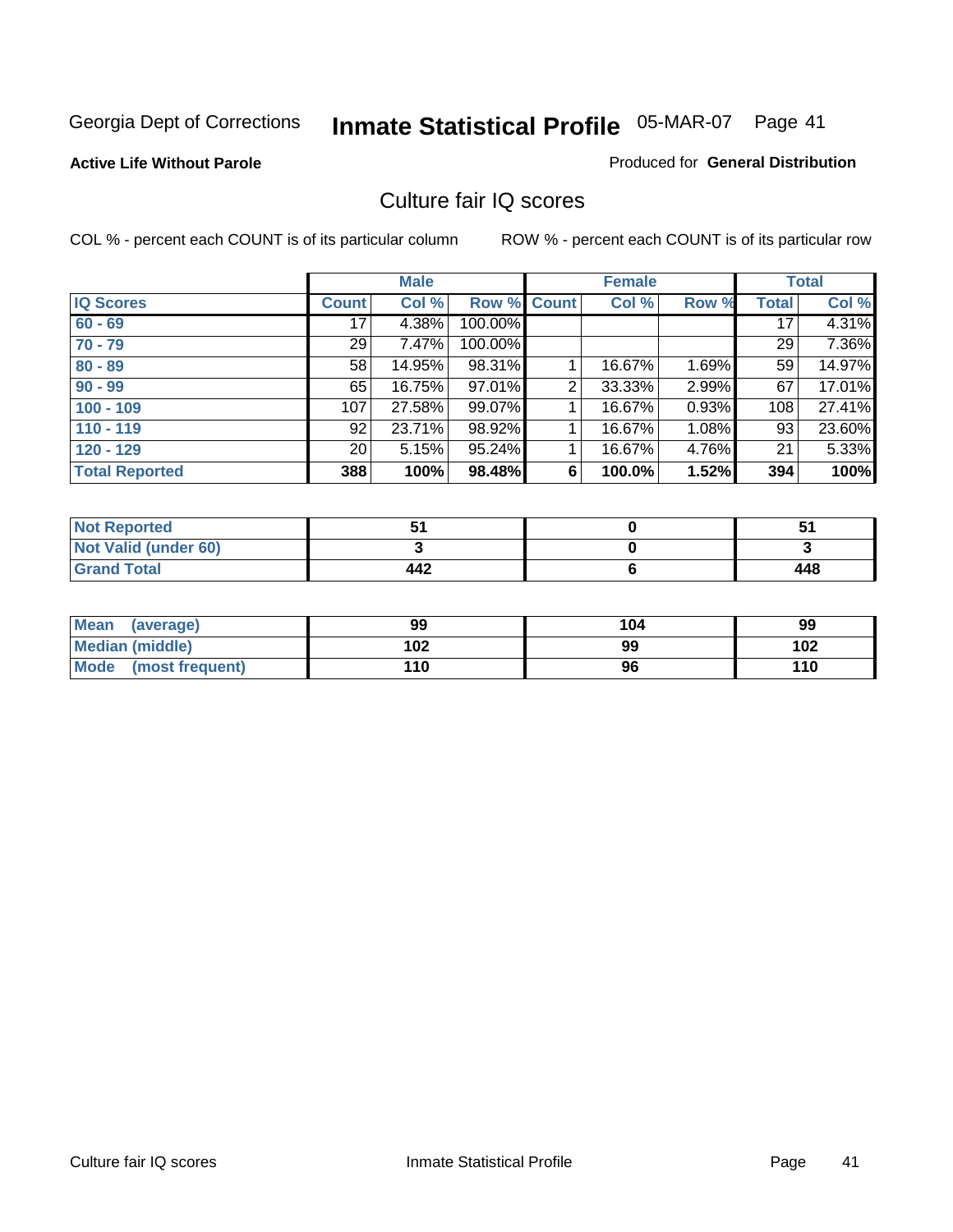Georgia Dept of Corrections **Inmate Statistical Profile** 05-MAR-07 Page 41

**Active Life Without Parole**

Produced for **General Distribution**

## Culture fair IQ scores

COL % - percent each COUNT is of its particular column

ROW % - percent each COUNT is of its particular row

| | Male | | | Female | | | Total | |
|---|---|---|---|---|---|---|---|---|
| **IQ Scores** | **Count** | **Col %** | **Row %** | **Count** | **Col %** | **Row %** | **Total** | **Col %** |
| **60 - 69** | 17 | 4.38% | 100.00% | | | | 17 | 4.31% |
| **70 - 79** | 29 | 7.47% | 100.00% | | | | 29 | 7.36% |
| **80 - 89** | 58 | 14.95% | 98.31% | 1 | 16.67% | 1.69% | 59 | 14.97% |
| **90 - 99** | 65 | 16.75% | 97.01% | 2 | 33.33% | 2.99% | 67 | 17.01% |
| **100 - 109** | 107 | 27.58% | 99.07% | 1 | 16.67% | 0.93% | 108 | 27.41% |
| **110 - 119** | 92 | 23.71% | 98.92% | 1 | 16.67% | 1.08% | 93 | 23.60% |
| **120 - 129** | 20 | 5.15% | 95.24% | 1 | 16.67% | 4.76% | 21 | 5.33% |
| **Total Reported** | **388** | **100%** | **98.48%** | **6** | **100.0%** | **1.52%** | **394** | **100%** |

| | Male | Female | Total |
|---|---|---|---|
| **Not Reported** | **51** | **0** | **51** |
| **Not Valid (under 60)** | **3** | **0** | **3** |
| **Grand Total** | **442** | **6** | **448** |

| | Male | Female | Total |
|---|---|---|---|
| **Mean (average)** | **99** | **104** | **99** |
| **Median (middle)** | **102** | **99** | **102** |
| **Mode (most frequent)** | **110** | **96** | **110** |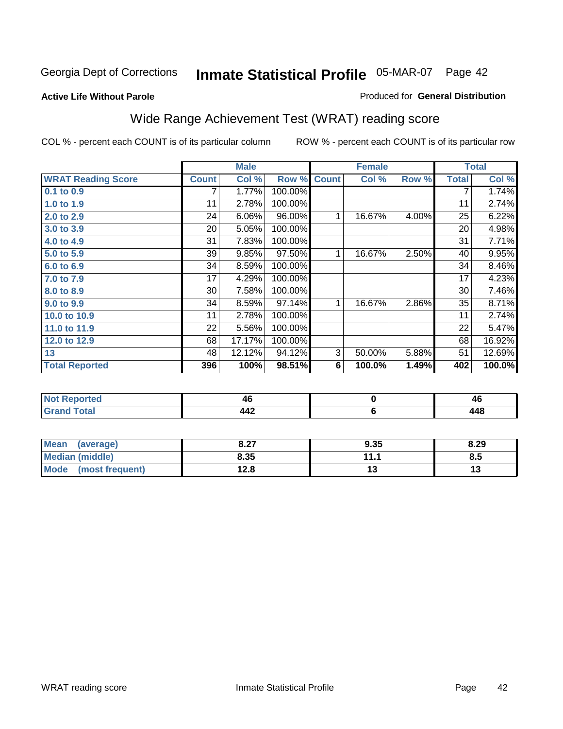Georgia Dept of Corrections **Inmate Statistical Profile** 05-MAR-07 Page 42

**Active Life Without Parole**

Produced for **General Distribution**

## Wide Range Achievement Test (WRAT) reading score

COL % - percent each COUNT is of its particular column ROW % - percent each COUNT is of its particular row

| | Male | | | Female | | | Total | |
|---|---|---|---|---|---|---|---|---|
| **WRAT Reading Score** | **Count** | **Col %** | **Row %** | **Count** | **Col %** | **Row %** | **Total** | **Col %** |
| 0.1 to 0.9 | 7 | 1.77% | 100.00% | | | | 7 | 1.74% |
| 1.0 to 1.9 | 11 | 2.78% | 100.00% | | | | 11 | 2.74% |
| 2.0 to 2.9 | 24 | 6.06% | 96.00% | 1 | 16.67% | 4.00% | 25 | 6.22% |
| 3.0 to 3.9 | 20 | 5.05% | 100.00% | | | | 20 | 4.98% |
| 4.0 to 4.9 | 31 | 7.83% | 100.00% | | | | 31 | 7.71% |
| 5.0 to 5.9 | 39 | 9.85% | 97.50% | 1 | 16.67% | 2.50% | 40 | 9.95% |
| 6.0 to 6.9 | 34 | 8.59% | 100.00% | | | | 34 | 8.46% |
| 7.0 to 7.9 | 17 | 4.29% | 100.00% | | | | 17 | 4.23% |
| 8.0 to 8.9 | 30 | 7.58% | 100.00% | | | | 30 | 7.46% |
| 9.0 to 9.9 | 34 | 8.59% | 97.14% | 1 | 16.67% | 2.86% | 35 | 8.71% |
| 10.0 to 10.9 | 11 | 2.78% | 100.00% | | | | 11 | 2.74% |
| 11.0 to 11.9 | 22 | 5.56% | 100.00% | | | | 22 | 5.47% |
| 12.0 to 12.9 | 68 | 17.17% | 100.00% | | | | 68 | 16.92% |
| 13 | 48 | 12.12% | 94.12% | 3 | 50.00% | 5.88% | 51 | 12.69% |
| **Total Reported** | **396** | **100%** | **98.51%** | **6** | **100.0%** | **1.49%** | **402** | **100.0%** |

| | Male | Female | Total |
|---|---|---|---|
| Not Reported | 46 | 0 | 46 |
| Grand Total | 442 | 6 | 448 |

| | Male | Female | Total |
|---|---|---|---|
| Mean (average) | 8.27 | 9.35 | 8.29 |
| Median (middle) | 8.35 | 11.1 | 8.5 |
| Mode (most frequent) | 12.8 | 13 | 13 |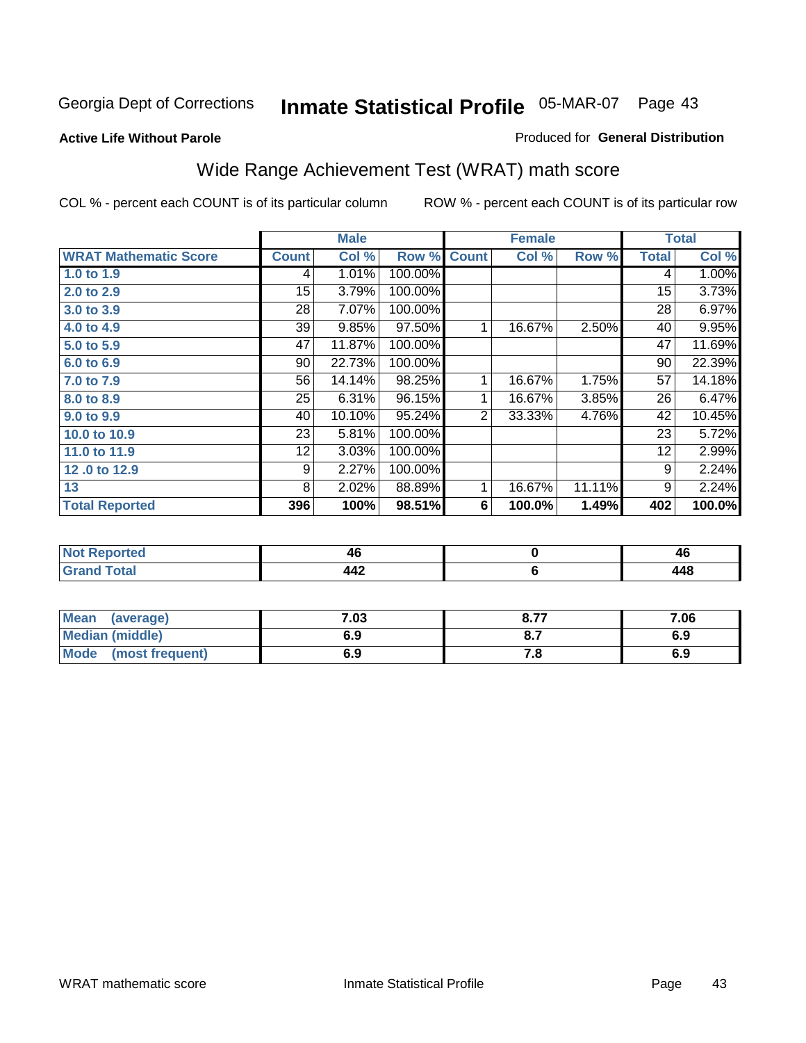Georgia Dept of Corrections **Inmate Statistical Profile** 05-MAR-07

**Active Life Without Parole**

Produced for **General Distribution**

## Wide Range Achievement Test (WRAT) math score

COL % - percent each COUNT is of its particular column    ROW % - percent each COUNT is of its particular row

| | Male | | | Female | | | Total | |
|---|---|---|---|---|---|---|---|---|
| **WRAT Mathematic Score** | **Count** | **Col %** | **Row %** | **Count** | **Col %** | **Row %** | **Total** | **Col %** |
| **1.0 to 1.9** | 4 | 1.01% | 100.00% | | | | 4 | 1.00% |
| **2.0 to 2.9** | 15 | 3.79% | 100.00% | | | | 15 | 3.73% |
| **3.0 to 3.9** | 28 | 7.07% | 100.00% | | | | 28 | 6.97% |
| **4.0 to 4.9** | 39 | 9.85% | 97.50% | 1 | 16.67% | 2.50% | 40 | 9.95% |
| **5.0 to 5.9** | 47 | 11.87% | 100.00% | | | | 47 | 11.69% |
| **6.0 to 6.9** | 90 | 22.73% | 100.00% | | | | 90 | 22.39% |
| **7.0 to 7.9** | 56 | 14.14% | 98.25% | 1 | 16.67% | 1.75% | 57 | 14.18% |
| **8.0 to 8.9** | 25 | 6.31% | 96.15% | 1 | 16.67% | 3.85% | 26 | 6.47% |
| **9.0 to 9.9** | 40 | 10.10% | 95.24% | 2 | 33.33% | 4.76% | 42 | 10.45% |
| **10.0 to 10.9** | 23 | 5.81% | 100.00% | | | | 23 | 5.72% |
| **11.0 to 11.9** | 12 | 3.03% | 100.00% | | | | 12 | 2.99% |
| **12 .0 to 12.9** | 9 | 2.27% | 100.00% | | | | 9 | 2.24% |
| **13** | 8 | 2.02% | 88.89% | 1 | 16.67% | 11.11% | 9 | 2.24% |
| **Total Reported** | **396** | **100%** | **98.51%** | **6** | **100.0%** | **1.49%** | **402** | **100.0%** |

| | Male | Female | Total |
|---|---|---|---|
| **Not Reported** | **46** | **0** | **46** |
| **Grand Total** | **442** | **6** | **448** |

| | Male | Female | Total |
|---|---|---|---|
| **Mean (average)** | **7.03** | **8.77** | **7.06** |
| **Median (middle)** | **6.9** | **8.7** | **6.9** |
| **Mode (most frequent)** | **6.9** | **7.8** | **6.9** |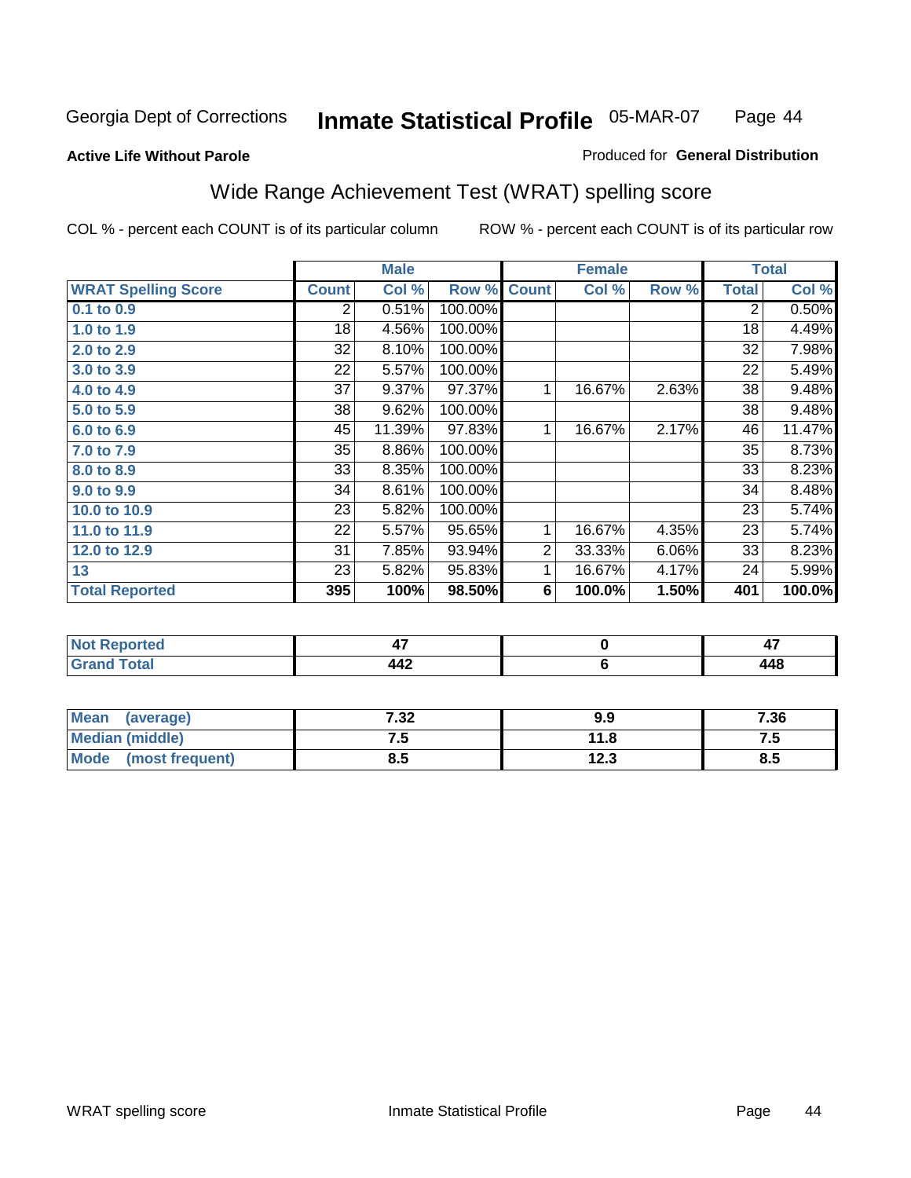Georgia Dept of Corrections **Inmate Statistical Profile** 05-MAR-07

**Active Life Without Parole**

Produced for **General Distribution**

## Wide Range Achievement Test (WRAT) spelling score

COL % - percent each COUNT is of its particular column

ROW % - percent each COUNT is of its particular row

| | Male | | | Female | | | Total | |
|---|---|---|---|---|---|---|---|---|
| **WRAT Spelling Score** | **Count** | **Col %** | **Row %** | **Count** | **Col %** | **Row %** | **Total** | **Col %** |
| 0.1 to 0.9 | 2 | 0.51% | 100.00% | | | | 2 | 0.50% |
| 1.0 to 1.9 | 18 | 4.56% | 100.00% | | | | 18 | 4.49% |
| 2.0 to 2.9 | 32 | 8.10% | 100.00% | | | | 32 | 7.98% |
| 3.0 to 3.9 | 22 | 5.57% | 100.00% | | | | 22 | 5.49% |
| 4.0 to 4.9 | 37 | 9.37% | 97.37% | 1 | 16.67% | 2.63% | 38 | 9.48% |
| 5.0 to 5.9 | 38 | 9.62% | 100.00% | | | | 38 | 9.48% |
| 6.0 to 6.9 | 45 | 11.39% | 97.83% | 1 | 16.67% | 2.17% | 46 | 11.47% |
| 7.0 to 7.9 | 35 | 8.86% | 100.00% | | | | 35 | 8.73% |
| 8.0 to 8.9 | 33 | 8.35% | 100.00% | | | | 33 | 8.23% |
| 9.0 to 9.9 | 34 | 8.61% | 100.00% | | | | 34 | 8.48% |
| 10.0 to 10.9 | 23 | 5.82% | 100.00% | | | | 23 | 5.74% |
| 11.0 to 11.9 | 22 | 5.57% | 95.65% | 1 | 16.67% | 4.35% | 23 | 5.74% |
| 12.0 to 12.9 | 31 | 7.85% | 93.94% | 2 | 33.33% | 6.06% | 33 | 8.23% |
| 13 | 23 | 5.82% | 95.83% | 1 | 16.67% | 4.17% | 24 | 5.99% |
| **Total Reported** | **395** | **100%** | **98.50%** | **6** | **100.0%** | **1.50%** | **401** | **100.0%** |

| | Male | Female | Total |
|---|---|---|---|
| Not Reported | 47 | 0 | 47 |
| Grand Total | 442 | 6 | 448 |

| | Male | Female | Total |
|---|---|---|---|
| Mean (average) | 7.32 | 9.9 | 7.36 |
| Median (middle) | 7.5 | 11.8 | 7.5 |
| Mode (most frequent) | 8.5 | 12.3 | 8.5 |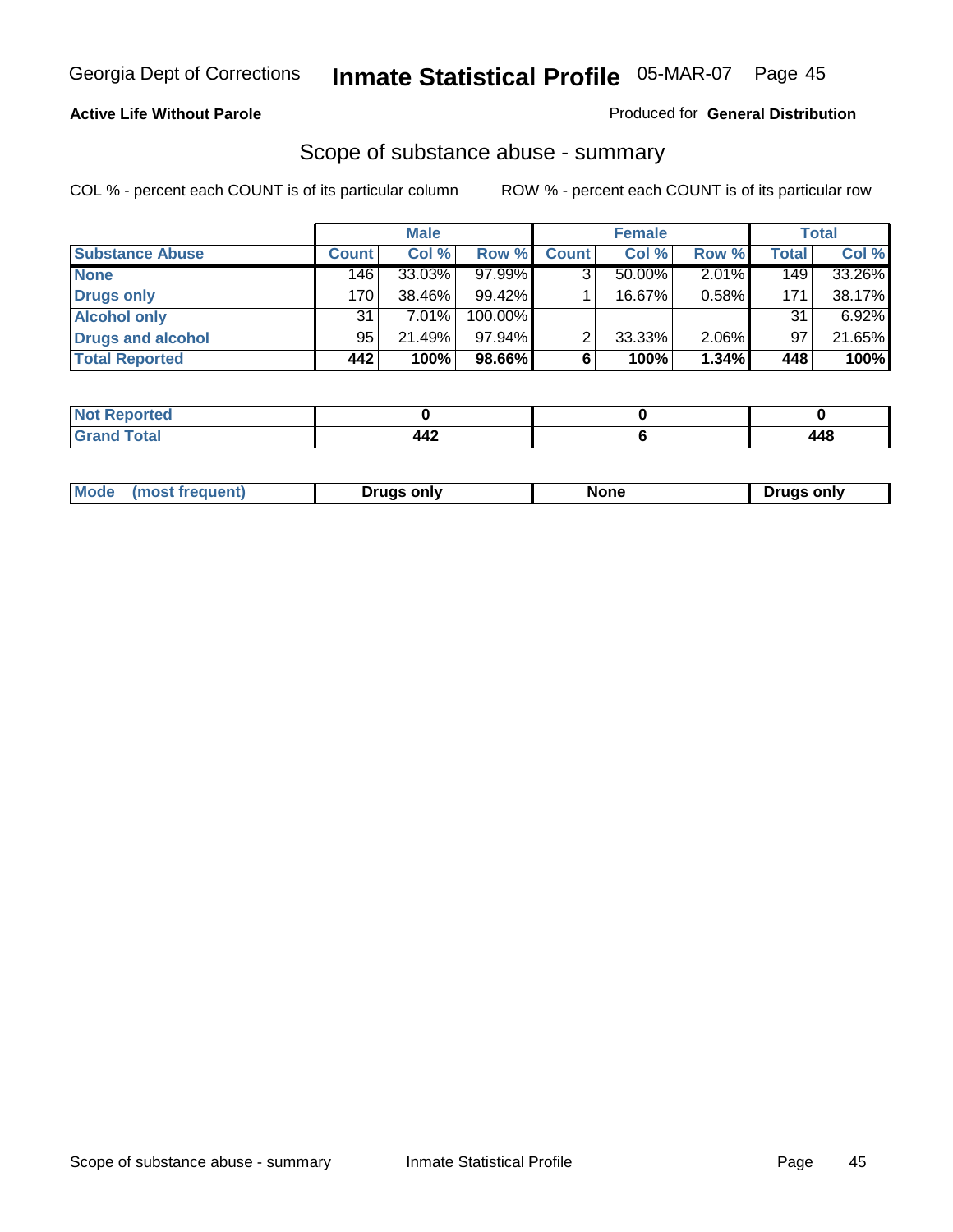**Active Life Without Parole**

Produced for **General Distribution**

## Scope of substance abuse - summary

COL % - percent each COUNT is of its particular column

ROW % - percent each COUNT is of its particular row

| | Male | | | Female | | | Total | |
|---|---|---|---|---|---|---|---|---|
| **Substance Abuse** | **Count** | **Col %** | **Row %** | **Count** | **Col %** | **Row %** | **Total** | **Col %** |
| **None** | 146 | 33.03% | 97.99% | 3 | 50.00% | 2.01% | 149 | 33.26% |
| **Drugs only** | 170 | 38.46% | 99.42% | 1 | 16.67% | 0.58% | 171 | 38.17% |
| **Alcohol only** | 31 | 7.01% | 100.00% | | | | 31 | 6.92% |
| **Drugs and alcohol** | 95 | 21.49% | 97.94% | 2 | 33.33% | 2.06% | 97 | 21.65% |
| **Total Reported** | **442** | **100%** | **98.66%** | **6** | **100%** | **1.34%** | **448** | **100%** |

| | Male | Female | Total |
|---|---|---|---|
| **Not Reported** | **0** | **0** | **0** |
| **Grand Total** | **442** | **6** | **448** |

| | Male | Female | Total |
|---|---|---|---|
| **Mode (most frequent)** | **Drugs only** | **None** | **Drugs only** |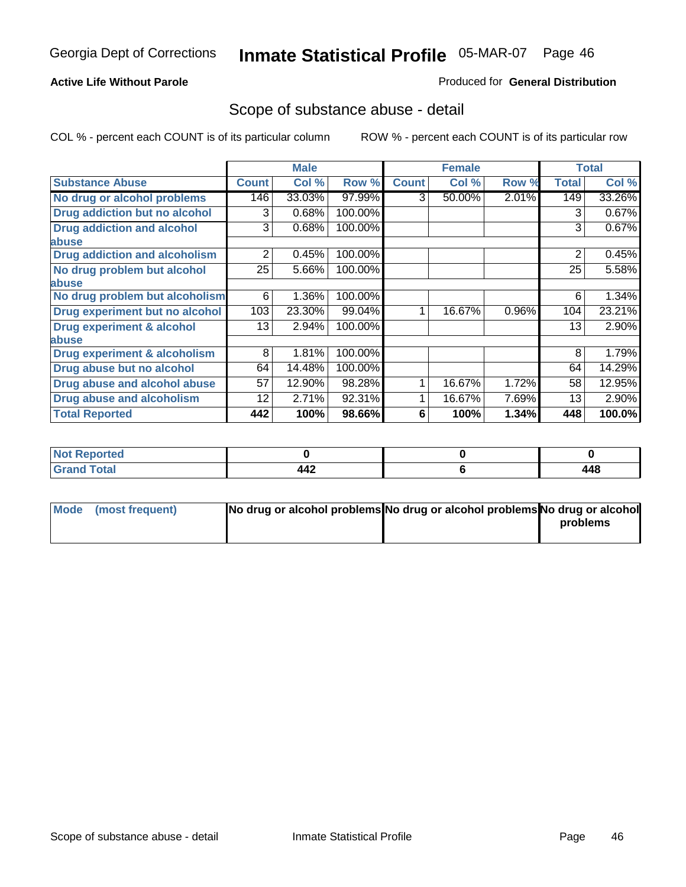Georgia Dept of Corrections **Inmate Statistical Profile** 05-MAR-07

**Active Life Without Parole**

Produced for **General Distribution**

## Scope of substance abuse - detail

COL % - percent each COUNT is of its particular column     ROW % - percent each COUNT is of its particular row

| | Male | | | Female | | | Total | |
|---|---|---|---|---|---|---|---|---|
| **Substance Abuse** | **Count** | **Col %** | **Row %** | **Count** | **Col %** | **Row %** | **Total** | **Col %** |
| **No drug or alcohol problems** | 146 | 33.03% | 97.99% | 3 | 50.00% | 2.01% | 149 | 33.26% |
| **Drug addiction but no alcohol** | 3 | 0.68% | 100.00% | | | | 3 | 0.67% |
| **Drug addiction and alcohol abuse** | 3 | 0.68% | 100.00% | | | | 3 | 0.67% |
| **Drug addiction and alcoholism** | 2 | 0.45% | 100.00% | | | | 2 | 0.45% |
| **No drug problem but alcohol abuse** | 25 | 5.66% | 100.00% | | | | 25 | 5.58% |
| **No drug problem but alcoholism** | 6 | 1.36% | 100.00% | | | | 6 | 1.34% |
| **Drug experiment but no alcohol** | 103 | 23.30% | 99.04% | 1 | 16.67% | 0.96% | 104 | 23.21% |
| **Drug experiment & alcohol abuse** | 13 | 2.94% | 100.00% | | | | 13 | 2.90% |
| **Drug experiment & alcoholism** | 8 | 1.81% | 100.00% | | | | 8 | 1.79% |
| **Drug abuse but no alcohol** | 64 | 14.48% | 100.00% | | | | 64 | 14.29% |
| **Drug abuse and alcohol abuse** | 57 | 12.90% | 98.28% | 1 | 16.67% | 1.72% | 58 | 12.95% |
| **Drug abuse and alcoholism** | 12 | 2.71% | 92.31% | 1 | 16.67% | 7.69% | 13 | 2.90% |
| **Total Reported** | **442** | **100%** | **98.66%** | **6** | **100%** | **1.34%** | **448** | **100.0%** |

| | Male | Female | Total |
|---|---|---|---|
| **Not Reported** | **0** | **0** | **0** |
| **Grand Total** | **442** | **6** | **448** |

| | Male | Female | Total |
|---|---|---|---|
| **Mode (most frequent)** | **No drug or alcohol problems** | **No drug or alcohol problems** | **No drug or alcohol problems** |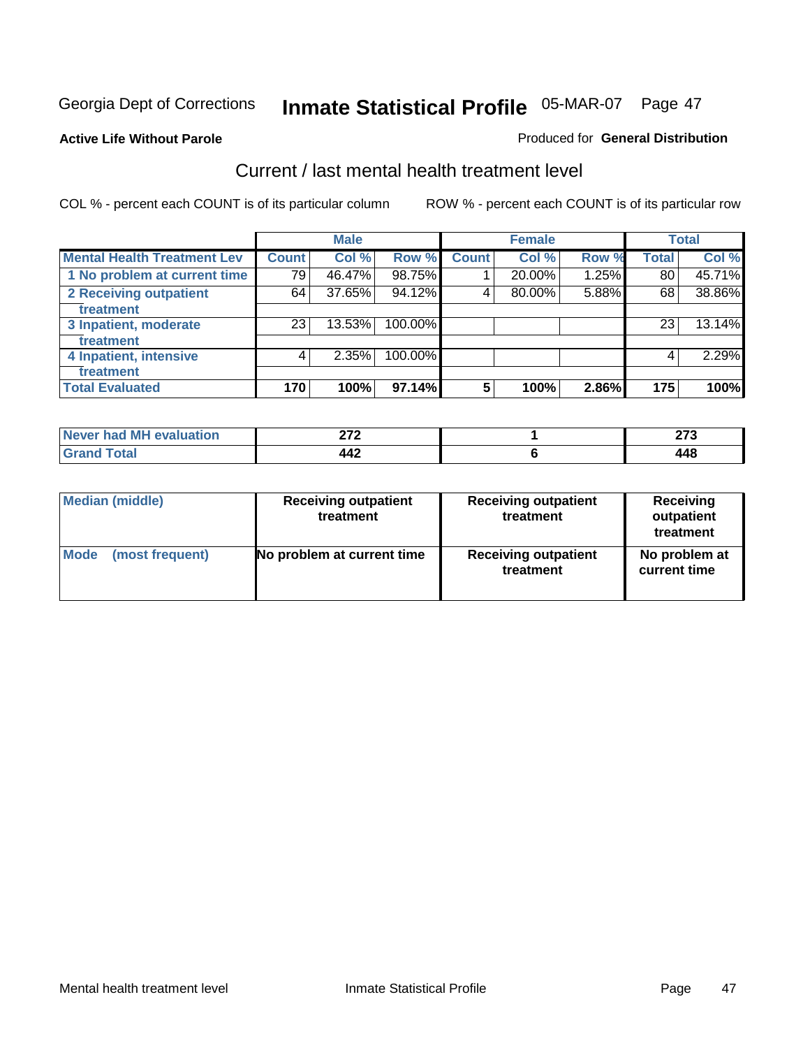Georgia Dept of Corrections **Inmate Statistical Profile** 05-MAR-07

**Active Life Without Parole**

Produced for **General Distribution**

## Current / last mental health treatment level

COL % - percent each COUNT is of its particular column ROW % - percent each COUNT is of its particular row

| | Male | | | Female | | | Total | |
|---|---|---|---|---|---|---|---|---|
| **Mental Health Treatment Lev** | **Count** | **Col %** | **Row %** | **Count** | **Col %** | **Row %** | **Total** | **Col %** |
| 1 No problem at current time | 79 | 46.47% | 98.75% | 1 | 20.00% | 1.25% | 80 | 45.71% |
| 2 Receiving outpatient treatment | 64 | 37.65% | 94.12% | 4 | 80.00% | 5.88% | 68 | 38.86% |
| 3 Inpatient, moderate treatment | 23 | 13.53% | 100.00% | | | | 23 | 13.14% |
| 4 Inpatient, intensive treatment | 4 | 2.35% | 100.00% | | | | 4 | 2.29% |
| **Total Evaluated** | **170** | **100%** | **97.14%** | **5** | **100%** | **2.86%** | **175** | **100%** |

| | Male | Female | Total |
|---|---|---|---|
| **Never had MH evaluation** | **272** | **1** | **273** |
| **Grand Total** | **442** | **6** | **448** |

| | Male | Female | Total |
|---|---|---|---|
| **Median (middle)** | **Receiving outpatient treatment** | **Receiving outpatient treatment** | **Receiving outpatient treatment** |
| **Mode (most frequent)** | **No problem at current time** | **Receiving outpatient treatment** | **No problem at current time** |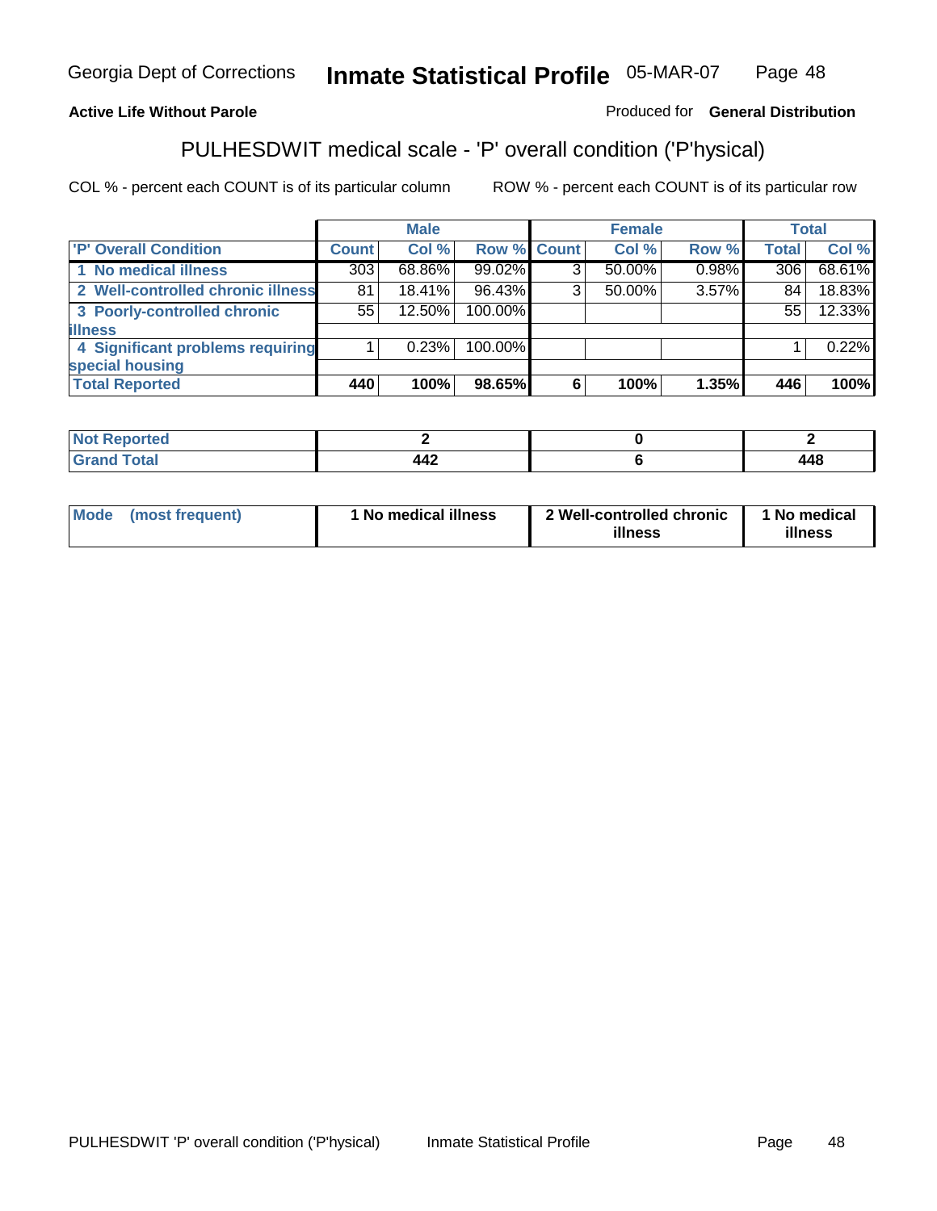**Active Life Without Parole**

Produced for **General Distribution**

## PULHESDWIT medical scale - 'P' overall condition ('P'hysical)

COL % - percent each COUNT is of its particular column

ROW % - percent each COUNT is of its particular row

| 'P' Overall Condition | Male | | | Female | | | Total | |
|---|---|---|---|---|---|---|---|---|
| | Count | Col % | Row % | Count | Col % | Row % | Total | Col % |
| 1 No medical illness | 303 | 68.86% | 99.02% | 3 | 50.00% | 0.98% | 306 | 68.61% |
| 2 Well-controlled chronic illness | 81 | 18.41% | 96.43% | 3 | 50.00% | 3.57% | 84 | 18.83% |
| 3 Poorly-controlled chronic illness | 55 | 12.50% | 100.00% | | | | 55 | 12.33% |
| 4 Significant problems requiring special housing | 1 | 0.23% | 100.00% | | | | 1 | 0.22% |
| **Total Reported** | **440** | **100%** | **98.65%** | **6** | **100%** | **1.35%** | **446** | **100%** |

| | Male | Female | Total |
|---|---|---|---|
| Not Reported | 2 | 0 | 2 |
| Grand Total | 442 | 6 | 448 |

| | Male | Female | Total |
|---|---|---|---|
| Mode (most frequent) | 1 No medical illness | 2 Well-controlled chronic illness | 1 No medical illness |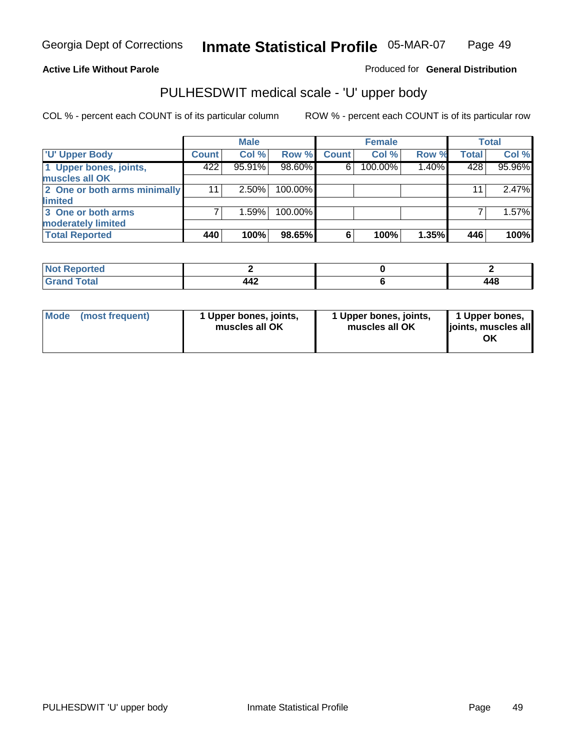Georgia Dept of Corrections **Inmate Statistical Profile** 05-MAR-07

**Active Life Without Parole**

Produced for **General Distribution**

## PULHESDWIT medical scale - 'U' upper body

COL % - percent each COUNT is of its particular column

ROW % - percent each COUNT is of its particular row

| | Male | | | Female | | | Total | |
|---|---|---|---|---|---|---|---|---|
| 'U' Upper Body | Count | Col % | Row % | Count | Col % | Row % | Total | Col % |
| 1 Upper bones, joints, muscles all OK | 422 | 95.91% | 98.60% | 6 | 100.00% | 1.40% | 428 | 95.96% |
| 2 One or both arms minimally limited | 11 | 2.50% | 100.00% | | | | 11 | 2.47% |
| 3 One or both arms moderately limited | 7 | 1.59% | 100.00% | | | | 7 | 1.57% |
| **Total Reported** | **440** | **100%** | **98.65%** | **6** | **100%** | **1.35%** | **446** | **100%** |

| | Male | Female | Total |
|---|---|---|---|
| Not Reported | 2 | 0 | 2 |
| Grand Total | 442 | 6 | 448 |

| | Male | Female | Total |
|---|---|---|---|
| Mode (most frequent) | 1 Upper bones, joints, muscles all OK | 1 Upper bones, joints, muscles all OK | 1 Upper bones, joints, muscles all OK |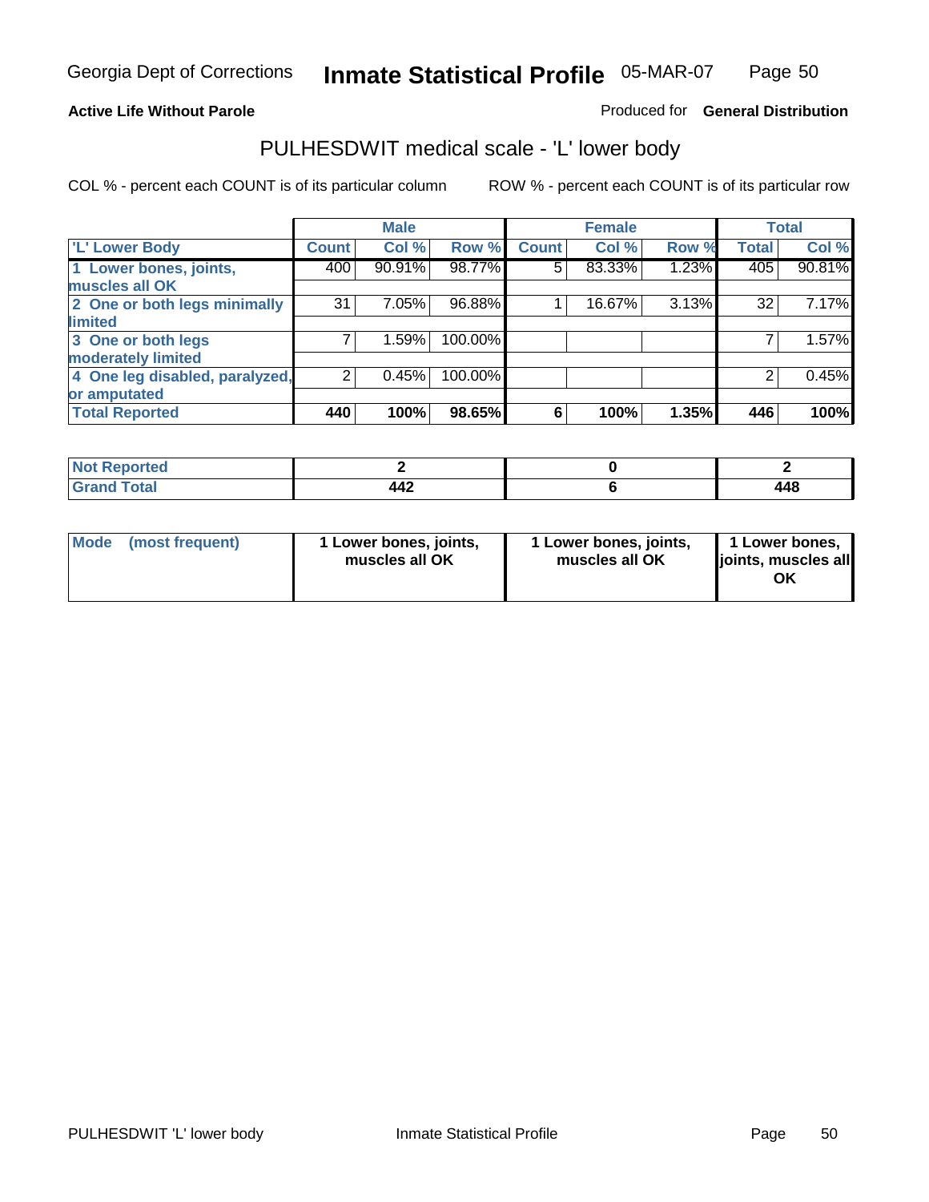Active Life Without Parole

Produced for **General Distribution**

## PULHESDWIT medical scale - 'L' lower body

COL % - percent each COUNT is of its particular column

ROW % - percent each COUNT is of its particular row

| | Male | | | Female | | | Total | |
|---|---|---|---|---|---|---|---|---|
| 'L' Lower Body | Count | Col % | Row % | Count | Col % | Row % | Total | Col % |
| 1 Lower bones, joints, muscles all OK | 400 | 90.91% | 98.77% | 5 | 83.33% | 1.23% | 405 | 90.81% |
| 2 One or both legs minimally limited | 31 | 7.05% | 96.88% | 1 | 16.67% | 3.13% | 32 | 7.17% |
| 3 One or both legs moderately limited | 7 | 1.59% | 100.00% | | | | 7 | 1.57% |
| 4 One leg disabled, paralyzed, or amputated | 2 | 0.45% | 100.00% | | | | 2 | 0.45% |
| **Total Reported** | **440** | **100%** | **98.65%** | **6** | **100%** | **1.35%** | **446** | **100%** |

| | Male | Female | Total |
|---|---|---|---|
| Not Reported | 2 | 0 | 2 |
| Grand Total | 442 | 6 | 448 |

| | Male | Female | Total |
|---|---|---|---|
| Mode (most frequent) | 1 Lower bones, joints, muscles all OK | 1 Lower bones, joints, muscles all OK | 1 Lower bones, joints, muscles all OK |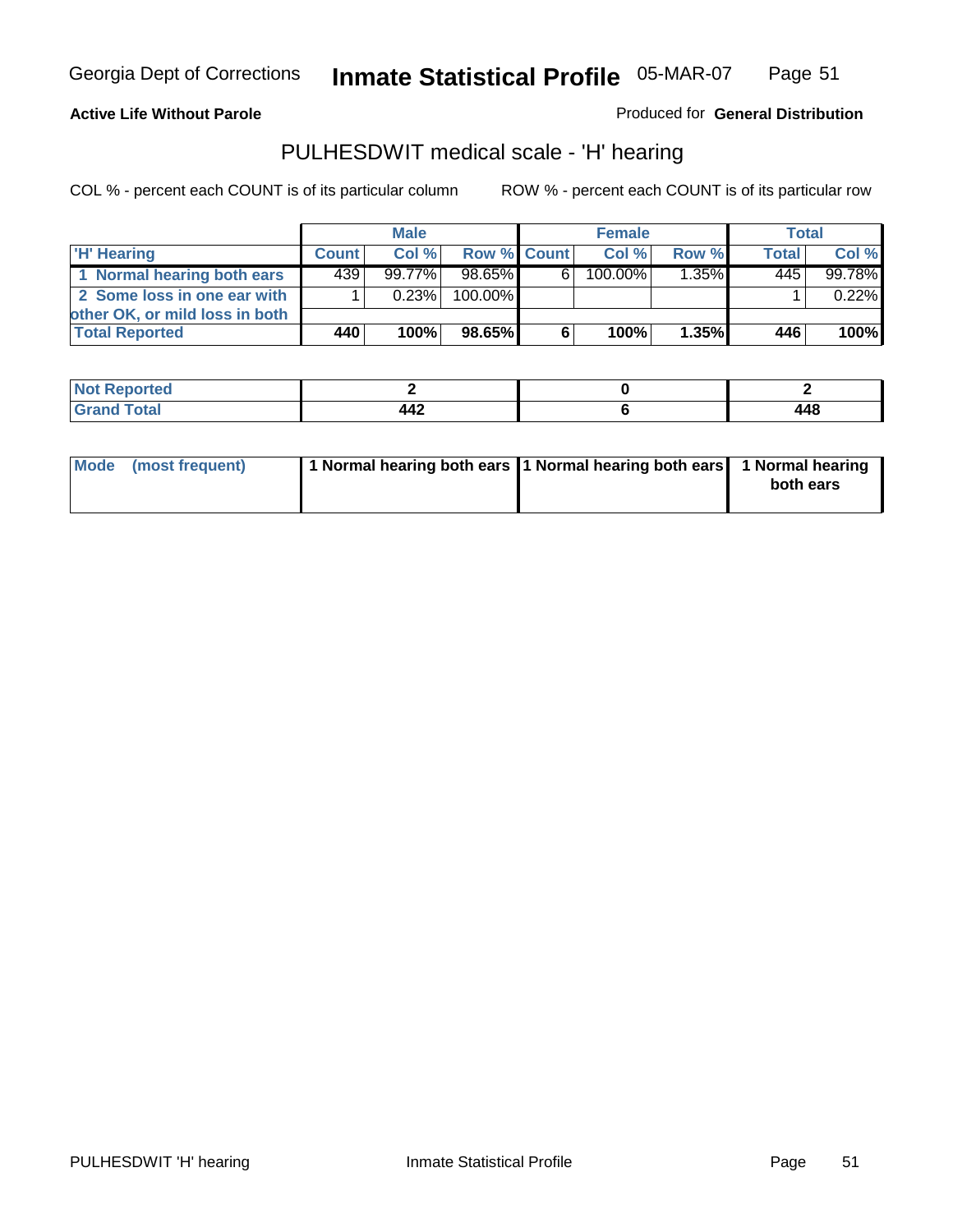Georgia Dept of Corrections **Inmate Statistical Profile** 05-MAR-07

**Active Life Without Parole**

Produced for **General Distribution**

## PULHESDWIT medical scale - 'H' hearing

COL % - percent each COUNT is of its particular column

ROW % - percent each COUNT is of its particular row

| | Male | | | Female | | | Total | |
|---|---|---|---|---|---|---|---|---|
| 'H' Hearing | Count | Col % | Row % | Count | Col % | Row % | Total | Col % |
| 1 Normal hearing both ears | 439 | 99.77% | 98.65% | 6 | 100.00% | 1.35% | 445 | 99.78% |
| 2 Some loss in one ear with other OK, or mild loss in both | 1 | 0.23% | 100.00% | | | | 1 | 0.22% |
| **Total Reported** | **440** | **100%** | **98.65%** | **6** | **100%** | **1.35%** | **446** | **100%** |

| | Male | Female | Total |
|---|---|---|---|
| Not Reported | 2 | 0 | 2 |
| Grand Total | 442 | 6 | 448 |

| | Male | Female | Total |
|---|---|---|---|
| Mode (most frequent) | 1 Normal hearing both ears | 1 Normal hearing both ears | 1 Normal hearing both ears |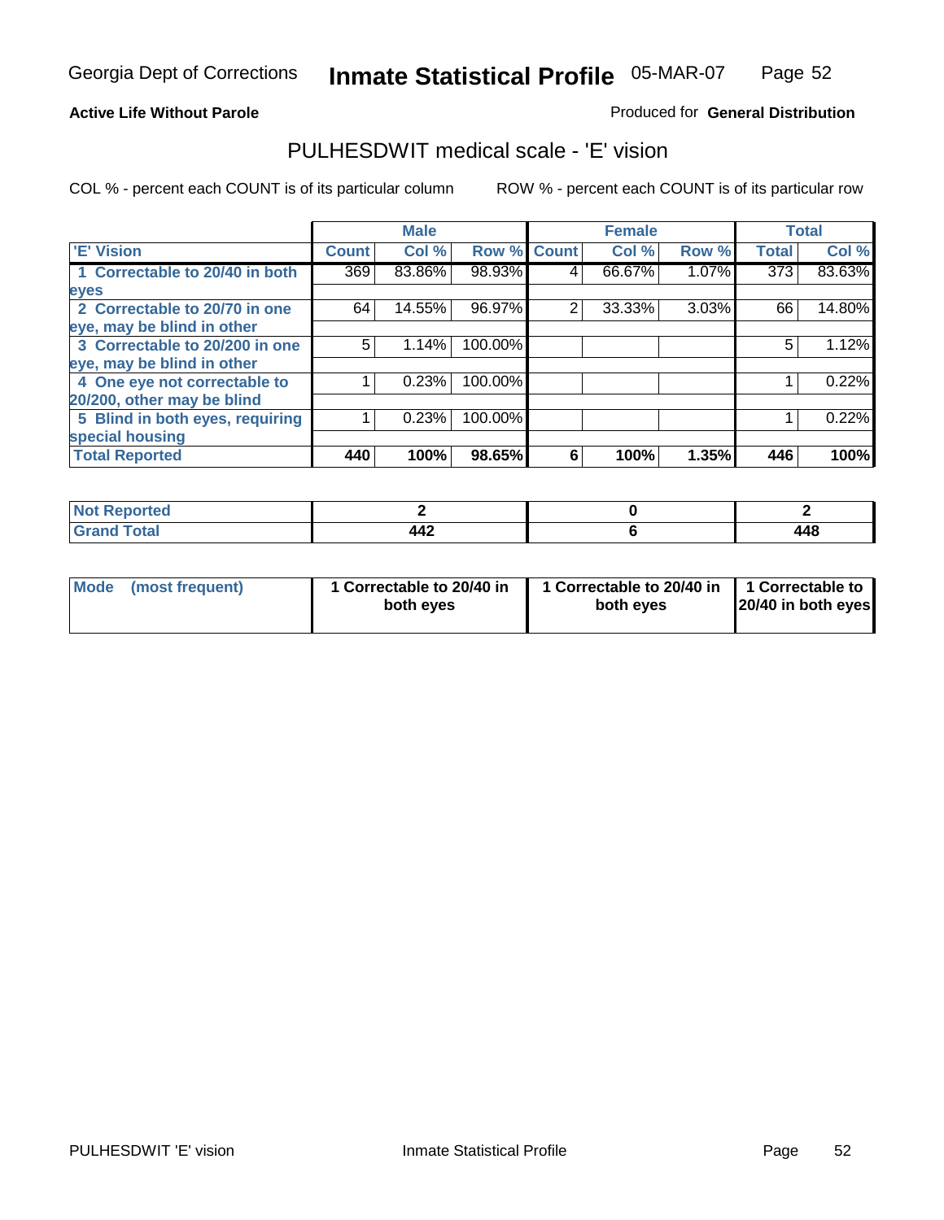Georgia Dept of Corrections **Inmate Statistical Profile** 05-MAR-07

**Active Life Without Parole**

Produced for **General Distribution**

## PULHESDWIT medical scale - 'E' vision

COL % - percent each COUNT is of its particular column

ROW % - percent each COUNT is of its particular row

| | Male | | | Female | | | Total | |
|---|---|---|---|---|---|---|---|---|
| 'E' Vision | Count | Col % | Row % | Count | Col % | Row % | Total | Col % |
| 1 Correctable to 20/40 in both eyes | 369 | 83.86% | 98.93% | 4 | 66.67% | 1.07% | 373 | 83.63% |
| 2 Correctable to 20/70 in one eye, may be blind in other | 64 | 14.55% | 96.97% | 2 | 33.33% | 3.03% | 66 | 14.80% |
| 3 Correctable to 20/200 in one eye, may be blind in other | 5 | 1.14% | 100.00% | | | | 5 | 1.12% |
| 4 One eye not correctable to 20/200, other may be blind | 1 | 0.23% | 100.00% | | | | 1 | 0.22% |
| 5 Blind in both eyes, requiring special housing | 1 | 0.23% | 100.00% | | | | 1 | 0.22% |
| **Total Reported** | **440** | **100%** | **98.65%** | **6** | **100%** | **1.35%** | **446** | **100%** |

| | Male | Female | Total |
|---|---|---|---|
| Not Reported | 2 | 0 | 2 |
| Grand Total | 442 | 6 | 448 |

| | Male | Female | Total |
|---|---|---|---|
| Mode (most frequent) | 1 Correctable to 20/40 in both eyes | 1 Correctable to 20/40 in both eyes | 1 Correctable to 20/40 in both eyes |

PULHESDWIT 'E' vision Inmate Statistical Profile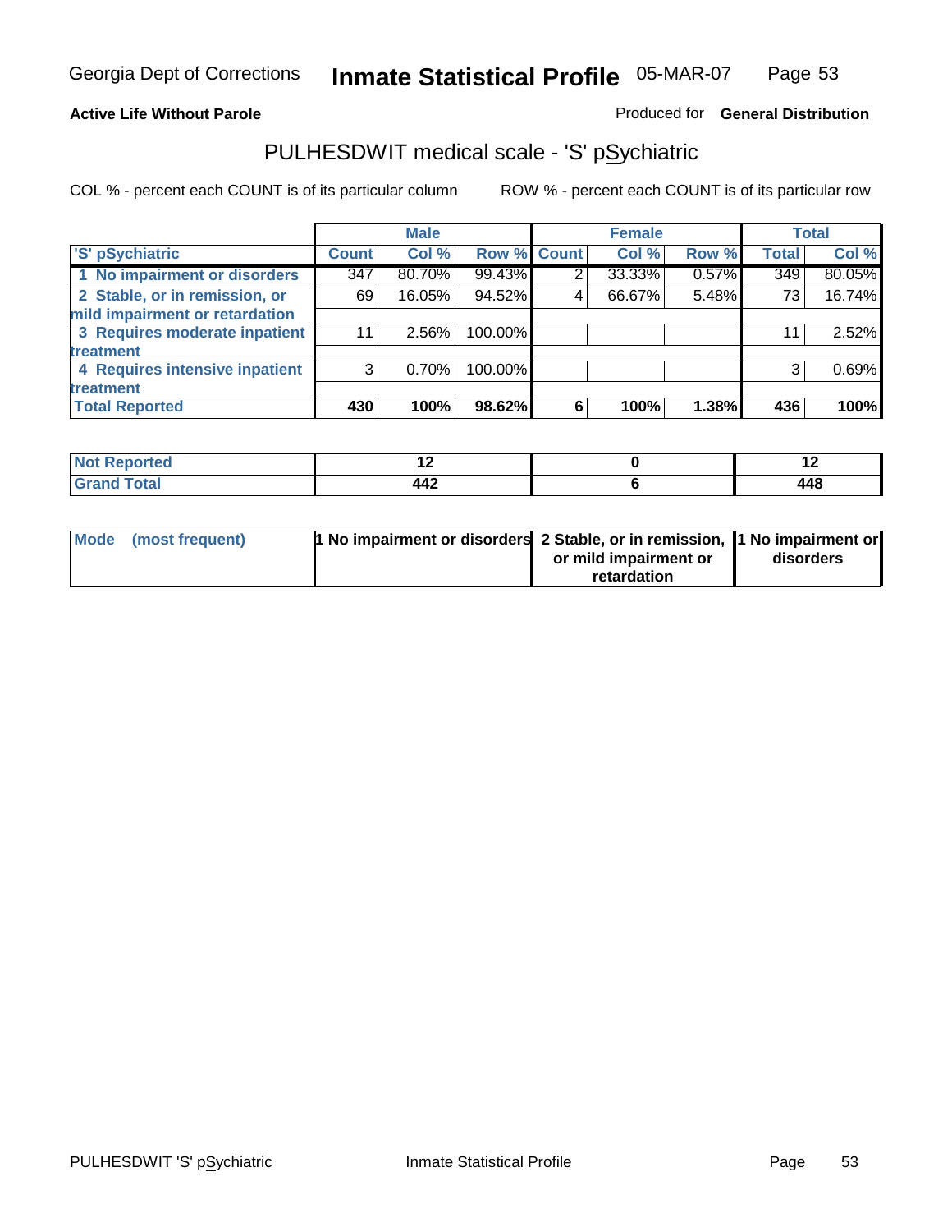**Active Life Without Parole**

Produced for **General Distribution**

## PULHESDWIT medical scale - 'S' pSychiatric

COL % - percent each COUNT is of its particular column

ROW % - percent each COUNT is of its particular row

| 'S' pSychiatric | Male | | | Female | | | Total | |
|---|---|---|---|---|---|---|---|---|
| | Count | Col % | Row % | Count | Col % | Row % | Total | Col % |
| 1 No impairment or disorders | 347 | 80.70% | 99.43% | 2 | 33.33% | 0.57% | 349 | 80.05% |
| 2 Stable, or in remission, or mild impairment or retardation | 69 | 16.05% | 94.52% | 4 | 66.67% | 5.48% | 73 | 16.74% |
| 3 Requires moderate inpatient treatment | 11 | 2.56% | 100.00% | | | | 11 | 2.52% |
| 4 Requires intensive inpatient treatment | 3 | 0.70% | 100.00% | | | | 3 | 0.69% |
| **Total Reported** | **430** | **100%** | **98.62%** | **6** | **100%** | **1.38%** | **436** | **100%** |

| | Male | Female | Total |
|---|---|---|---|
| Not Reported | 12 | 0 | 12 |
| Grand Total | 442 | 6 | 448 |

| Mode (most frequent) | Male | Female | Total |
|---|---|---|---|
| | 1 No impairment or disorders | 2 Stable, or in remission, or mild impairment or retardation | 1 No impairment or disorders |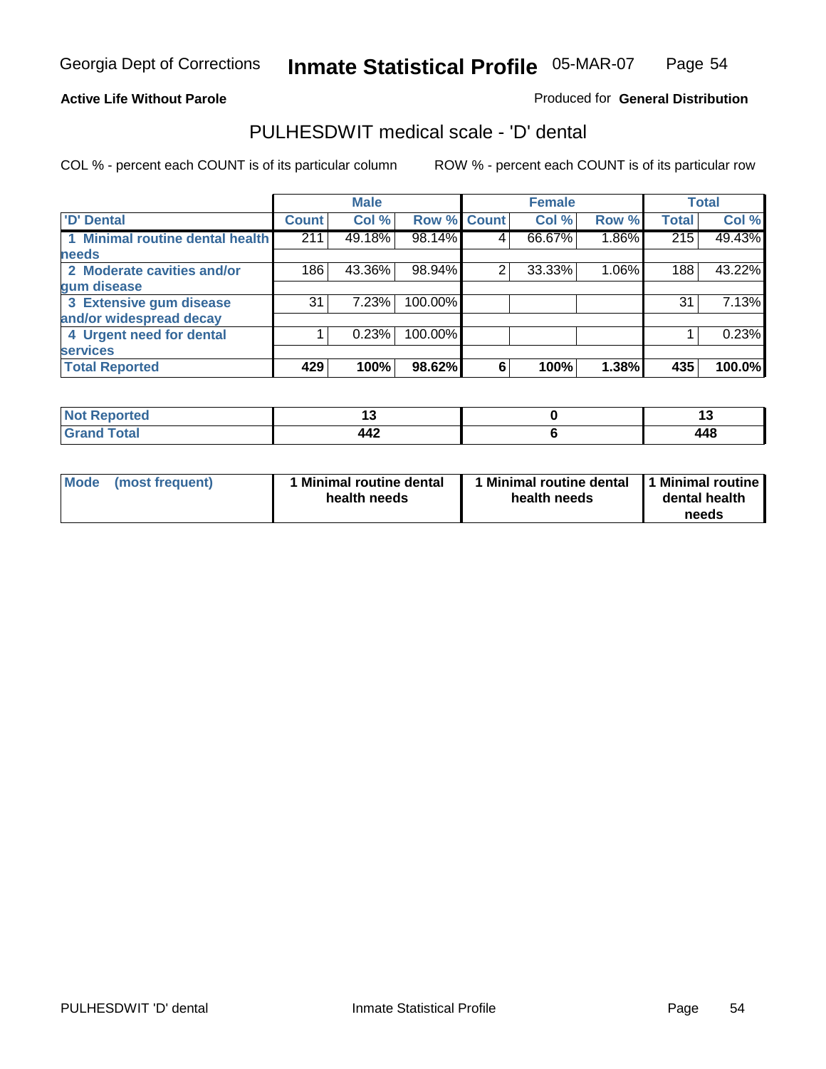Georgia Dept of Corrections **Inmate Statistical Profile** 05-MAR-07

**Active Life Without Parole**

Produced for **General Distribution**

## PULHESDWIT medical scale - 'D' dental

COL % - percent each COUNT is of its particular column

ROW % - percent each COUNT is of its particular row

| | Male | | | Female | | | Total | |
|---|---|---|---|---|---|---|---|---|
| 'D' Dental | Count | Col % | Row % | Count | Col % | Row % | Total | Col % |
| 1 Minimal routine dental health needs | 211 | 49.18% | 98.14% | 4 | 66.67% | 1.86% | 215 | 49.43% |
| 2 Moderate cavities and/or gum disease | 186 | 43.36% | 98.94% | 2 | 33.33% | 1.06% | 188 | 43.22% |
| 3 Extensive gum disease and/or widespread decay | 31 | 7.23% | 100.00% | | | | 31 | 7.13% |
| 4 Urgent need for dental services | 1 | 0.23% | 100.00% | | | | 1 | 0.23% |
| **Total Reported** | **429** | **100%** | **98.62%** | **6** | **100%** | **1.38%** | **435** | **100.0%** |

| | Male | Female | Total |
|---|---|---|---|
| Not Reported | 13 | 0 | 13 |
| Grand Total | 442 | 6 | 448 |

| | Male | Female | Total |
|---|---|---|---|
| Mode (most frequent) | 1 Minimal routine dental health needs | 1 Minimal routine dental health needs | 1 Minimal routine dental health needs |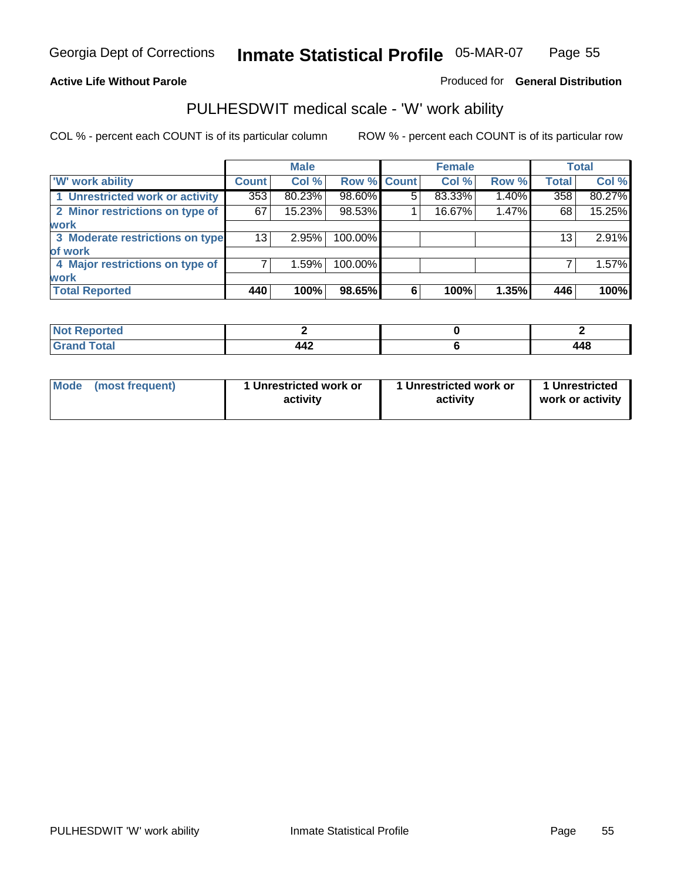Georgia Dept of Corrections **Inmate Statistical Profile** 05-MAR-07

**Active Life Without Parole**

Produced for **General Distribution**

## PULHESDWIT medical scale - 'W' work ability

COL % - percent each COUNT is of its particular column    ROW % - percent each COUNT is of its particular row

| | Male | | | Female | | | Total | |
|---|---|---|---|---|---|---|---|---|
| 'W' work ability | Count | Col % | Row % | Count | Col % | Row % | Total | Col % |
| 1 Unrestricted work or activity | 353 | 80.23% | 98.60% | 5 | 83.33% | 1.40% | 358 | 80.27% |
| 2 Minor restrictions on type of work | 67 | 15.23% | 98.53% | 1 | 16.67% | 1.47% | 68 | 15.25% |
| 3 Moderate restrictions on type of work | 13 | 2.95% | 100.00% | | | | 13 | 2.91% |
| 4 Major restrictions on type of work | 7 | 1.59% | 100.00% | | | | 7 | 1.57% |
| **Total Reported** | **440** | **100%** | **98.65%** | **6** | **100%** | **1.35%** | **446** | **100%** |

| | Male | Female | Total |
|---|---|---|---|
| Not Reported | 2 | 0 | 2 |
| Grand Total | 442 | 6 | 448 |

| | Male | Female | Total |
|---|---|---|---|
| Mode (most frequent) | 1 Unrestricted work or activity | 1 Unrestricted work or activity | 1 Unrestricted work or activity |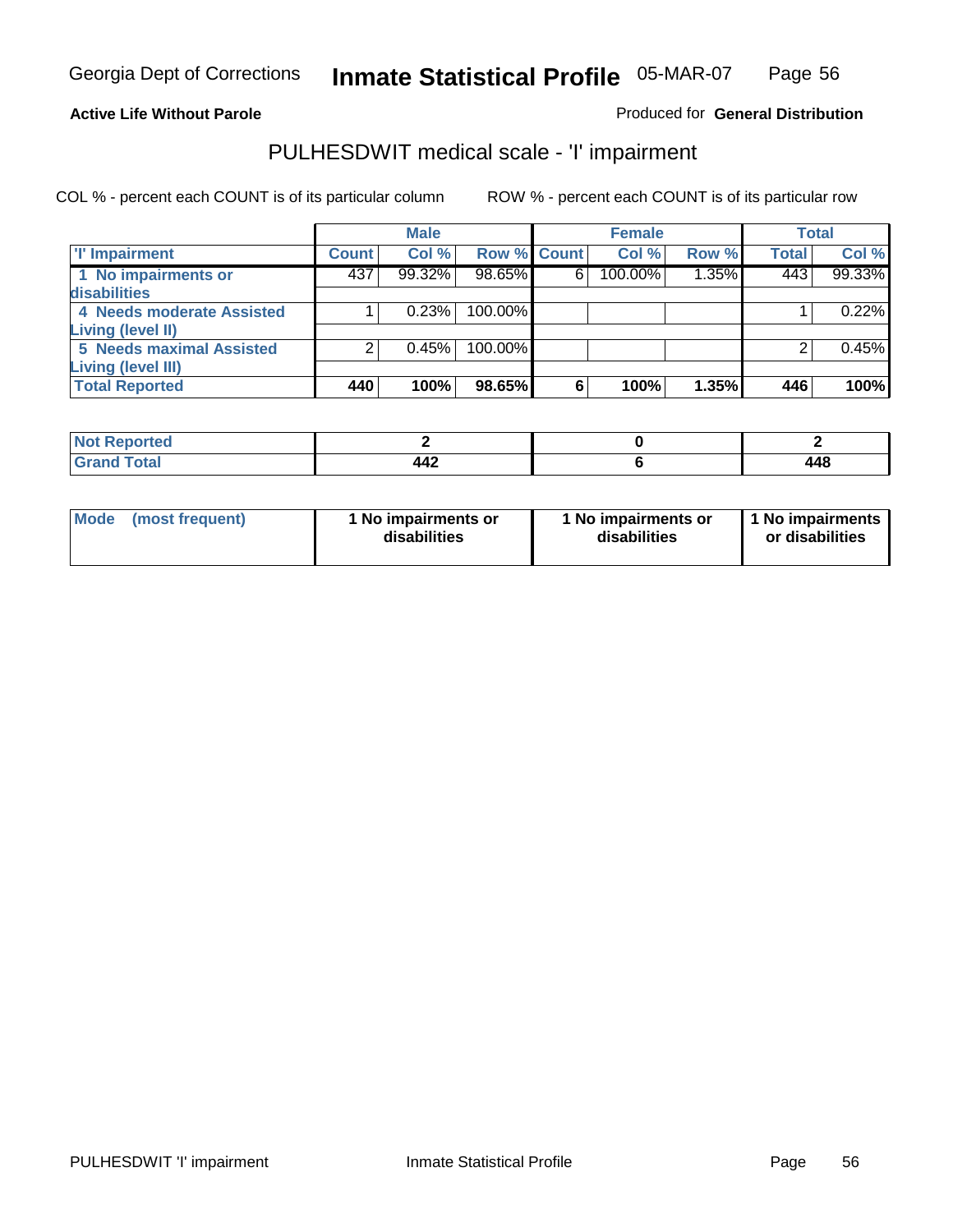Georgia Dept of Corrections **Inmate Statistical Profile** 05-MAR-07

**Active Life Without Parole**

Produced for **General Distribution**

## PULHESDWIT medical scale - 'I' impairment

COL % - percent each COUNT is of its particular column ROW % - percent each COUNT is of its particular row

| | Male | | | Female | | | Total | |
|---|---|---|---|---|---|---|---|---|
| **'I' Impairment** | **Count** | **Col %** | **Row %** | **Count** | **Col %** | **Row %** | **Total** | **Col %** |
| **1 No impairments or disabilities** | 437 | 99.32% | 98.65% | 6 | 100.00% | 1.35% | 443 | 99.33% |
| **4 Needs moderate Assisted Living (level II)** | 1 | 0.23% | 100.00% | | | | 1 | 0.22% |
| **5 Needs maximal Assisted Living (level III)** | 2 | 0.45% | 100.00% | | | | 2 | 0.45% |
| **Total Reported** | **440** | **100%** | **98.65%** | **6** | **100%** | **1.35%** | **446** | **100%** |

| | Male | Female | Total |
|---|---|---|---|
| **Not Reported** | **2** | **0** | **2** |
| **Grand Total** | **442** | **6** | **448** |

| | Male | Female | Total |
|---|---|---|---|
| **Mode (most frequent)** | **1 No impairments or disabilities** | **1 No impairments or disabilities** | **1 No impairments or disabilities** |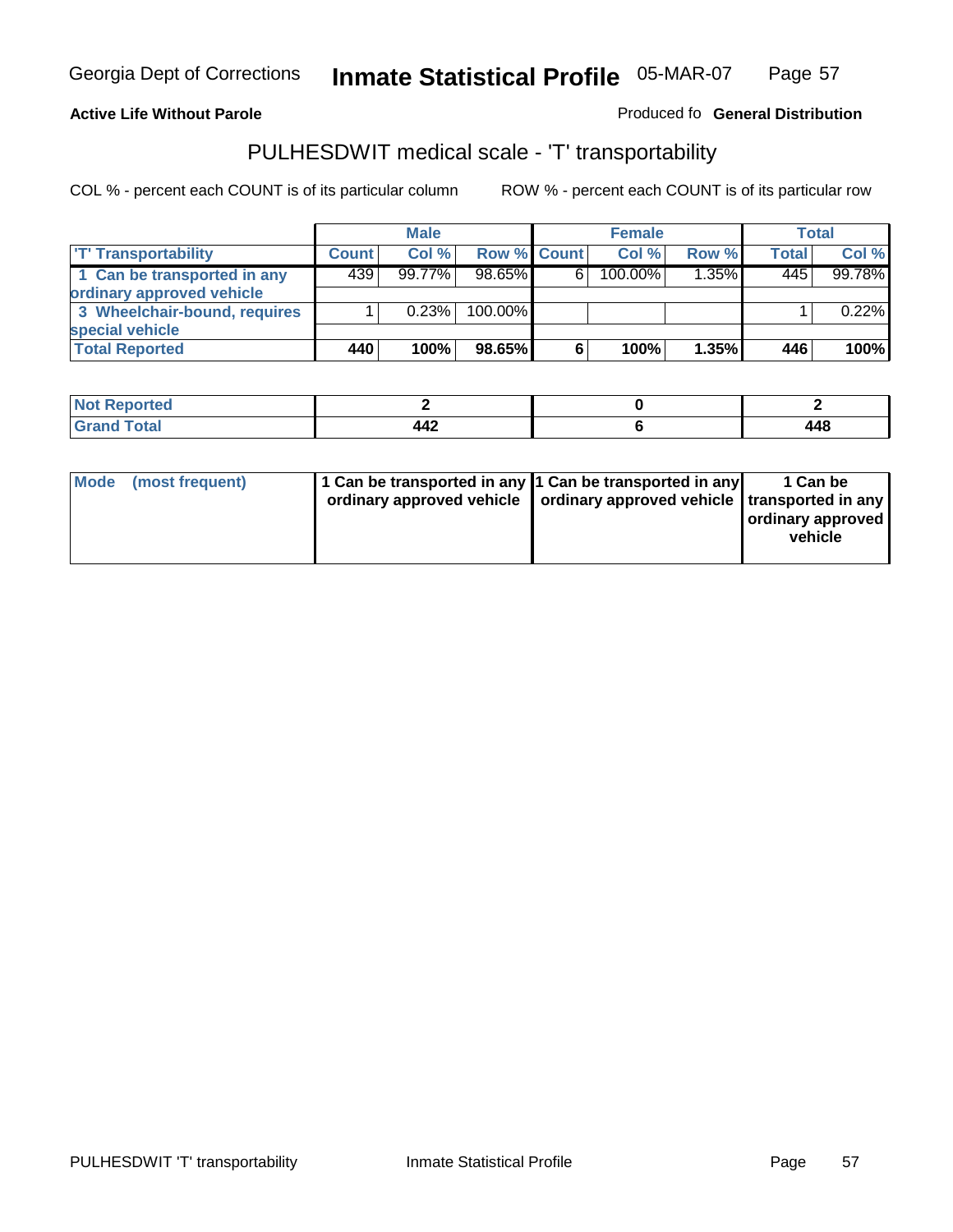**Active Life Without Parole**

Produced fo **General Distribution**

## PULHESDWIT medical scale - 'T' transportability

COL % - percent each COUNT is of its particular column

ROW % - percent each COUNT is of its particular row

| | Male | | | Female | | | Total | |
|---|---|---|---|---|---|---|---|---|
| 'T' Transportability | Count | Col % | Row % | Count | Col % | Row % | Total | Col % |
| 1 Can be transported in any ordinary approved vehicle | 439 | 99.77% | 98.65% | 6 | 100.00% | 1.35% | 445 | 99.78% |
| 3 Wheelchair-bound, requires special vehicle | 1 | 0.23% | 100.00% | | | | 1 | 0.22% |
| **Total Reported** | **440** | **100%** | **98.65%** | **6** | **100%** | **1.35%** | **446** | **100%** |

| | Male | Female | Total |
|---|---|---|---|
| Not Reported | 2 | 0 | 2 |
| Grand Total | 442 | 6 | 448 |

| | Male | Female | Total |
|---|---|---|---|
| Mode (most frequent) | 1 Can be transported in any ordinary approved vehicle | 1 Can be transported in any ordinary approved vehicle | 1 Can be transported in any ordinary approved vehicle |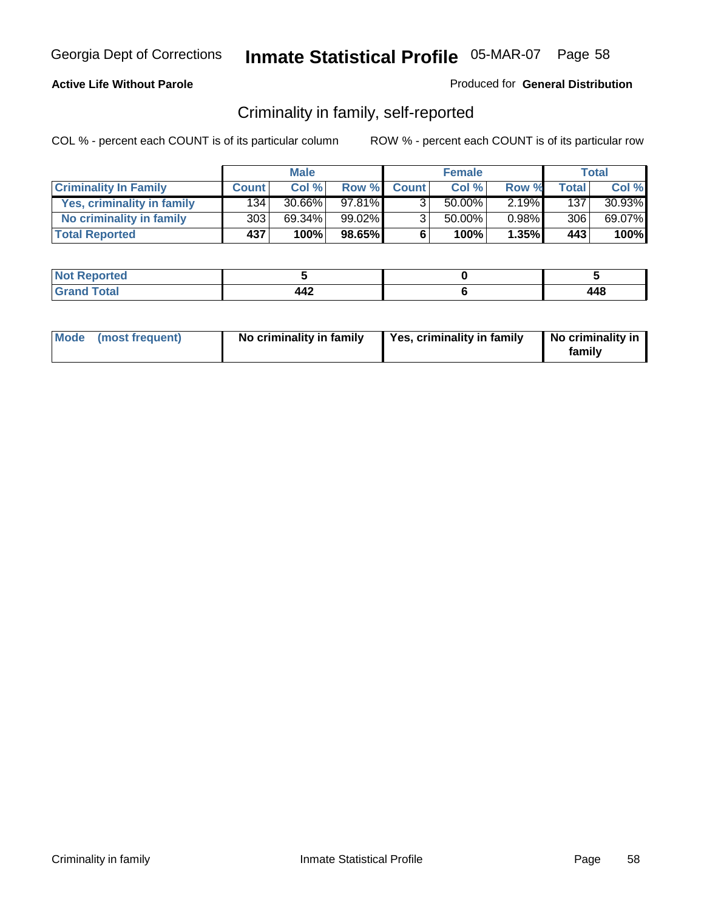Georgia Dept of Corrections **Inmate Statistical Profile** 05-MAR-07

**Active Life Without Parole**

Produced for **General Distribution**

## Criminality in family, self-reported

COL % - percent each COUNT is of its particular column    ROW % - percent each COUNT is of its particular row

| | Male | | | Female | | | Total | |
|---|---|---|---|---|---|---|---|---|
| **Criminality In Family** | **Count** | **Col %** | **Row %** | **Count** | **Col %** | **Row %** | **Total** | **Col %** |
| Yes, criminality in family | 134 | 30.66% | 97.81% | 3 | 50.00% | 2.19% | 137 | 30.93% |
| No criminality in family | 303 | 69.34% | 99.02% | 3 | 50.00% | 0.98% | 306 | 69.07% |
| **Total Reported** | **437** | **100%** | **98.65%** | **6** | **100%** | **1.35%** | **443** | **100%** |

| | Male | Female | Total |
|---|---|---|---|
| **Not Reported** | **5** | **0** | **5** |
| **Grand Total** | **442** | **6** | **448** |

| | Male | Female | Total |
|---|---|---|---|
| **Mode (most frequent)** | **No criminality in family** | **Yes, criminality in family** | **No criminality in family** |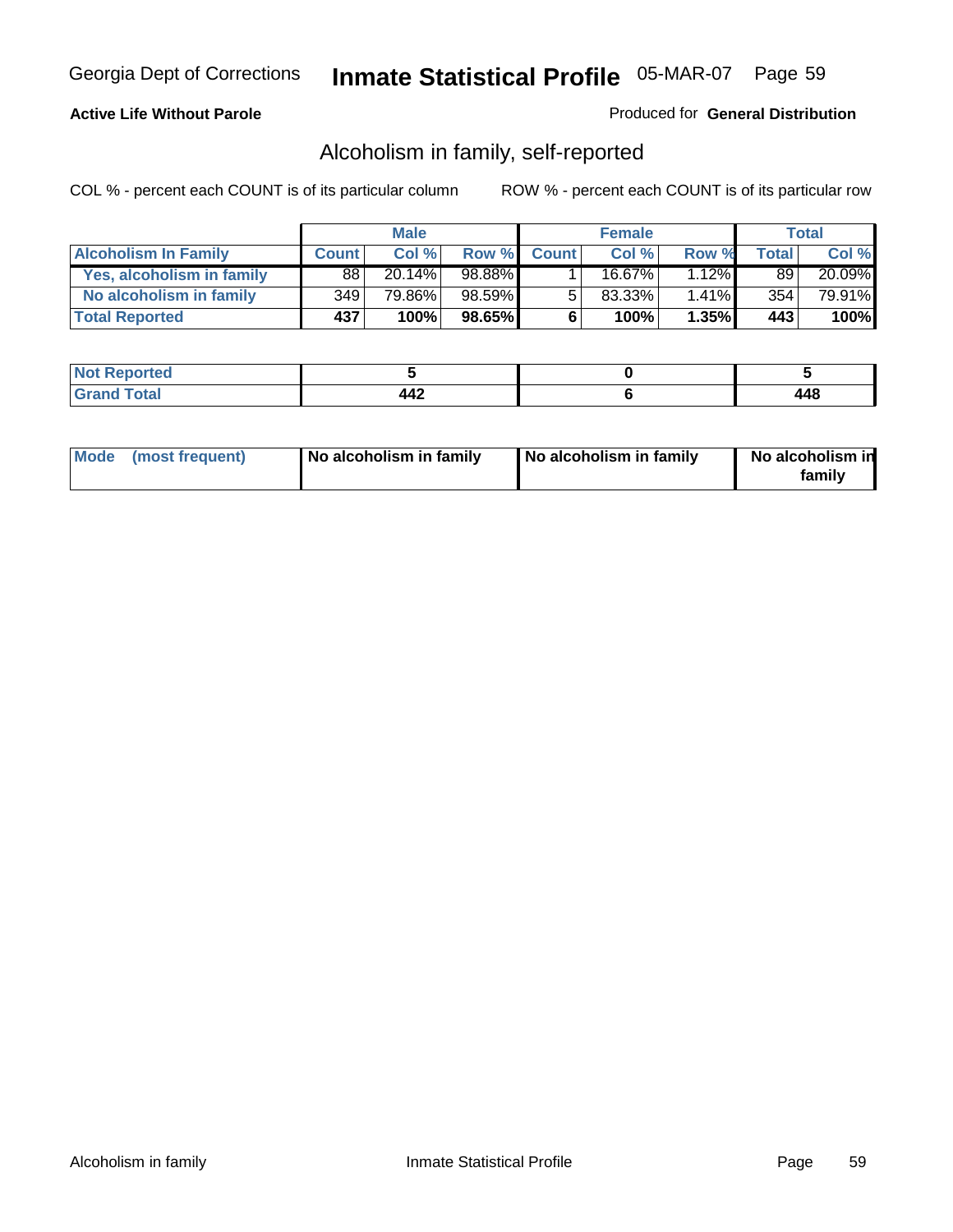Georgia Dept of Corrections **Inmate Statistical Profile** 05-MAR-07

**Active Life Without Parole**

Produced for **General Distribution**

## Alcoholism in family, self-reported

COL % - percent each COUNT is of its particular column

ROW % - percent each COUNT is of its particular row

| | Male | | | Female | | | Total | |
|---|---|---|---|---|---|---|---|---|
| **Alcoholism In Family** | **Count** | **Col %** | **Row %** | **Count** | **Col %** | **Row %** | **Total** | **Col %** |
| **Yes, alcoholism in family** | 88 | 20.14% | 98.88% | 1 | 16.67% | 1.12% | 89 | 20.09% |
| **No alcoholism in family** | 349 | 79.86% | 98.59% | 5 | 83.33% | 1.41% | 354 | 79.91% |
| **Total Reported** | **437** | **100%** | **98.65%** | **6** | **100%** | **1.35%** | **443** | **100%** |

| | Male | Female | Total |
|---|---|---|---|
| **Not Reported** | **5** | **0** | **5** |
| **Grand Total** | **442** | **6** | **448** |

| | Male | Female | Total |
|---|---|---|---|
| **Mode (most frequent)** | **No alcoholism in family** | **No alcoholism in family** | **No alcoholism in family** |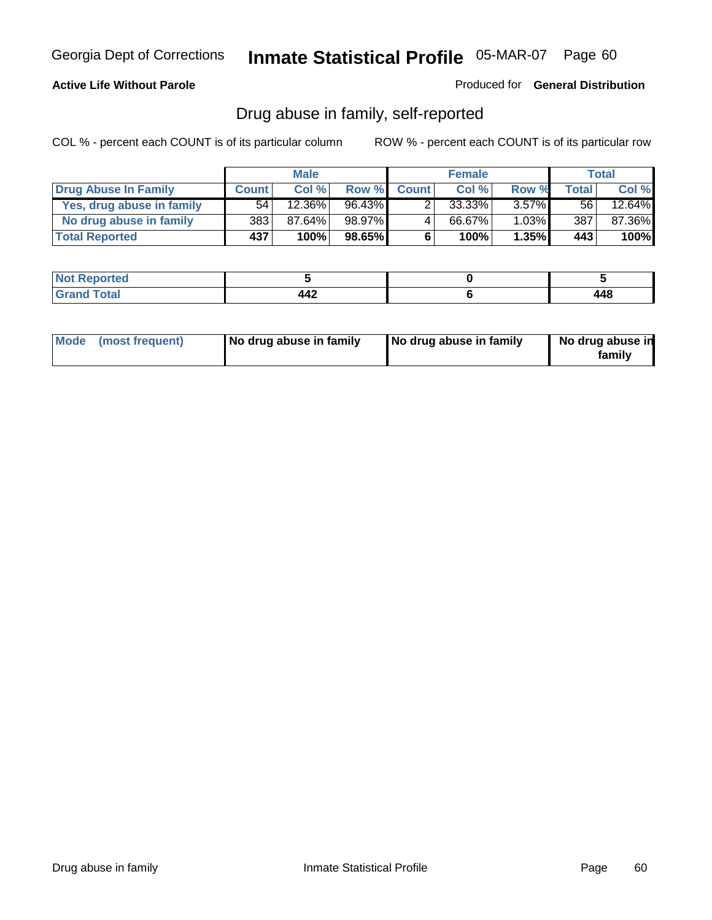Georgia Dept of Corrections **Inmate Statistical Profile** 05-MAR-07

**Active Life Without Parole**

Produced for **General Distribution**

## Drug abuse in family, self-reported

COL % - percent each COUNT is of its particular column ROW % - percent each COUNT is of its particular row

| | Male | | | Female | | | Total | |
|---|---|---|---|---|---|---|---|---|
| **Drug Abuse In Family** | **Count** | **Col %** | **Row %** | **Count** | **Col %** | **Row %** | **Total** | **Col %** |
| **Yes, drug abuse in family** | 54 | 12.36% | 96.43% | 2 | 33.33% | 3.57% | 56 | 12.64% |
| **No drug abuse in family** | 383 | 87.64% | 98.97% | 4 | 66.67% | 1.03% | 387 | 87.36% |
| **Total Reported** | **437** | **100%** | **98.65%** | **6** | **100%** | **1.35%** | **443** | **100%** |

| | Male | Female | Total |
|---|---|---|---|
| **Not Reported** | **5** | **0** | **5** |
| **Grand Total** | **442** | **6** | **448** |

| | Male | Female | Total |
|---|---|---|---|
| **Mode (most frequent)** | **No drug abuse in family** | **No drug abuse in family** | **No drug abuse in family** |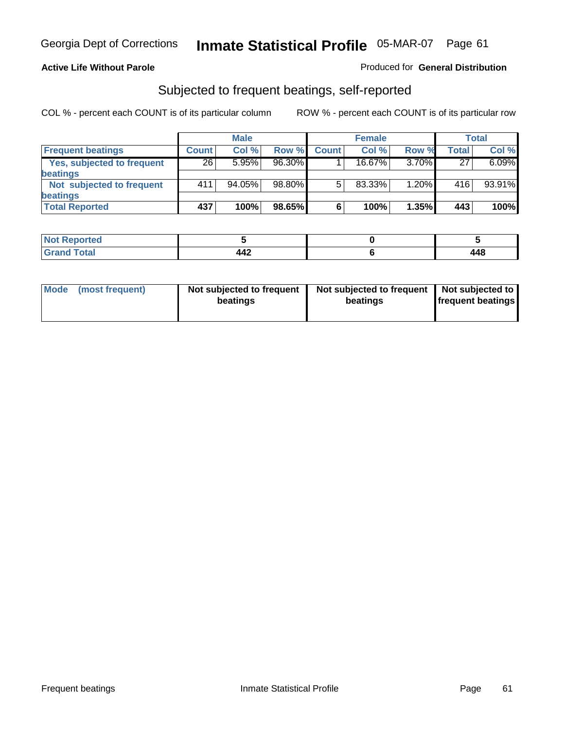Georgia Dept of Corrections **Inmate Statistical Profile** 05-MAR-07

**Active Life Without Parole**

Produced for **General Distribution**

## Subjected to frequent beatings, self-reported

COL % - percent each COUNT is of its particular column ROW % - percent each COUNT is of its particular row

| | Male | | | Female | | | Total | |
|---|---|---|---|---|---|---|---|---|
| **Frequent beatings** | **Count** | **Col %** | **Row %** | **Count** | **Col %** | **Row %** | **Total** | **Col %** |
| **Yes, subjected to frequent beatings** | 26 | 5.95% | 96.30% | 1 | 16.67% | 3.70% | 27 | 6.09% |
| **Not subjected to frequent beatings** | 411 | 94.05% | 98.80% | 5 | 83.33% | 1.20% | 416 | 93.91% |
| **Total Reported** | **437** | **100%** | **98.65%** | **6** | **100%** | **1.35%** | **443** | **100%** |

| | Male | Female | Total |
|---|---|---|---|
| **Not Reported** | **5** | **0** | **5** |
| **Grand Total** | **442** | **6** | **448** |

| | Male | Female | Total |
|---|---|---|---|
| **Mode (most frequent)** | **Not subjected to frequent beatings** | **Not subjected to frequent beatings** | **Not subjected to frequent beatings** |

Frequent beatings Inmate Statistical Profile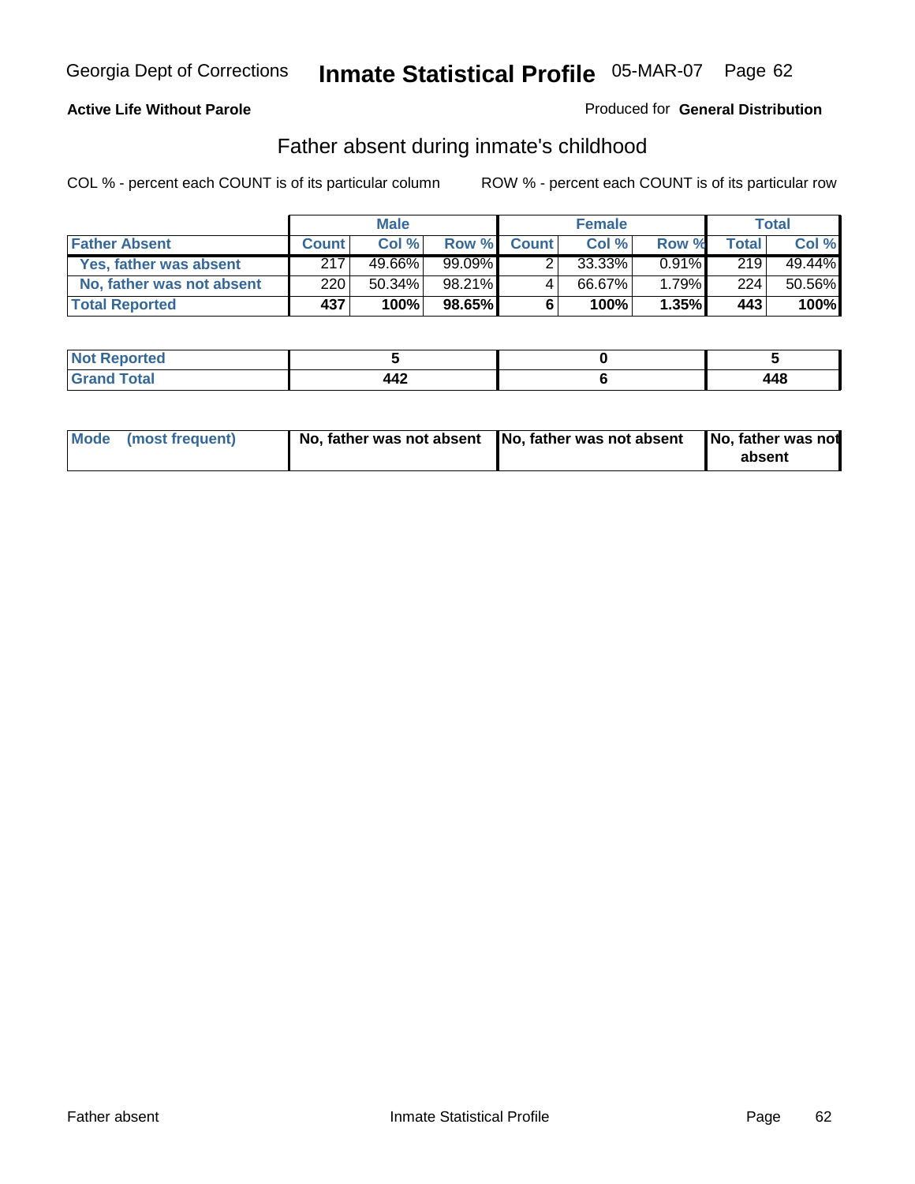**Active Life Without Parole**

Produced for **General Distribution**

## Father absent during inmate's childhood

COL % - percent each COUNT is of its particular column

ROW % - percent each COUNT is of its particular row

| | Male | | | Female | | | Total | |
|---|---|---|---|---|---|---|---|---|
| **Father Absent** | **Count** | **Col %** | **Row %** | **Count** | **Col %** | **Row %** | **Total** | **Col %** |
| **Yes, father was absent** | 217 | 49.66% | 99.09% | 2 | 33.33% | 0.91% | 219 | 49.44% |
| **No, father was not absent** | 220 | 50.34% | 98.21% | 4 | 66.67% | 1.79% | 224 | 50.56% |
| **Total Reported** | **437** | **100%** | **98.65%** | **6** | **100%** | **1.35%** | **443** | **100%** |

| | Male | Female | Total |
|---|---|---|---|
| **Not Reported** | **5** | **0** | **5** |
| **Grand Total** | **442** | **6** | **448** |

| | Male | Female | Total |
|---|---|---|---|
| **Mode (most frequent)** | **No, father was not absent** | **No, father was not absent** | **No, father was not absent** |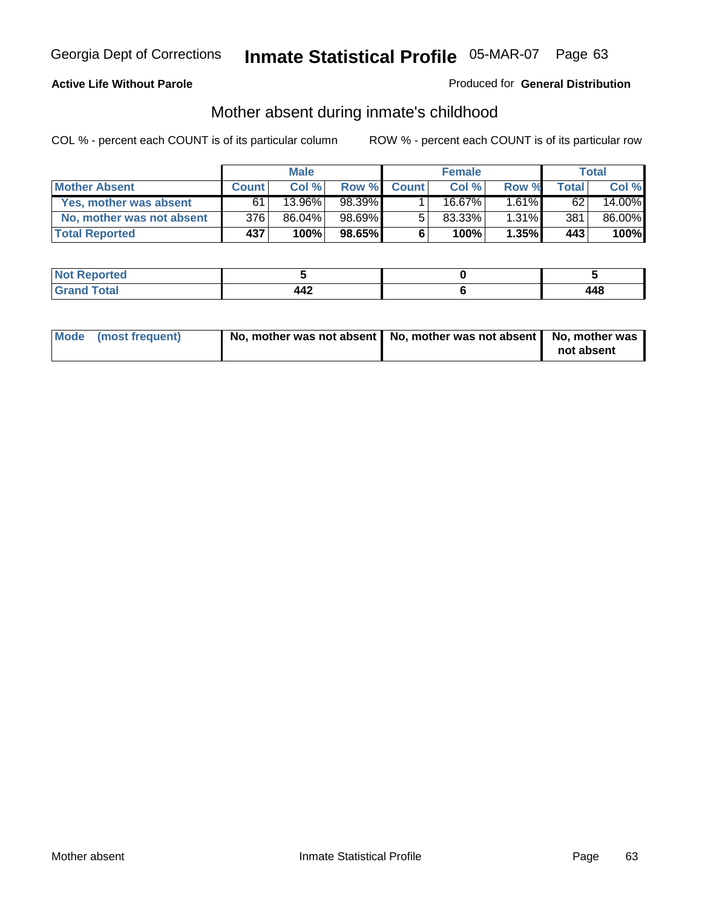Georgia Dept of Corrections **Inmate Statistical Profile** 05-MAR-07 Page 63

**Active Life Without Parole**

Produced for **General Distribution**

## Mother absent during inmate's childhood

COL % - percent each COUNT is of its particular column

ROW % - percent each COUNT is of its particular row

| | Male | | | Female | | | Total | |
|---|---|---|---|---|---|---|---|---|
| **Mother Absent** | **Count** | **Col %** | **Row %** | **Count** | **Col %** | **Row %** | **Total** | **Col %** |
| **Yes, mother was absent** | 61 | 13.96% | 98.39% | 1 | 16.67% | 1.61% | 62 | 14.00% |
| **No, mother was not absent** | 376 | 86.04% | 98.69% | 5 | 83.33% | 1.31% | 381 | 86.00% |
| **Total Reported** | **437** | **100%** | **98.65%** | **6** | **100%** | **1.35%** | **443** | **100%** |

| | Male | Female | Total |
|---|---|---|---|
| **Not Reported** | **5** | **0** | **5** |
| **Grand Total** | **442** | **6** | **448** |

| | Male | Female | Total |
|---|---|---|---|
| **Mode (most frequent)** | **No, mother was not absent** | **No, mother was not absent** | **No, mother was not absent** |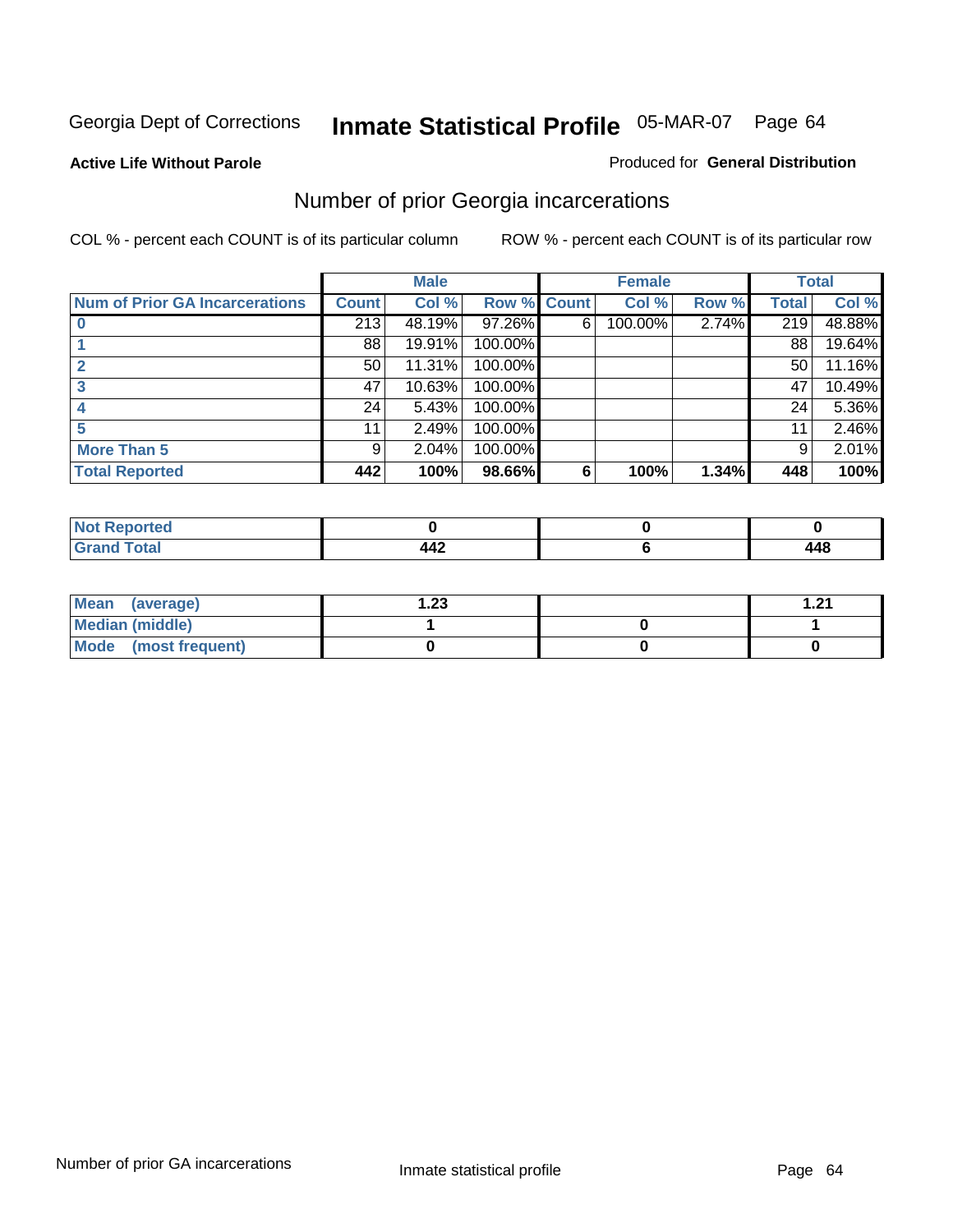Georgia Dept of Corrections **Inmate Statistical Profile** 05-MAR-07

**Active Life Without Parole**

Produced for **General Distribution**

## Number of prior Georgia incarcerations

COL % - percent each COUNT is of its particular column

ROW % - percent each COUNT is of its particular row

| | Male | | | Female | | | Total | |
|---|---|---|---|---|---|---|---|---|
| **Num of Prior GA Incarcerations** | **Count** | **Col %** | **Row %** | **Count** | **Col %** | **Row %** | **Total** | **Col %** |
| **0** | 213 | 48.19% | 97.26% | 6 | 100.00% | 2.74% | 219 | 48.88% |
| **1** | 88 | 19.91% | 100.00% | | | | 88 | 19.64% |
| **2** | 50 | 11.31% | 100.00% | | | | 50 | 11.16% |
| **3** | 47 | 10.63% | 100.00% | | | | 47 | 10.49% |
| **4** | 24 | 5.43% | 100.00% | | | | 24 | 5.36% |
| **5** | 11 | 2.49% | 100.00% | | | | 11 | 2.46% |
| **More Than 5** | 9 | 2.04% | 100.00% | | | | 9 | 2.01% |
| **Total Reported** | **442** | **100%** | **98.66%** | **6** | **100%** | **1.34%** | **448** | **100%** |

| | Male | Female | Total |
|---|---|---|---|
| **Not Reported** | **0** | **0** | **0** |
| **Grand Total** | **442** | **6** | **448** |

| | Male | Female | Total |
|---|---|---|---|
| **Mean (average)** | **1.23** | | **1.21** |
| **Median (middle)** | **1** | **0** | **1** |
| **Mode (most frequent)** | **0** | **0** | **0** |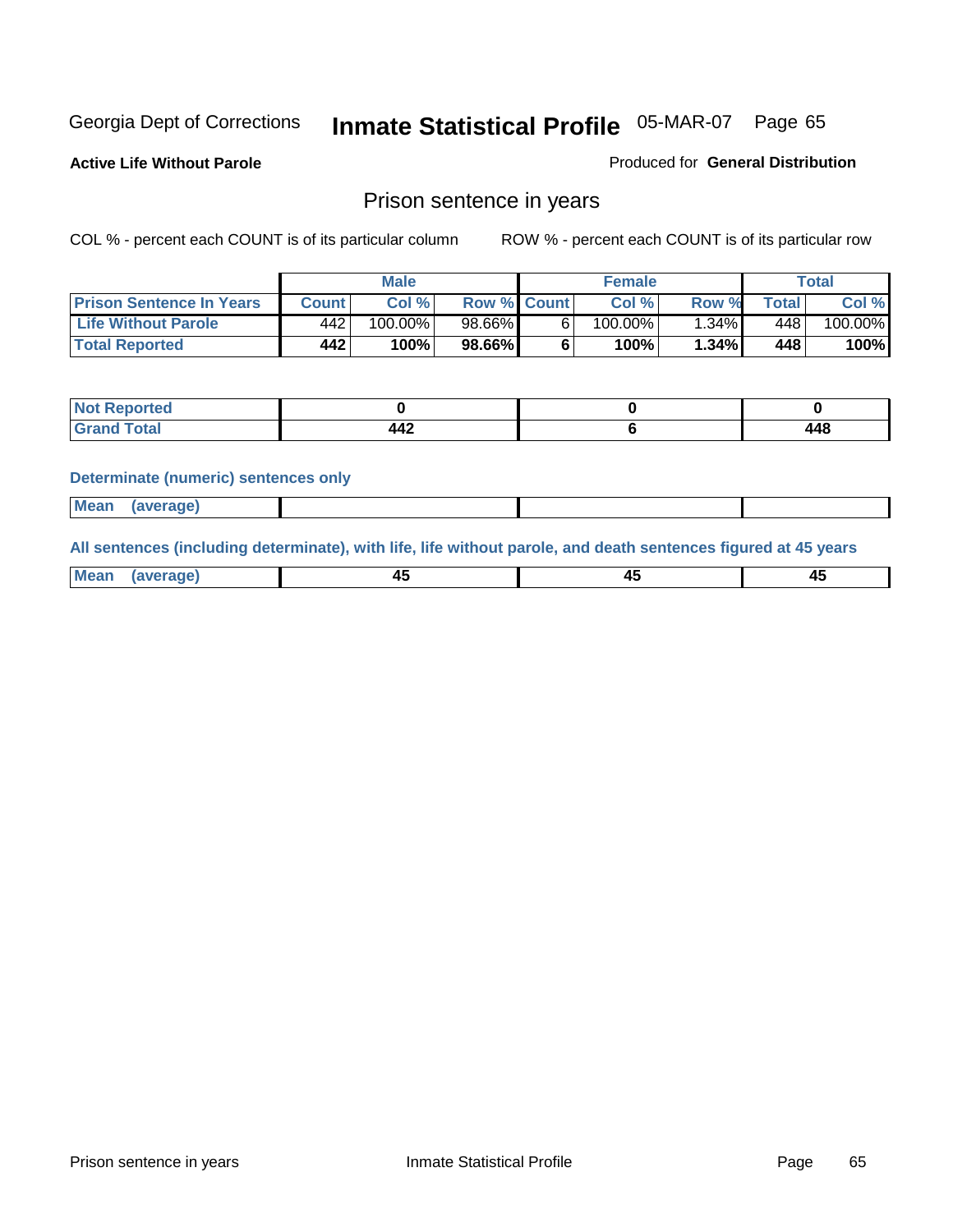Georgia Dept of Corrections **Inmate Statistical Profile** 05-MAR-07

**Active Life Without Parole**

Produced for **General Distribution**

## Prison sentence in years

COL % - percent each COUNT is of its particular column

ROW % - percent each COUNT is of its particular row

| | Male | | | Female | | | Total | |
|---|---|---|---|---|---|---|---|---|
| **Prison Sentence In Years** | **Count** | **Col %** | **Row %** | **Count** | **Col %** | **Row %** | **Total** | **Col %** |
| **Life Without Parole** | 442 | 100.00% | 98.66% | 6 | 100.00% | 1.34% | 448 | 100.00% |
| **Total Reported** | **442** | **100%** | **98.66%** | **6** | **100%** | **1.34%** | **448** | **100%** |

| | Male | Female | Total |
|---|---|---|---|
| **Not Reported** | **0** | **0** | **0** |
| **Grand Total** | **442** | **6** | **448** |

**Determinate (numeric) sentences only**

| | Male | Female | Total |
|---|---|---|---|
| **Mean (average)** | | | |

**All sentences (including determinate), with life, life without parole, and death sentences figured at 45 years**

| | Male | Female | Total |
|---|---|---|---|
| **Mean (average)** | **45** | **45** | **45** |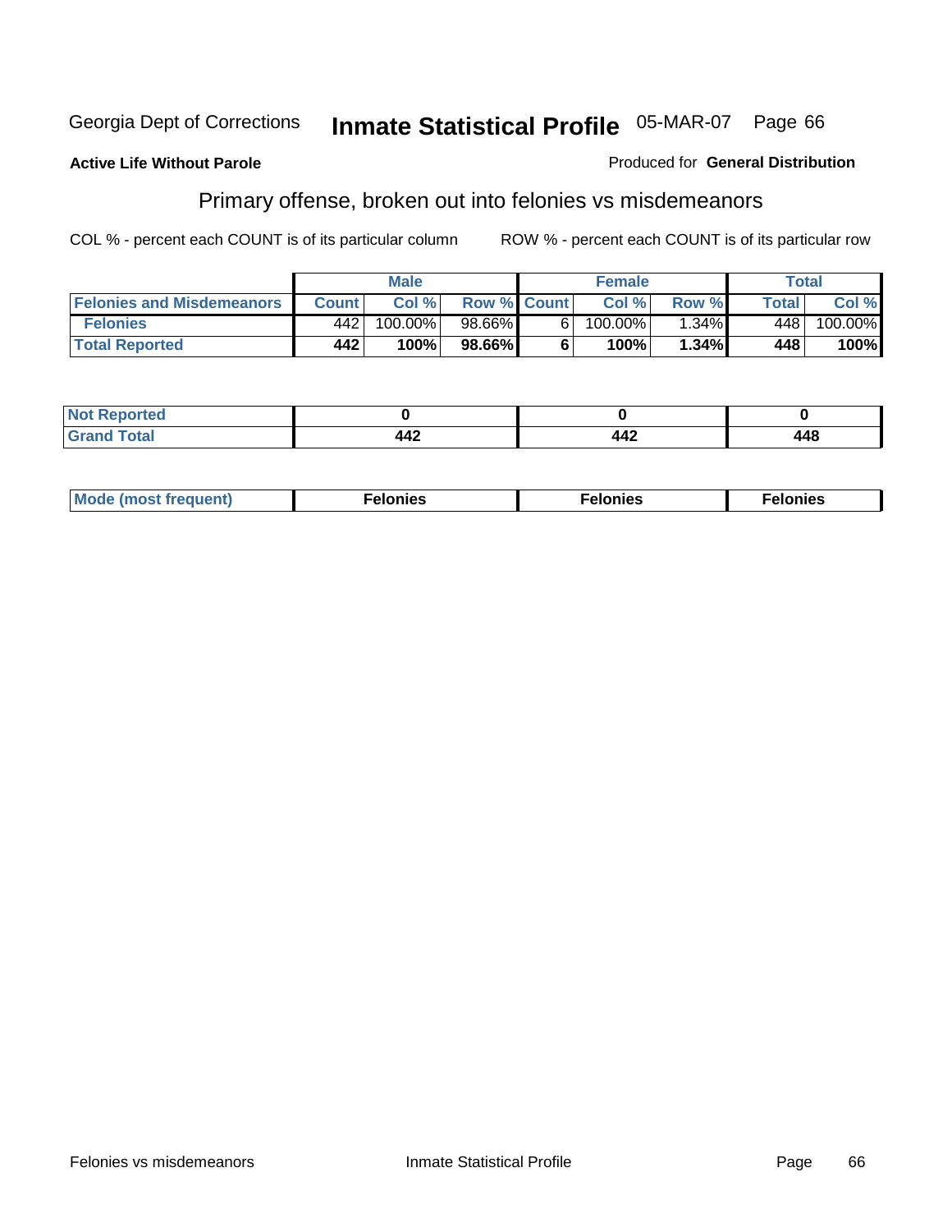Georgia Dept of Corrections **Inmate Statistical Profile** 05-MAR-07 Page 66

**Active Life Without Parole**

Produced for **General Distribution**

## Primary offense, broken out into felonies vs misdemeanors

COL % - percent each COUNT is of its particular column    ROW % - percent each COUNT is of its particular row

| | Male | | | Female | | | Total | |
|---|---|---|---|---|---|---|---|---|
| **Felonies and Misdemeanors** | **Count** | **Col %** | **Row %** | **Count** | **Col %** | **Row %** | **Total** | **Col %** |
| **Felonies** | 442 | 100.00% | 98.66% | 6 | 100.00% | 1.34% | 448 | 100.00% |
| **Total Reported** | **442** | **100%** | **98.66%** | **6** | **100%** | **1.34%** | **448** | **100%** |

| | Male | Female | Total |
|---|---|---|---|
| **Not Reported** | **0** | **0** | **0** |
| **Grand Total** | **442** | **442** | **448** |

| | Male | Female | Total |
|---|---|---|---|
| **Mode (most frequent)** | **Felonies** | **Felonies** | **Felonies** |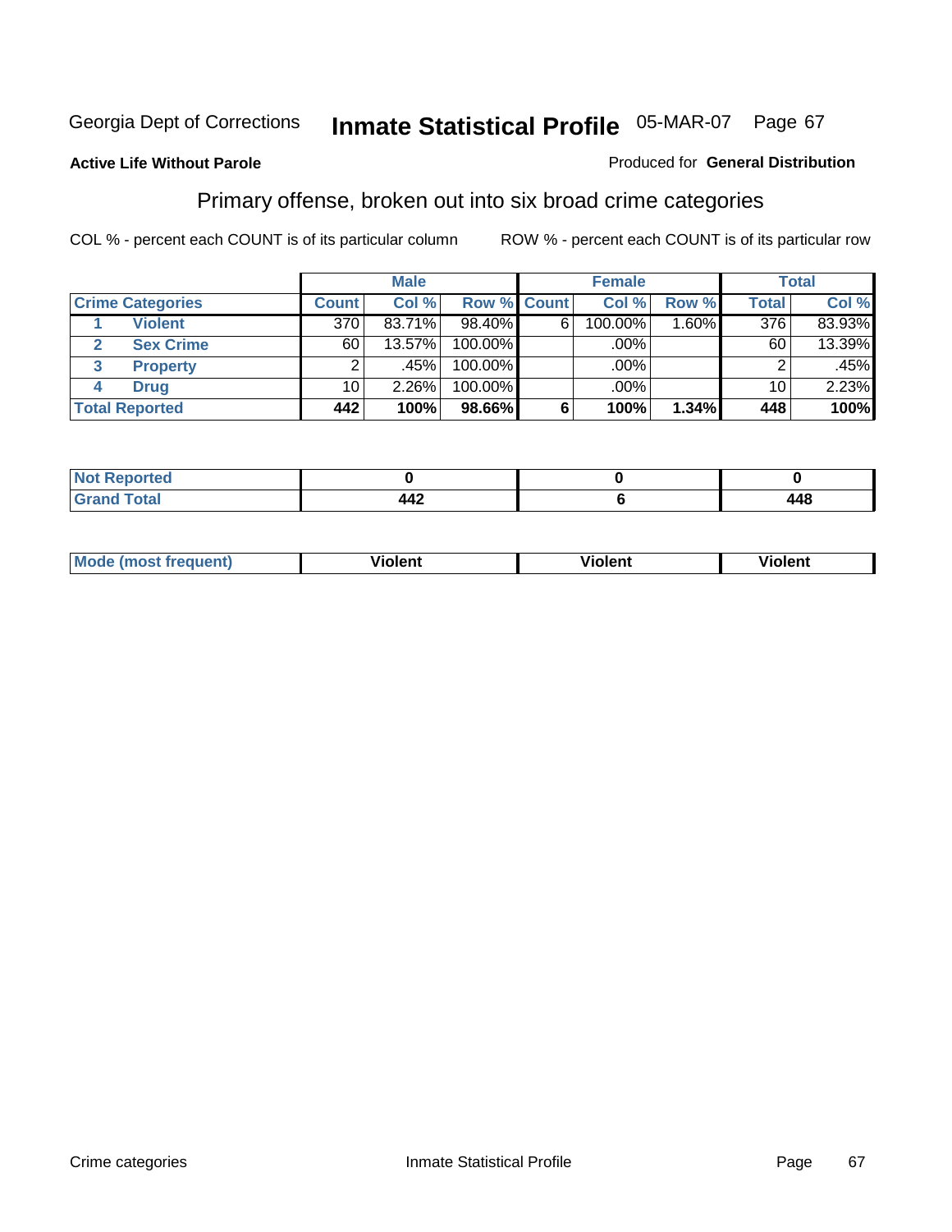Georgia Dept of Corrections **Inmate Statistical Profile** 05-MAR-07

**Active Life Without Parole**

Produced for **General Distribution**

## Primary offense, broken out into six broad crime categories

COL % - percent each COUNT is of its particular column

ROW % - percent each COUNT is of its particular row

| | | Male | | | Female | | | Total | |
|---|---|---|---|---|---|---|---|---|---|
| **Crime Categories** | | **Count** | **Col %** | **Row %** | **Count** | **Col %** | **Row %** | **Total** | **Col %** |
| 1 | **Violent** | 370 | 83.71% | 98.40% | 6 | 100.00% | 1.60% | 376 | 83.93% |
| 2 | **Sex Crime** | 60 | 13.57% | 100.00% | | .00% | | 60 | 13.39% |
| 3 | **Property** | 2 | .45% | 100.00% | | .00% | | 2 | .45% |
| 4 | **Drug** | 10 | 2.26% | 100.00% | | .00% | | 10 | 2.23% |
| **Total Reported** | | **442** | **100%** | **98.66%** | **6** | **100%** | **1.34%** | **448** | **100%** |

| | Male | Female | Total |
|---|---|---|---|
| **Not Reported** | **0** | **0** | **0** |
| **Grand Total** | **442** | **6** | **448** |

| | Male | Female | Total |
|---|---|---|---|
| **Mode (most frequent)** | **Violent** | **Violent** | **Violent** |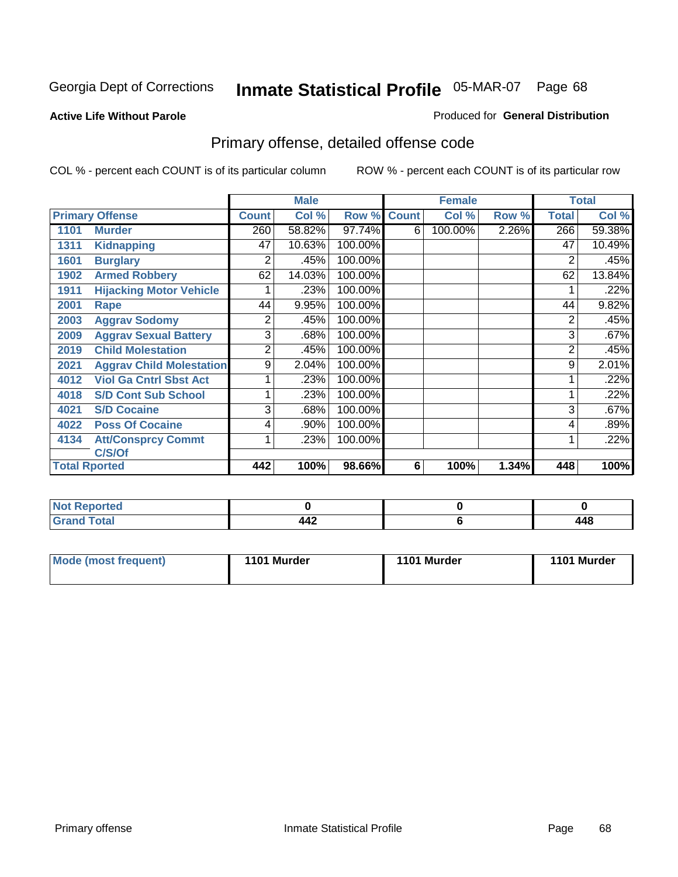Georgia Dept of Corrections **Inmate Statistical Profile** 05-MAR-07

**Active Life Without Parole**

Produced for **General Distribution**

## Primary offense, detailed offense code

COL % - percent each COUNT is of its particular column

ROW % - percent each COUNT is of its particular row

| Primary Offense | | Male | | | Female | | | Total | |
|---|---|---|---|---|---|---|---|---|---|
| | | Count | Col % | Row % | Count | Col % | Row % | Total | Col % |
| 1101 | Murder | 260 | 58.82% | 97.74% | 6 | 100.00% | 2.26% | 266 | 59.38% |
| 1311 | Kidnapping | 47 | 10.63% | 100.00% | | | | 47 | 10.49% |
| 1601 | Burglary | 2 | .45% | 100.00% | | | | 2 | .45% |
| 1902 | Armed Robbery | 62 | 14.03% | 100.00% | | | | 62 | 13.84% |
| 1911 | Hijacking Motor Vehicle | 1 | .23% | 100.00% | | | | 1 | .22% |
| 2001 | Rape | 44 | 9.95% | 100.00% | | | | 44 | 9.82% |
| 2003 | Aggrav Sodomy | 2 | .45% | 100.00% | | | | 2 | .45% |
| 2009 | Aggrav Sexual Battery | 3 | .68% | 100.00% | | | | 3 | .67% |
| 2019 | Child Molestation | 2 | .45% | 100.00% | | | | 2 | .45% |
| 2021 | Aggrav Child Molestation | 9 | 2.04% | 100.00% | | | | 9 | 2.01% |
| 4012 | Viol Ga Cntrl Sbst Act | 1 | .23% | 100.00% | | | | 1 | .22% |
| 4018 | S/D Cont Sub School | 1 | .23% | 100.00% | | | | 1 | .22% |
| 4021 | S/D Cocaine | 3 | .68% | 100.00% | | | | 3 | .67% |
| 4022 | Poss Of Cocaine | 4 | .90% | 100.00% | | | | 4 | .89% |
| 4134 | Att/Consprcy Commt C/S/Of | 1 | .23% | 100.00% | | | | 1 | .22% |
| Total Rported | | 442 | 100% | 98.66% | 6 | 100% | 1.34% | 448 | 100% |

| | Male | Female | Total |
|---|---|---|---|
| Not Reported | 0 | 0 | 0 |
| Grand Total | 442 | 6 | 448 |

| | Male | Female | Total |
|---|---|---|---|
| Mode (most frequent) | 1101 Murder | 1101 Murder | 1101 Murder |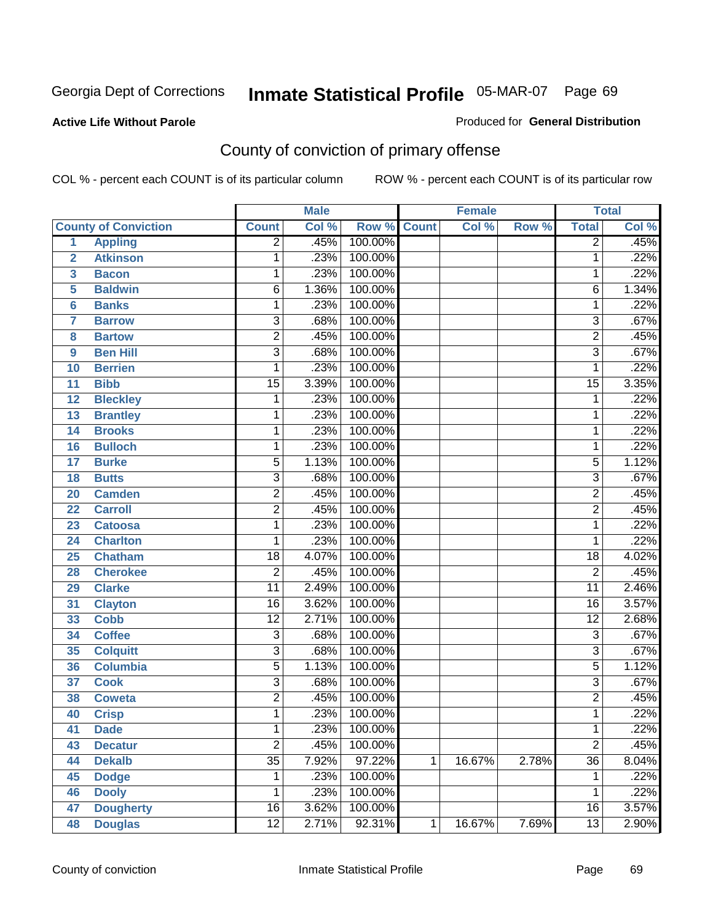Georgia Dept of Corrections **Inmate Statistical Profile** 05-MAR-07

**Active Life Without Parole**

Produced for **General Distribution**

## County of conviction of primary offense

COL % - percent each COUNT is of its particular column ROW % - percent each COUNT is of its particular row

| County of Conviction | | Male | | | Female | | | Total | |
|---|---|---|---|---|---|---|---|---|---|
| | | Count | Col % | Row % | Count | Col % | Row % | Total | Col % |
| 1 | Appling | 2 | .45% | 100.00% | | | | 2 | .45% |
| 2 | Atkinson | 1 | .23% | 100.00% | | | | 1 | .22% |
| 3 | Bacon | 1 | .23% | 100.00% | | | | 1 | .22% |
| 5 | Baldwin | 6 | 1.36% | 100.00% | | | | 6 | 1.34% |
| 6 | Banks | 1 | .23% | 100.00% | | | | 1 | .22% |
| 7 | Barrow | 3 | .68% | 100.00% | | | | 3 | .67% |
| 8 | Bartow | 2 | .45% | 100.00% | | | | 2 | .45% |
| 9 | Ben Hill | 3 | .68% | 100.00% | | | | 3 | .67% |
| 10 | Berrien | 1 | .23% | 100.00% | | | | 1 | .22% |
| 11 | Bibb | 15 | 3.39% | 100.00% | | | | 15 | 3.35% |
| 12 | Bleckley | 1 | .23% | 100.00% | | | | 1 | .22% |
| 13 | Brantley | 1 | .23% | 100.00% | | | | 1 | .22% |
| 14 | Brooks | 1 | .23% | 100.00% | | | | 1 | .22% |
| 16 | Bulloch | 1 | .23% | 100.00% | | | | 1 | .22% |
| 17 | Burke | 5 | 1.13% | 100.00% | | | | 5 | 1.12% |
| 18 | Butts | 3 | .68% | 100.00% | | | | 3 | .67% |
| 20 | Camden | 2 | .45% | 100.00% | | | | 2 | .45% |
| 22 | Carroll | 2 | .45% | 100.00% | | | | 2 | .45% |
| 23 | Catoosa | 1 | .23% | 100.00% | | | | 1 | .22% |
| 24 | Charlton | 1 | .23% | 100.00% | | | | 1 | .22% |
| 25 | Chatham | 18 | 4.07% | 100.00% | | | | 18 | 4.02% |
| 28 | Cherokee | 2 | .45% | 100.00% | | | | 2 | .45% |
| 29 | Clarke | 11 | 2.49% | 100.00% | | | | 11 | 2.46% |
| 31 | Clayton | 16 | 3.62% | 100.00% | | | | 16 | 3.57% |
| 33 | Cobb | 12 | 2.71% | 100.00% | | | | 12 | 2.68% |
| 34 | Coffee | 3 | .68% | 100.00% | | | | 3 | .67% |
| 35 | Colquitt | 3 | .68% | 100.00% | | | | 3 | .67% |
| 36 | Columbia | 5 | 1.13% | 100.00% | | | | 5 | 1.12% |
| 37 | Cook | 3 | .68% | 100.00% | | | | 3 | .67% |
| 38 | Coweta | 2 | .45% | 100.00% | | | | 2 | .45% |
| 40 | Crisp | 1 | .23% | 100.00% | | | | 1 | .22% |
| 41 | Dade | 1 | .23% | 100.00% | | | | 1 | .22% |
| 43 | Decatur | 2 | .45% | 100.00% | | | | 2 | .45% |
| 44 | Dekalb | 35 | 7.92% | 97.22% | 1 | 16.67% | 2.78% | 36 | 8.04% |
| 45 | Dodge | 1 | .23% | 100.00% | | | | 1 | .22% |
| 46 | Dooly | 1 | .23% | 100.00% | | | | 1 | .22% |
| 47 | Dougherty | 16 | 3.62% | 100.00% | | | | 16 | 3.57% |
| 48 | Douglas | 12 | 2.71% | 92.31% | 1 | 16.67% | 7.69% | 13 | 2.90% |

County of conviction Inmate Statistical Profile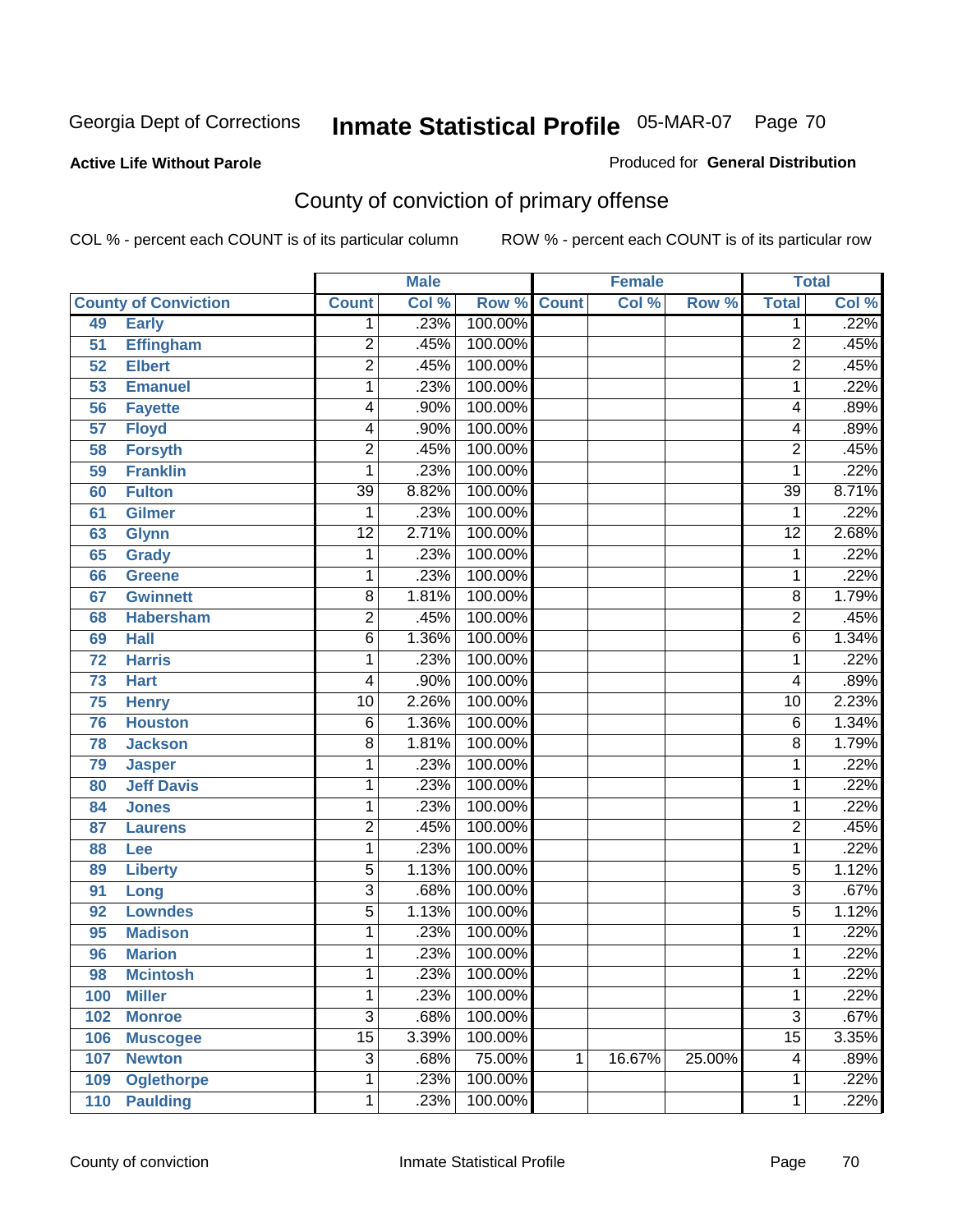Georgia Dept of Corrections **Inmate Statistical Profile** 05-MAR-07

**Active Life Without Parole**

Produced for **General Distribution**

## County of conviction of primary offense

COL % - percent each COUNT is of its particular column ROW % - percent each COUNT is of its particular row

| County of Conviction | | Male | | | Female | | | Total | |
|---|---|---|---|---|---|---|---|---|---|
| | | Count | Col % | Row % | Count | Col % | Row % | Total | Col % |
| 49 | Early | 1 | .23% | 100.00% | | | | 1 | .22% |
| 51 | Effingham | 2 | .45% | 100.00% | | | | 2 | .45% |
| 52 | Elbert | 2 | .45% | 100.00% | | | | 2 | .45% |
| 53 | Emanuel | 1 | .23% | 100.00% | | | | 1 | .22% |
| 56 | Fayette | 4 | .90% | 100.00% | | | | 4 | .89% |
| 57 | Floyd | 4 | .90% | 100.00% | | | | 4 | .89% |
| 58 | Forsyth | 2 | .45% | 100.00% | | | | 2 | .45% |
| 59 | Franklin | 1 | .23% | 100.00% | | | | 1 | .22% |
| 60 | Fulton | 39 | 8.82% | 100.00% | | | | 39 | 8.71% |
| 61 | Gilmer | 1 | .23% | 100.00% | | | | 1 | .22% |
| 63 | Glynn | 12 | 2.71% | 100.00% | | | | 12 | 2.68% |
| 65 | Grady | 1 | .23% | 100.00% | | | | 1 | .22% |
| 66 | Greene | 1 | .23% | 100.00% | | | | 1 | .22% |
| 67 | Gwinnett | 8 | 1.81% | 100.00% | | | | 8 | 1.79% |
| 68 | Habersham | 2 | .45% | 100.00% | | | | 2 | .45% |
| 69 | Hall | 6 | 1.36% | 100.00% | | | | 6 | 1.34% |
| 72 | Harris | 1 | .23% | 100.00% | | | | 1 | .22% |
| 73 | Hart | 4 | .90% | 100.00% | | | | 4 | .89% |
| 75 | Henry | 10 | 2.26% | 100.00% | | | | 10 | 2.23% |
| 76 | Houston | 6 | 1.36% | 100.00% | | | | 6 | 1.34% |
| 78 | Jackson | 8 | 1.81% | 100.00% | | | | 8 | 1.79% |
| 79 | Jasper | 1 | .23% | 100.00% | | | | 1 | .22% |
| 80 | Jeff Davis | 1 | .23% | 100.00% | | | | 1 | .22% |
| 84 | Jones | 1 | .23% | 100.00% | | | | 1 | .22% |
| 87 | Laurens | 2 | .45% | 100.00% | | | | 2 | .45% |
| 88 | Lee | 1 | .23% | 100.00% | | | | 1 | .22% |
| 89 | Liberty | 5 | 1.13% | 100.00% | | | | 5 | 1.12% |
| 91 | Long | 3 | .68% | 100.00% | | | | 3 | .67% |
| 92 | Lowndes | 5 | 1.13% | 100.00% | | | | 5 | 1.12% |
| 95 | Madison | 1 | .23% | 100.00% | | | | 1 | .22% |
| 96 | Marion | 1 | .23% | 100.00% | | | | 1 | .22% |
| 98 | Mcintosh | 1 | .23% | 100.00% | | | | 1 | .22% |
| 100 | Miller | 1 | .23% | 100.00% | | | | 1 | .22% |
| 102 | Monroe | 3 | .68% | 100.00% | | | | 3 | .67% |
| 106 | Muscogee | 15 | 3.39% | 100.00% | | | | 15 | 3.35% |
| 107 | Newton | 3 | .68% | 75.00% | 1 | 16.67% | 25.00% | 4 | .89% |
| 109 | Oglethorpe | 1 | .23% | 100.00% | | | | 1 | .22% |
| 110 | Paulding | 1 | .23% | 100.00% | | | | 1 | .22% |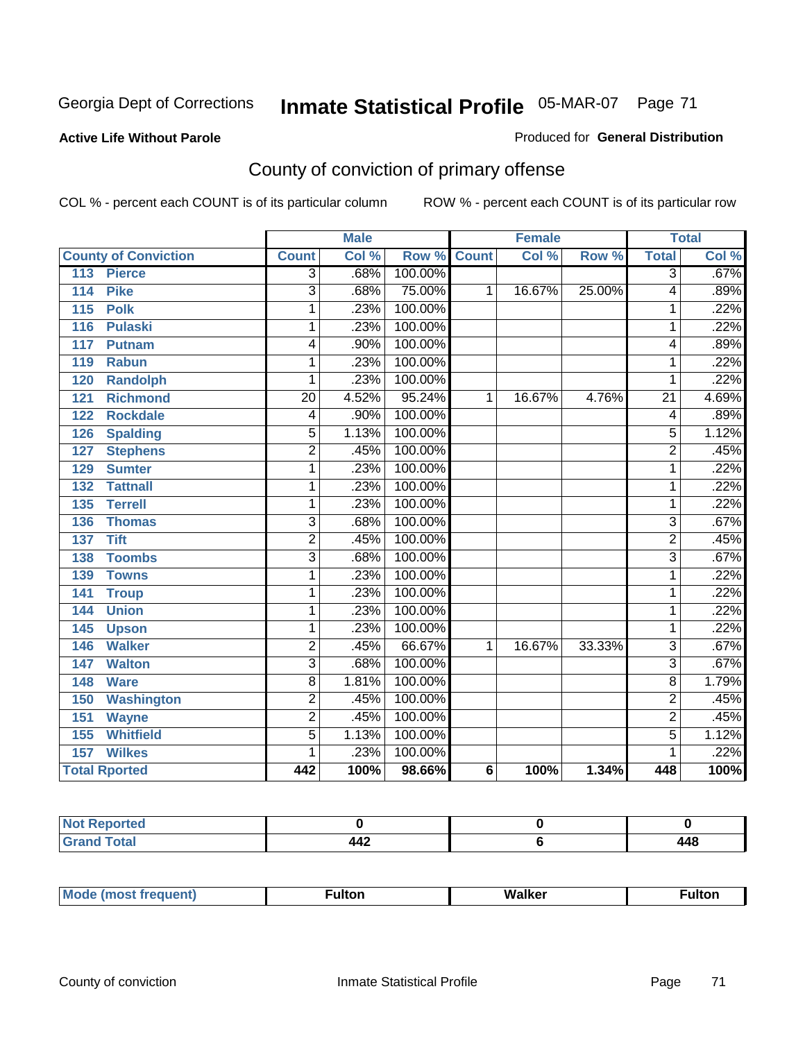Georgia Dept of Corrections **Inmate Statistical Profile** 05-MAR-07

**Active Life Without Parole**

Produced for **General Distribution**

## County of conviction of primary offense

COL % - percent each COUNT is of its particular column ROW % - percent each COUNT is of its particular row

| | Male | | | Female | | | Total | |
|---|---|---|---|---|---|---|---|---|
| **County of Conviction** | **Count** | **Col %** | **Row %** | **Count** | **Col %** | **Row %** | **Total** | **Col %** |
| 113 Pierce | 3 | .68% | 100.00% | | | | 3 | .67% |
| 114 Pike | 3 | .68% | 75.00% | 1 | 16.67% | 25.00% | 4 | .89% |
| 115 Polk | 1 | .23% | 100.00% | | | | 1 | .22% |
| 116 Pulaski | 1 | .23% | 100.00% | | | | 1 | .22% |
| 117 Putnam | 4 | .90% | 100.00% | | | | 4 | .89% |
| 119 Rabun | 1 | .23% | 100.00% | | | | 1 | .22% |
| 120 Randolph | 1 | .23% | 100.00% | | | | 1 | .22% |
| 121 Richmond | 20 | 4.52% | 95.24% | 1 | 16.67% | 4.76% | 21 | 4.69% |
| 122 Rockdale | 4 | .90% | 100.00% | | | | 4 | .89% |
| 126 Spalding | 5 | 1.13% | 100.00% | | | | 5 | 1.12% |
| 127 Stephens | 2 | .45% | 100.00% | | | | 2 | .45% |
| 129 Sumter | 1 | .23% | 100.00% | | | | 1 | .22% |
| 132 Tattnall | 1 | .23% | 100.00% | | | | 1 | .22% |
| 135 Terrell | 1 | .23% | 100.00% | | | | 1 | .22% |
| 136 Thomas | 3 | .68% | 100.00% | | | | 3 | .67% |
| 137 Tift | 2 | .45% | 100.00% | | | | 2 | .45% |
| 138 Toombs | 3 | .68% | 100.00% | | | | 3 | .67% |
| 139 Towns | 1 | .23% | 100.00% | | | | 1 | .22% |
| 141 Troup | 1 | .23% | 100.00% | | | | 1 | .22% |
| 144 Union | 1 | .23% | 100.00% | | | | 1 | .22% |
| 145 Upson | 1 | .23% | 100.00% | | | | 1 | .22% |
| 146 Walker | 2 | .45% | 66.67% | 1 | 16.67% | 33.33% | 3 | .67% |
| 147 Walton | 3 | .68% | 100.00% | | | | 3 | .67% |
| 148 Ware | 8 | 1.81% | 100.00% | | | | 8 | 1.79% |
| 150 Washington | 2 | .45% | 100.00% | | | | 2 | .45% |
| 151 Wayne | 2 | .45% | 100.00% | | | | 2 | .45% |
| 155 Whitfield | 5 | 1.13% | 100.00% | | | | 5 | 1.12% |
| 157 Wilkes | 1 | .23% | 100.00% | | | | 1 | .22% |
| **Total Rported** | **442** | **100%** | **98.66%** | **6** | **100%** | **1.34%** | **448** | **100%** |

| | Male | Female | Total |
|---|---|---|---|
| Not Reported | 0 | 0 | 0 |
| Grand Total | 442 | 6 | 448 |

| | Male | Female | Total |
|---|---|---|---|
| Mode (most frequent) | Fulton | Walker | Fulton |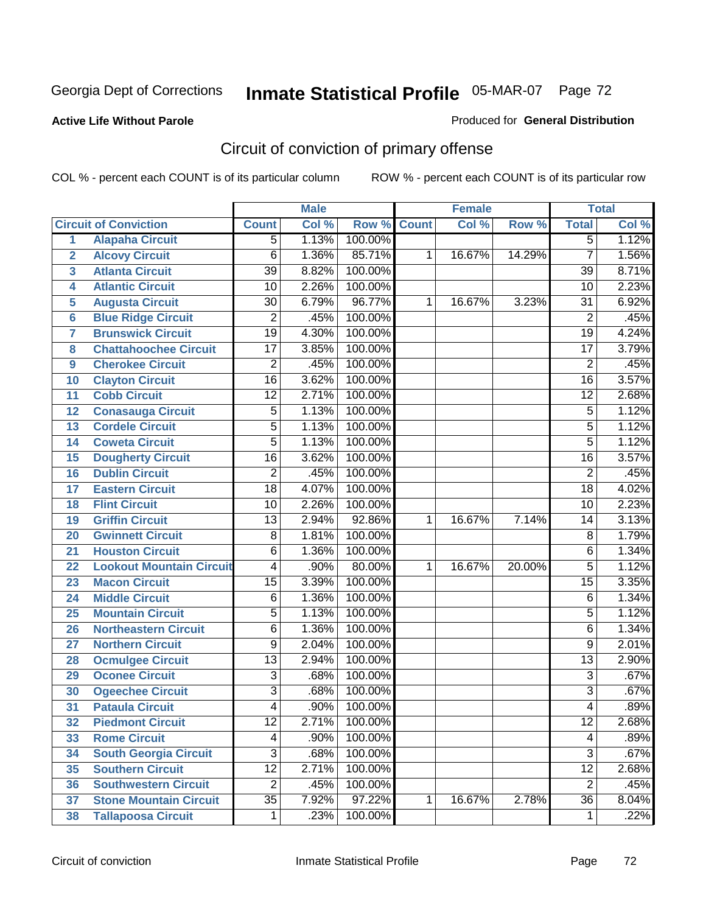Georgia Dept of Corrections **Inmate Statistical Profile** 05-MAR-07

**Active Life Without Parole**

Produced for **General Distribution**

## Circuit of conviction of primary offense

COL % - percent each COUNT is of its particular column    ROW % - percent each COUNT is of its particular row

| | | Male | | | Female | | | Total | |
|---|---|---|---|---|---|---|---|---|---|
| | **Circuit of Conviction** | **Count** | **Col %** | **Row %** | **Count** | **Col %** | **Row %** | **Total** | **Col %** |
| 1 | Alapaha Circuit | 5 | 1.13% | 100.00% | | | | 5 | 1.12% |
| 2 | Alcovy Circuit | 6 | 1.36% | 85.71% | 1 | 16.67% | 14.29% | 7 | 1.56% |
| 3 | Atlanta Circuit | 39 | 8.82% | 100.00% | | | | 39 | 8.71% |
| 4 | Atlantic Circuit | 10 | 2.26% | 100.00% | | | | 10 | 2.23% |
| 5 | Augusta Circuit | 30 | 6.79% | 96.77% | 1 | 16.67% | 3.23% | 31 | 6.92% |
| 6 | Blue Ridge Circuit | 2 | .45% | 100.00% | | | | 2 | .45% |
| 7 | Brunswick Circuit | 19 | 4.30% | 100.00% | | | | 19 | 4.24% |
| 8 | Chattahoochee Circuit | 17 | 3.85% | 100.00% | | | | 17 | 3.79% |
| 9 | Cherokee Circuit | 2 | .45% | 100.00% | | | | 2 | .45% |
| 10 | Clayton Circuit | 16 | 3.62% | 100.00% | | | | 16 | 3.57% |
| 11 | Cobb Circuit | 12 | 2.71% | 100.00% | | | | 12 | 2.68% |
| 12 | Conasauga Circuit | 5 | 1.13% | 100.00% | | | | 5 | 1.12% |
| 13 | Cordele Circuit | 5 | 1.13% | 100.00% | | | | 5 | 1.12% |
| 14 | Coweta Circuit | 5 | 1.13% | 100.00% | | | | 5 | 1.12% |
| 15 | Dougherty Circuit | 16 | 3.62% | 100.00% | | | | 16 | 3.57% |
| 16 | Dublin Circuit | 2 | .45% | 100.00% | | | | 2 | .45% |
| 17 | Eastern Circuit | 18 | 4.07% | 100.00% | | | | 18 | 4.02% |
| 18 | Flint Circuit | 10 | 2.26% | 100.00% | | | | 10 | 2.23% |
| 19 | Griffin Circuit | 13 | 2.94% | 92.86% | 1 | 16.67% | 7.14% | 14 | 3.13% |
| 20 | Gwinnett Circuit | 8 | 1.81% | 100.00% | | | | 8 | 1.79% |
| 21 | Houston Circuit | 6 | 1.36% | 100.00% | | | | 6 | 1.34% |
| 22 | Lookout Mountain Circuit | 4 | .90% | 80.00% | 1 | 16.67% | 20.00% | 5 | 1.12% |
| 23 | Macon Circuit | 15 | 3.39% | 100.00% | | | | 15 | 3.35% |
| 24 | Middle Circuit | 6 | 1.36% | 100.00% | | | | 6 | 1.34% |
| 25 | Mountain Circuit | 5 | 1.13% | 100.00% | | | | 5 | 1.12% |
| 26 | Northeastern Circuit | 6 | 1.36% | 100.00% | | | | 6 | 1.34% |
| 27 | Northern Circuit | 9 | 2.04% | 100.00% | | | | 9 | 2.01% |
| 28 | Ocmulgee Circuit | 13 | 2.94% | 100.00% | | | | 13 | 2.90% |
| 29 | Oconee Circuit | 3 | .68% | 100.00% | | | | 3 | .67% |
| 30 | Ogeechee Circuit | 3 | .68% | 100.00% | | | | 3 | .67% |
| 31 | Pataula Circuit | 4 | .90% | 100.00% | | | | 4 | .89% |
| 32 | Piedmont Circuit | 12 | 2.71% | 100.00% | | | | 12 | 2.68% |
| 33 | Rome Circuit | 4 | .90% | 100.00% | | | | 4 | .89% |
| 34 | South Georgia Circuit | 3 | .68% | 100.00% | | | | 3 | .67% |
| 35 | Southern Circuit | 12 | 2.71% | 100.00% | | | | 12 | 2.68% |
| 36 | Southwestern Circuit | 2 | .45% | 100.00% | | | | 2 | .45% |
| 37 | Stone Mountain Circuit | 35 | 7.92% | 97.22% | 1 | 16.67% | 2.78% | 36 | 8.04% |
| 38 | Tallapoosa Circuit | 1 | .23% | 100.00% | | | | 1 | .22% |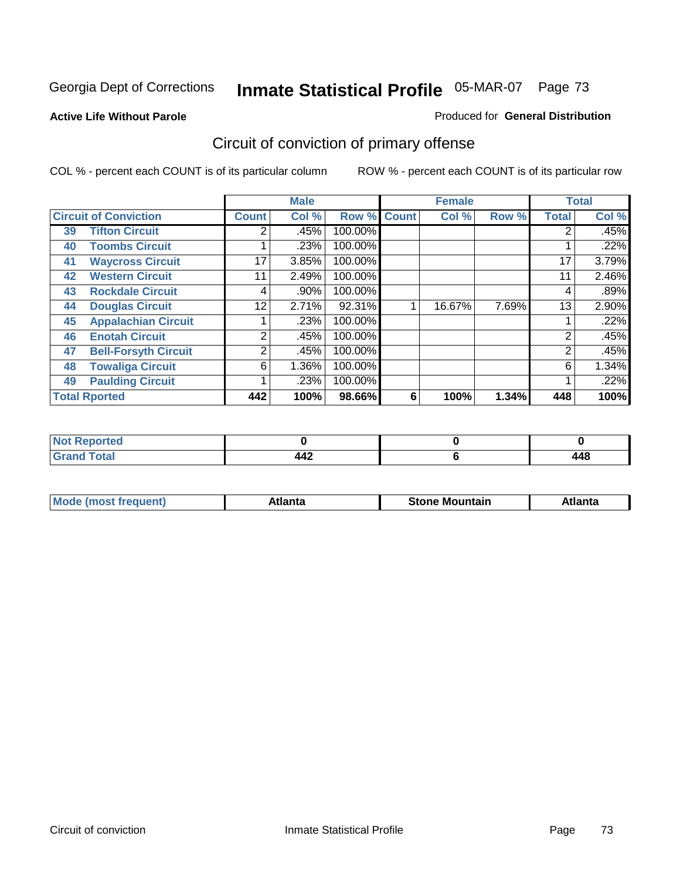Georgia Dept of Corrections **Inmate Statistical Profile** 05-MAR-07

**Active Life Without Parole**

Produced for **General Distribution**

## Circuit of conviction of primary offense

COL % - percent each COUNT is of its particular column ROW % - percent each COUNT is of its particular row

| Circuit of Conviction | | Male | | | Female | | | Total | |
|---|---|---|---|---|---|---|---|---|---|
| | | Count | Col % | Row % | Count | Col % | Row % | Total | Col % |
| 39 | Tifton Circuit | 2 | .45% | 100.00% | | | | 2 | .45% |
| 40 | Toombs Circuit | 1 | .23% | 100.00% | | | | 1 | .22% |
| 41 | Waycross Circuit | 17 | 3.85% | 100.00% | | | | 17 | 3.79% |
| 42 | Western Circuit | 11 | 2.49% | 100.00% | | | | 11 | 2.46% |
| 43 | Rockdale Circuit | 4 | .90% | 100.00% | | | | 4 | .89% |
| 44 | Douglas Circuit | 12 | 2.71% | 92.31% | 1 | 16.67% | 7.69% | 13 | 2.90% |
| 45 | Appalachian Circuit | 1 | .23% | 100.00% | | | | 1 | .22% |
| 46 | Enotah Circuit | 2 | .45% | 100.00% | | | | 2 | .45% |
| 47 | Bell-Forsyth Circuit | 2 | .45% | 100.00% | | | | 2 | .45% |
| 48 | Towaliga Circuit | 6 | 1.36% | 100.00% | | | | 6 | 1.34% |
| 49 | Paulding Circuit | 1 | .23% | 100.00% | | | | 1 | .22% |
| **Total Rported** | | **442** | **100%** | **98.66%** | **6** | **100%** | **1.34%** | **448** | **100%** |

| | Male | Female | Total |
|---|---|---|---|
| Not Reported | 0 | 0 | 0 |
| Grand Total | 442 | 6 | 448 |

| | Male | Female | Total |
|---|---|---|---|
| Mode (most frequent) | Atlanta | Stone Mountain | Atlanta |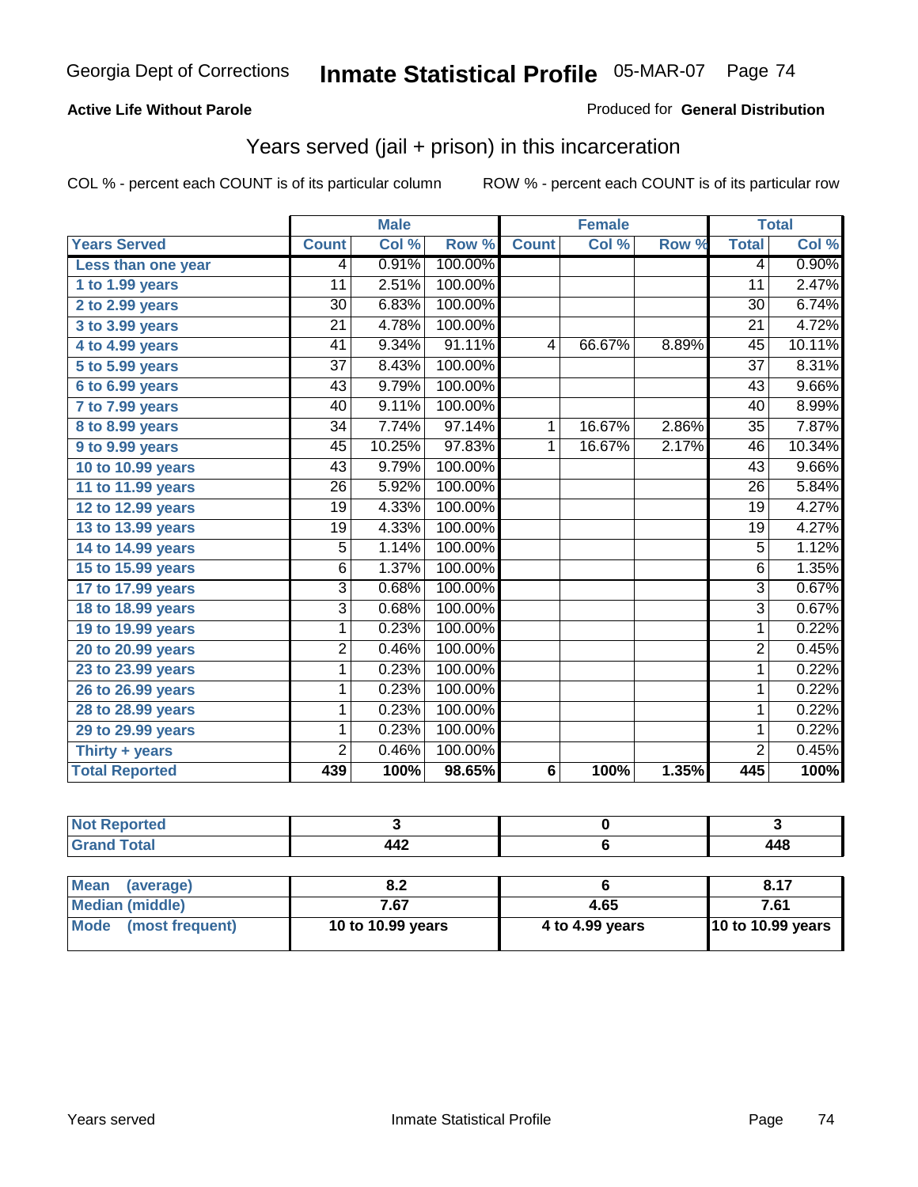Georgia Dept of Corrections **Inmate Statistical Profile** 05-MAR-07

**Active Life Without Parole**

Produced for **General Distribution**

## Years served (jail + prison) in this incarceration

COL % - percent each COUNT is of its particular column

ROW % - percent each COUNT is of its particular row

| | Male | | | Female | | | Total | |
|---|---|---|---|---|---|---|---|---|
| **Years Served** | **Count** | **Col %** | **Row %** | **Count** | **Col %** | **Row %** | **Total** | **Col %** |
| **Less than one year** | 4 | 0.91% | 100.00% | | | | 4 | 0.90% |
| **1 to 1.99 years** | 11 | 2.51% | 100.00% | | | | 11 | 2.47% |
| **2 to 2.99 years** | 30 | 6.83% | 100.00% | | | | 30 | 6.74% |
| **3 to 3.99 years** | 21 | 4.78% | 100.00% | | | | 21 | 4.72% |
| **4 to 4.99 years** | 41 | 9.34% | 91.11% | 4 | 66.67% | 8.89% | 45 | 10.11% |
| **5 to 5.99 years** | 37 | 8.43% | 100.00% | | | | 37 | 8.31% |
| **6 to 6.99 years** | 43 | 9.79% | 100.00% | | | | 43 | 9.66% |
| **7 to 7.99 years** | 40 | 9.11% | 100.00% | | | | 40 | 8.99% |
| **8 to 8.99 years** | 34 | 7.74% | 97.14% | 1 | 16.67% | 2.86% | 35 | 7.87% |
| **9 to 9.99 years** | 45 | 10.25% | 97.83% | 1 | 16.67% | 2.17% | 46 | 10.34% |
| **10 to 10.99 years** | 43 | 9.79% | 100.00% | | | | 43 | 9.66% |
| **11 to 11.99 years** | 26 | 5.92% | 100.00% | | | | 26 | 5.84% |
| **12 to 12.99 years** | 19 | 4.33% | 100.00% | | | | 19 | 4.27% |
| **13 to 13.99 years** | 19 | 4.33% | 100.00% | | | | 19 | 4.27% |
| **14 to 14.99 years** | 5 | 1.14% | 100.00% | | | | 5 | 1.12% |
| **15 to 15.99 years** | 6 | 1.37% | 100.00% | | | | 6 | 1.35% |
| **17 to 17.99 years** | 3 | 0.68% | 100.00% | | | | 3 | 0.67% |
| **18 to 18.99 years** | 3 | 0.68% | 100.00% | | | | 3 | 0.67% |
| **19 to 19.99 years** | 1 | 0.23% | 100.00% | | | | 1 | 0.22% |
| **20 to 20.99 years** | 2 | 0.46% | 100.00% | | | | 2 | 0.45% |
| **23 to 23.99 years** | 1 | 0.23% | 100.00% | | | | 1 | 0.22% |
| **26 to 26.99 years** | 1 | 0.23% | 100.00% | | | | 1 | 0.22% |
| **28 to 28.99 years** | 1 | 0.23% | 100.00% | | | | 1 | 0.22% |
| **29 to 29.99 years** | 1 | 0.23% | 100.00% | | | | 1 | 0.22% |
| **Thirty + years** | 2 | 0.46% | 100.00% | | | | 2 | 0.45% |
| **Total Reported** | **439** | **100%** | **98.65%** | **6** | **100%** | **1.35%** | **445** | **100%** |

| | Male | Female | Total |
|---|---|---|---|
| **Not Reported** | **3** | **0** | **3** |
| **Grand Total** | **442** | **6** | **448** |

| | Male | Female | Total |
|---|---|---|---|
| **Mean (average)** | **8.2** | **6** | **8.17** |
| **Median (middle)** | **7.67** | **4.65** | **7.61** |
| **Mode (most frequent)** | **10 to 10.99 years** | **4 to 4.99 years** | **10 to 10.99 years** |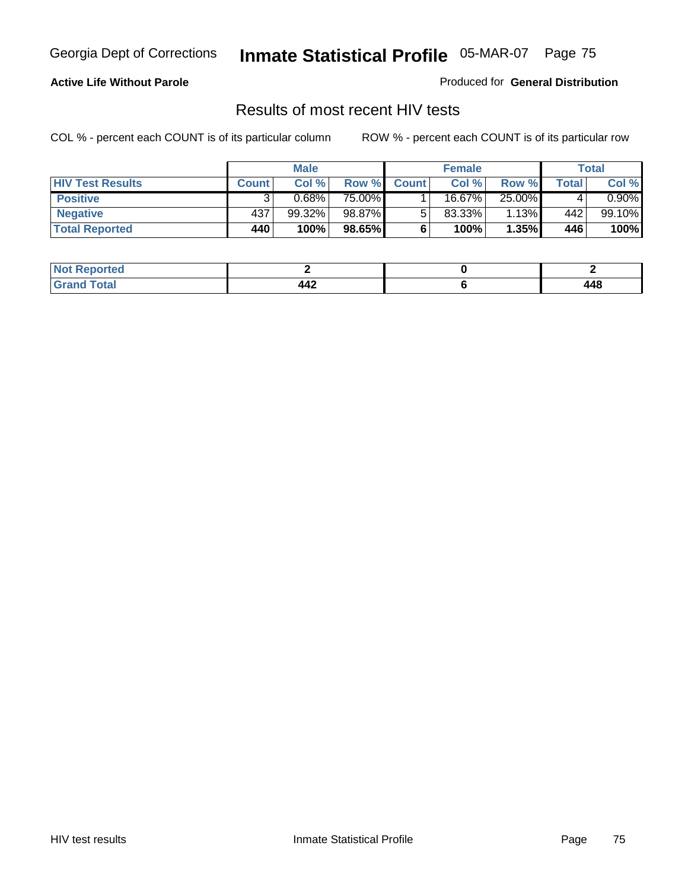Georgia Dept of Corrections **Inmate Statistical Profile** 05-MAR-07

**Active Life Without Parole**

Produced for **General Distribution**

## Results of most recent HIV tests

COL % - percent each COUNT is of its particular column ROW % - percent each COUNT is of its particular row

| | Male | | | Female | | | Total | |
|---|---|---|---|---|---|---|---|---|
| **HIV Test Results** | **Count** | **Col %** | **Row %** | **Count** | **Col %** | **Row %** | **Total** | **Col %** |
| **Positive** | 3 | 0.68% | 75.00% | 1 | 16.67% | 25.00% | 4 | 0.90% |
| **Negative** | 437 | 99.32% | 98.87% | 5 | 83.33% | 1.13% | 442 | 99.10% |
| **Total Reported** | **440** | **100%** | **98.65%** | **6** | **100%** | **1.35%** | **446** | **100%** |

| | Male | Female | Total |
|---|---|---|---|
| **Not Reported** | **2** | **0** | **2** |
| **Grand Total** | **442** | **6** | **448** |

HIV test results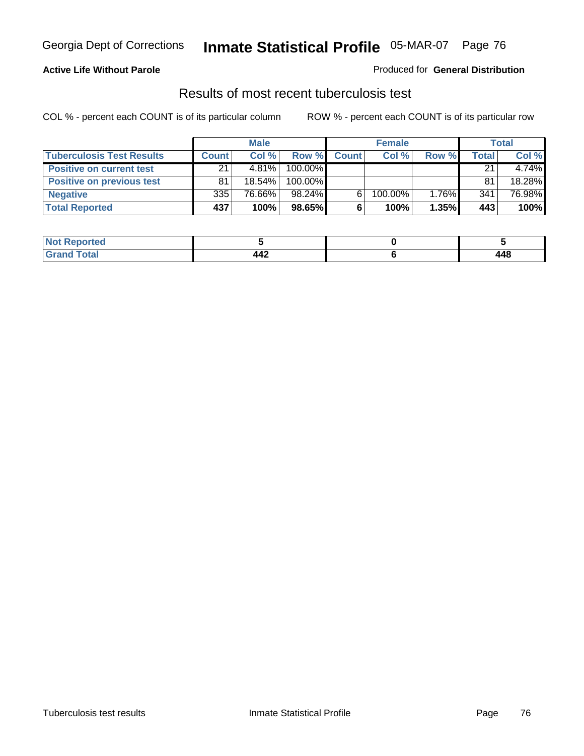**Active Life Without Parole**

Produced for **General Distribution**

## Results of most recent tuberculosis test

COL % - percent each COUNT is of its particular column

ROW % - percent each COUNT is of its particular row

| | Male | | | Female | | | Total | |
|---|---|---|---|---|---|---|---|---|
| **Tuberculosis Test Results** | **Count** | **Col %** | **Row %** | **Count** | **Col %** | **Row %** | **Total** | **Col %** |
| **Positive on current test** | 21 | 4.81% | 100.00% | | | | 21 | 4.74% |
| **Positive on previous test** | 81 | 18.54% | 100.00% | | | | 81 | 18.28% |
| **Negative** | 335 | 76.66% | 98.24% | 6 | 100.00% | 1.76% | 341 | 76.98% |
| **Total Reported** | **437** | **100%** | **98.65%** | **6** | **100%** | **1.35%** | **443** | **100%** |

| | Male | Female | Total |
|---|---|---|---|
| **Not Reported** | **5** | **0** | **5** |
| **Grand Total** | **442** | **6** | **448** |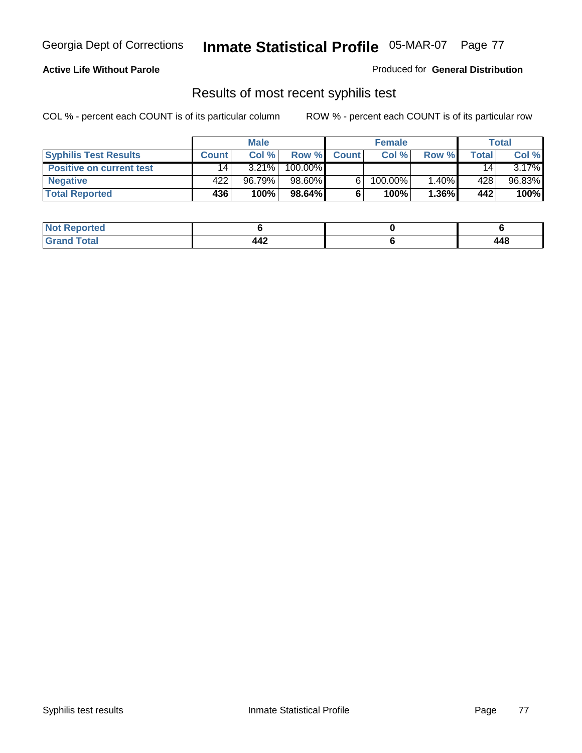Georgia Dept of Corrections **Inmate Statistical Profile** 05-MAR-07

**Active Life Without Parole**

Produced for **General Distribution**

## Results of most recent syphilis test

COL % - percent each COUNT is of its particular column ROW % - percent each COUNT is of its particular row

| | Male | | | Female | | | Total | |
|---|---|---|---|---|---|---|---|---|
| **Syphilis Test Results** | **Count** | **Col %** | **Row %** | **Count** | **Col %** | **Row %** | **Total** | **Col %** |
| **Positive on current test** | 14 | 3.21% | 100.00% | | | | 14 | 3.17% |
| **Negative** | 422 | 96.79% | 98.60% | 6 | 100.00% | 1.40% | 428 | 96.83% |
| **Total Reported** | **436** | **100%** | **98.64%** | **6** | **100%** | **1.36%** | **442** | **100%** |

| | Male | Female | Total |
|---|---|---|---|
| **Not Reported** | **6** | **0** | **6** |
| **Grand Total** | **442** | **6** | **448** |

Syphilis test results Inmate Statistical Profile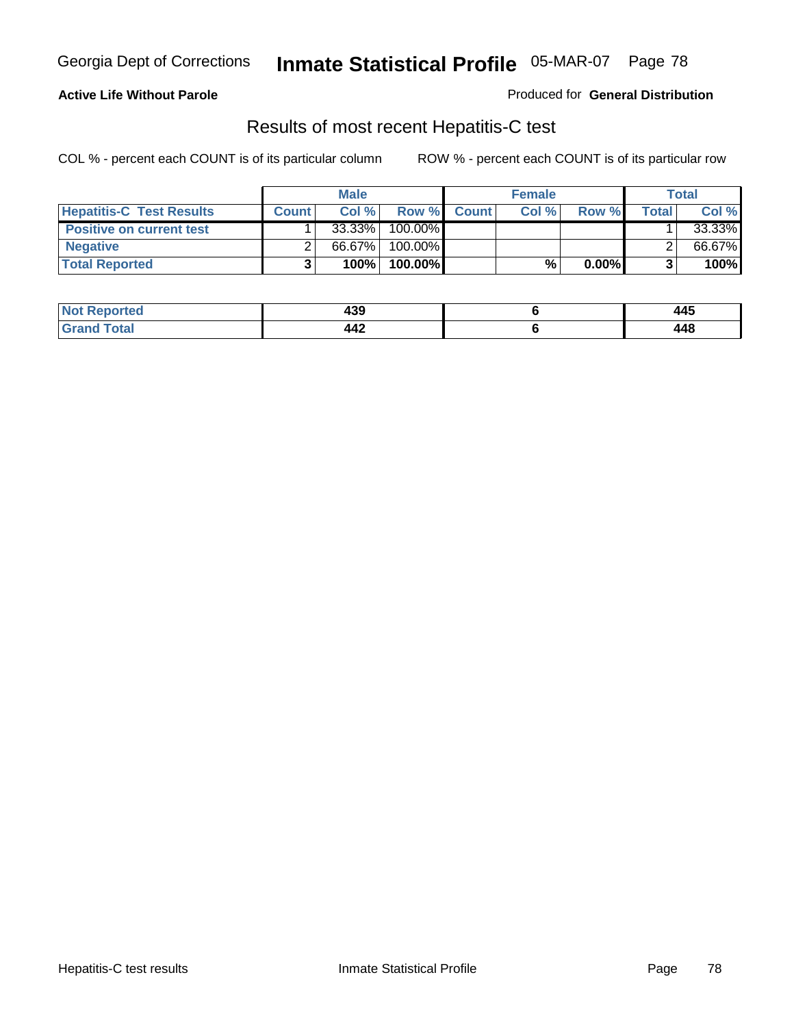Georgia Dept of Corrections **Inmate Statistical Profile** 05-MAR-07

**Active Life Without Parole**

Produced for **General Distribution**

## Results of most recent Hepatitis-C test

COL % - percent each COUNT is of its particular column ROW % - percent each COUNT is of its particular row

| | Male | | | Female | | | Total | |
|---|---|---|---|---|---|---|---|---|
| **Hepatitis-C Test Results** | **Count** | **Col %** | **Row %** | **Count** | **Col %** | **Row %** | **Total** | **Col %** |
| **Positive on current test** | 1 | 33.33% | 100.00% | | | | 1 | 33.33% |
| **Negative** | 2 | 66.67% | 100.00% | | | | 2 | 66.67% |
| **Total Reported** | **3** | **100%** | **100.00%** | | **%** | **0.00%** | **3** | **100%** |

| | Male | Female | Total |
|---|---|---|---|
| **Not Reported** | **439** | **6** | **445** |
| **Grand Total** | **442** | **6** | **448** |

Hepatitis-C test results Inmate Statistical Profile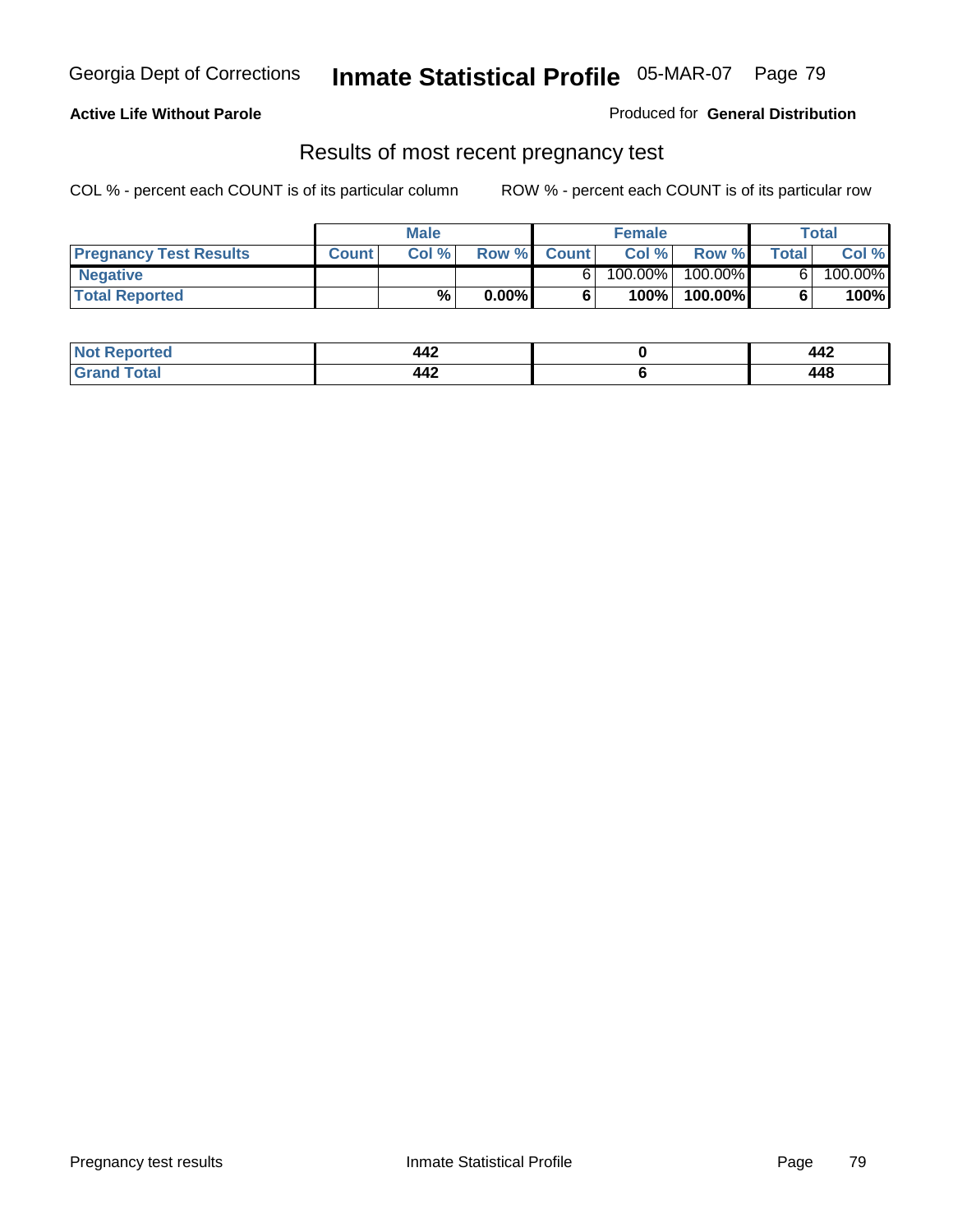Georgia Dept of Corrections **Inmate Statistical Profile** 05-MAR-07

**Active Life Without Parole**

Produced for **General Distribution**

## Results of most recent pregnancy test

COL % - percent each COUNT is of its particular column

ROW % - percent each COUNT is of its particular row

| | Male | | | Female | | | Total | |
|---|---|---|---|---|---|---|---|---|
| **Pregnancy Test Results** | **Count** | **Col %** | **Row %** | **Count** | **Col %** | **Row %** | **Total** | **Col %** |
| **Negative** | | | | 6 | 100.00% | 100.00% | 6 | 100.00% |
| **Total Reported** | | **%** | **0.00%** | **6** | **100%** | **100.00%** | **6** | **100%** |

| | Male | Female | Total |
|---|---|---|---|
| **Not Reported** | **442** | **0** | **442** |
| **Grand Total** | **442** | **6** | **448** |

Pregnancy test results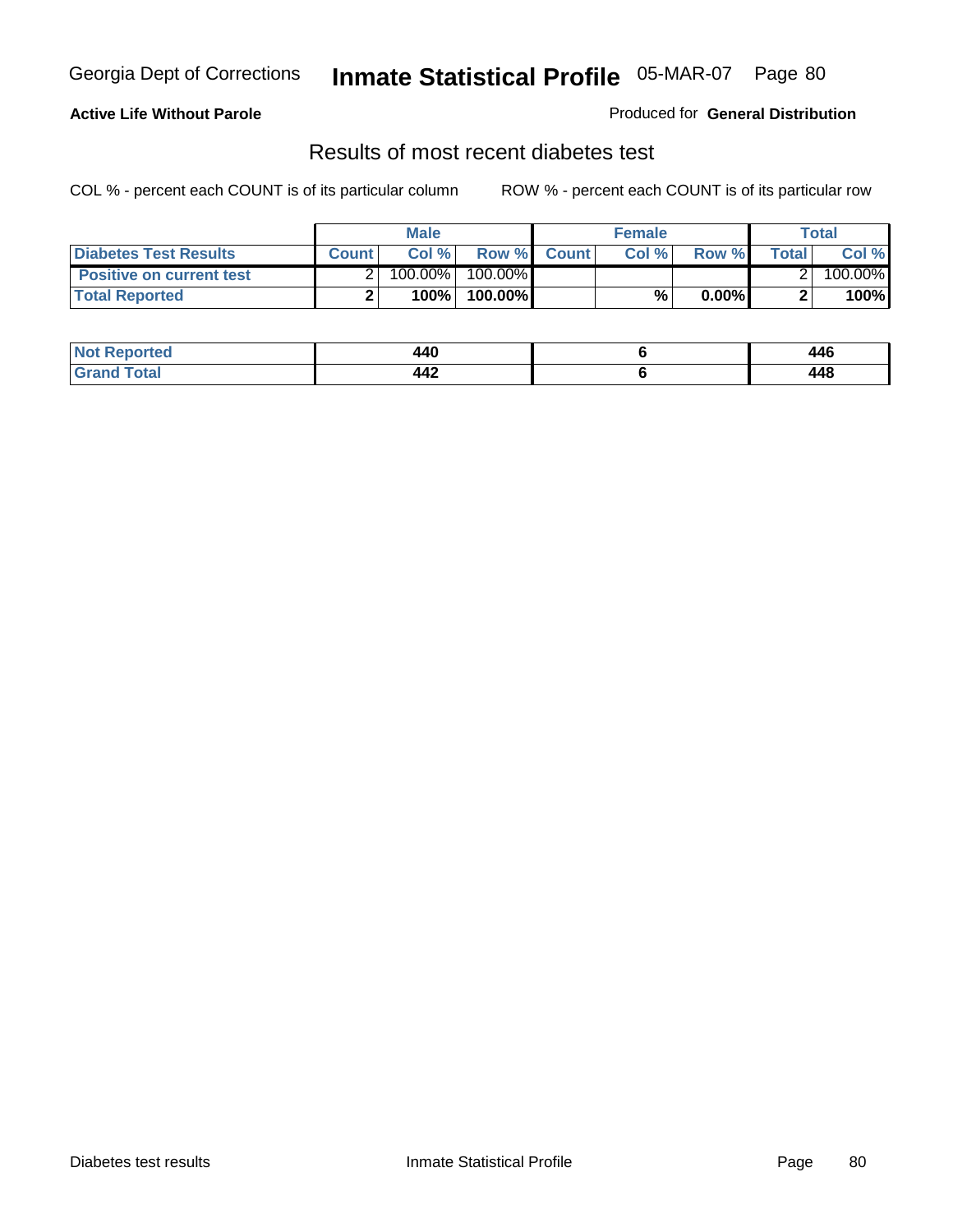Georgia Dept of Corrections **Inmate Statistical Profile** 05-MAR-07

**Active Life Without Parole**

Produced for **General Distribution**

## Results of most recent diabetes test

COL % - percent each COUNT is of its particular column ROW % - percent each COUNT is of its particular row

| | Male | | | Female | | | Total | |
|---|---|---|---|---|---|---|---|---|
| **Diabetes Test Results** | **Count** | **Col %** | **Row %** | **Count** | **Col %** | **Row %** | **Total** | **Col %** |
| **Positive on current test** | 2 | 100.00% | 100.00% | | | | 2 | 100.00% |
| **Total Reported** | **2** | **100%** | **100.00%** | | **%** | **0.00%** | **2** | **100%** |

| | Male | Female | Total |
|---|---|---|---|
| **Not Reported** | **440** | **6** | **446** |
| **Grand Total** | **442** | **6** | **448** |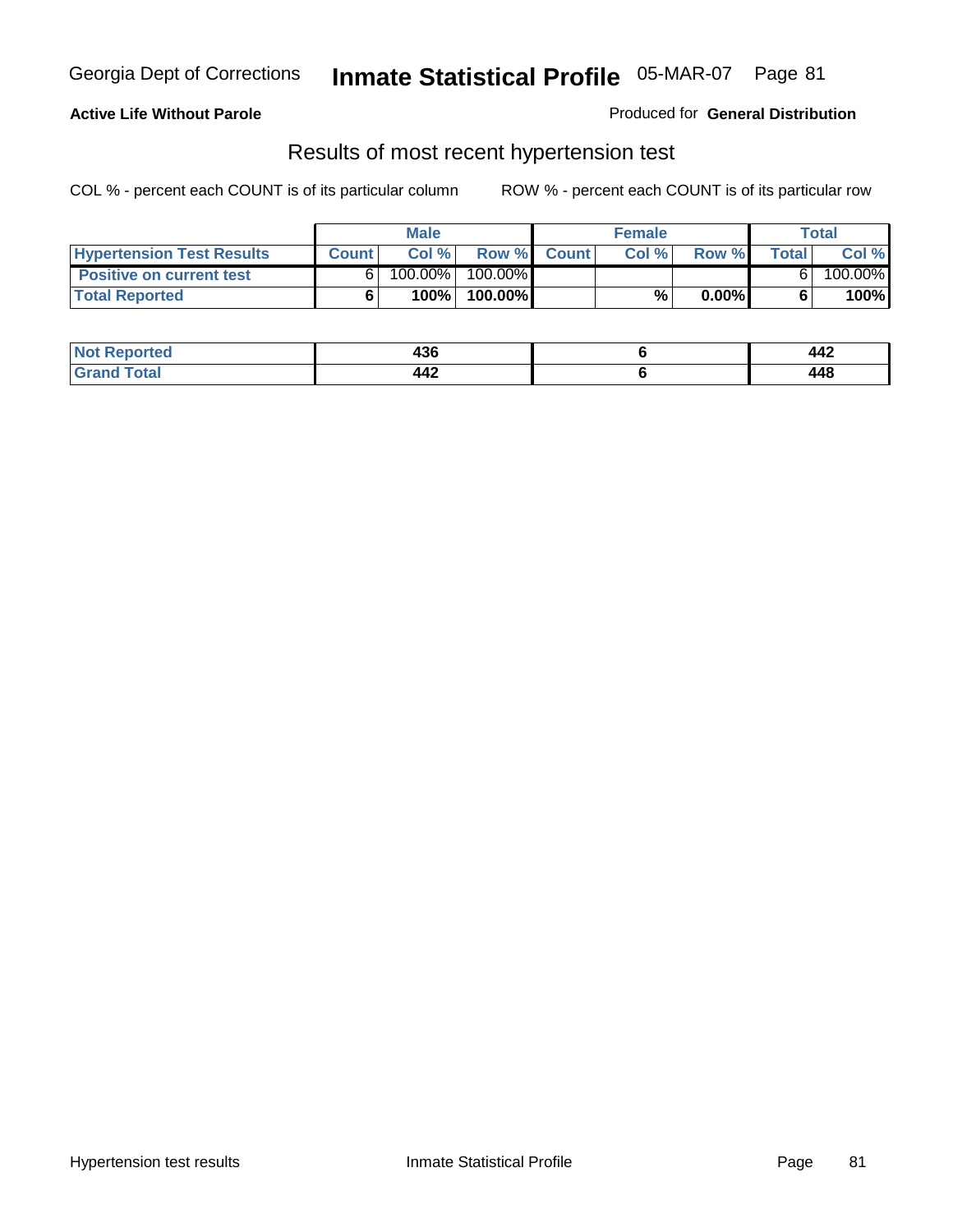Georgia Dept of Corrections **Inmate Statistical Profile** 05-MAR-07

**Active Life Without Parole**

Produced for **General Distribution**

## Results of most recent hypertension test

COL % - percent each COUNT is of its particular column    ROW % - percent each COUNT is of its particular row

| | Male | | | Female | | | Total | |
|---|---|---|---|---|---|---|---|---|
| **Hypertension Test Results** | **Count** | **Col %** | **Row %** | **Count** | **Col %** | **Row %** | **Total** | **Col %** |
| **Positive on current test** | 6 | 100.00% | 100.00% | | | | 6 | 100.00% |
| **Total Reported** | **6** | **100%** | **100.00%** | | **%** | **0.00%** | **6** | **100%** |

| | Male | Female | Total |
|---|---|---|---|
| **Not Reported** | **436** | **6** | **442** |
| **Grand Total** | **442** | **6** | **448** |

Hypertension test results    Inmate Statistical Profile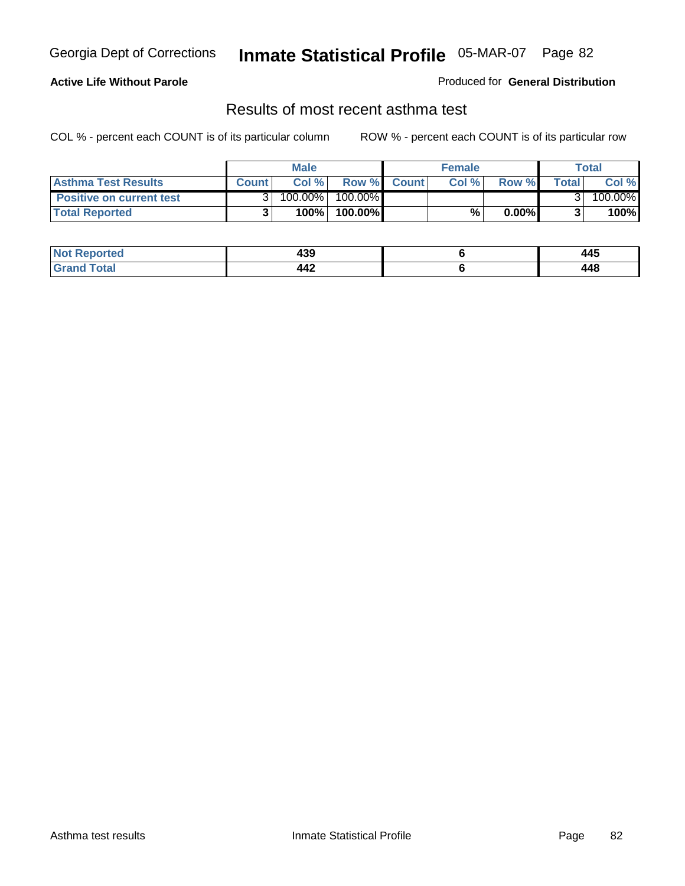Georgia Dept of Corrections **Inmate Statistical Profile** 05-MAR-07

**Active Life Without Parole**

Produced for **General Distribution**

## Results of most recent asthma test

COL % - percent each COUNT is of its particular column

ROW % - percent each COUNT is of its particular row

| | Male | | | Female | | | Total | |
|---|---|---|---|---|---|---|---|---|
| **Asthma Test Results** | **Count** | **Col %** | **Row %** | **Count** | **Col %** | **Row %** | **Total** | **Col %** |
| **Positive on current test** | 3 | 100.00% | 100.00% | | | | 3 | 100.00% |
| **Total Reported** | **3** | **100%** | **100.00%** | | **%** | **0.00%** | **3** | **100%** |

| | Male | Female | Total |
|---|---|---|---|
| **Not Reported** | **439** | **6** | **445** |
| **Grand Total** | **442** | **6** | **448** |

Asthma test results    Inmate Statistical Profile